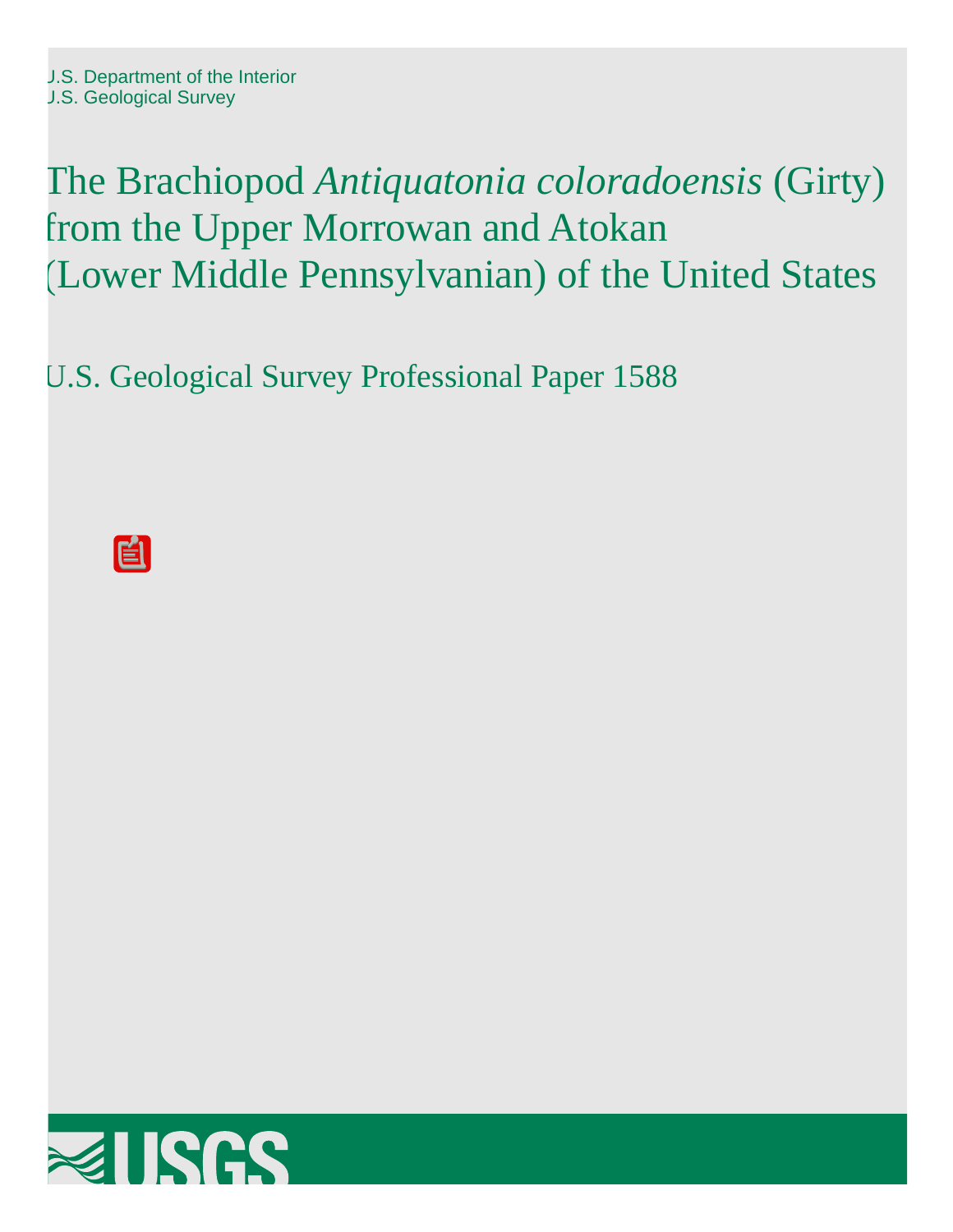U.S. Department of the Interior
U.S. Geological Survey

# The Brachiopod *Antiquatonia coloradoensis* (Girty) from the Upper Morrowan and Atokan (Lower Middle Pennsylvanian) of the United States

U.S. Geological Survey Professional Paper 1588

USGS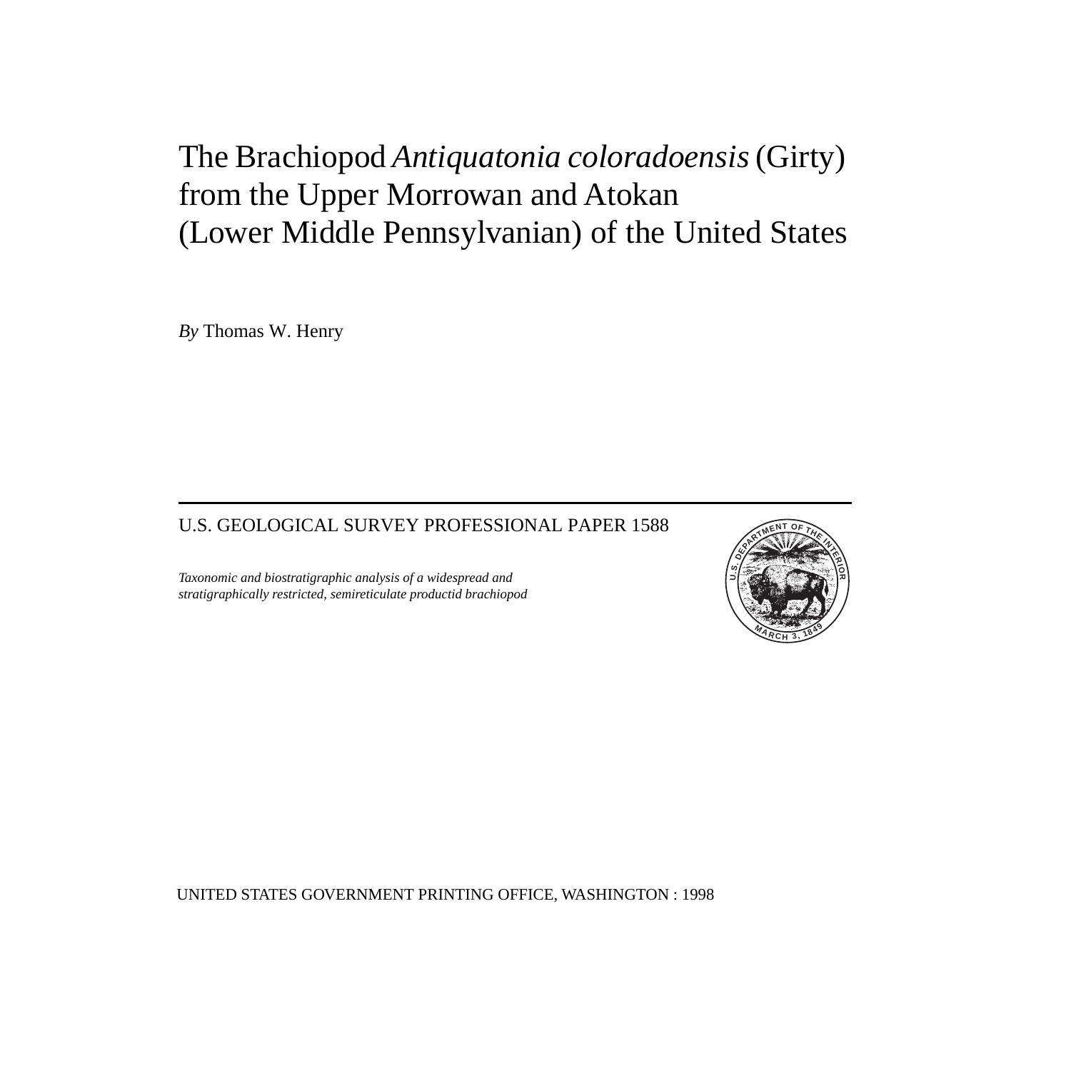# The Brachiopod *Antiquatonia coloradoensis* (Girty) from the Upper Morrowan and Atokan (Lower Middle Pennsylvanian) of the United States

*By* Thomas W. Henry

---

U.S. GEOLOGICAL SURVEY PROFESSIONAL PAPER 1588

*Taxonomic and biostratigraphic analysis of a widespread and stratigraphically restricted, semireticulate productid brachiopod*

UNITED STATES GOVERNMENT PRINTING OFFICE, WASHINGTON : 1998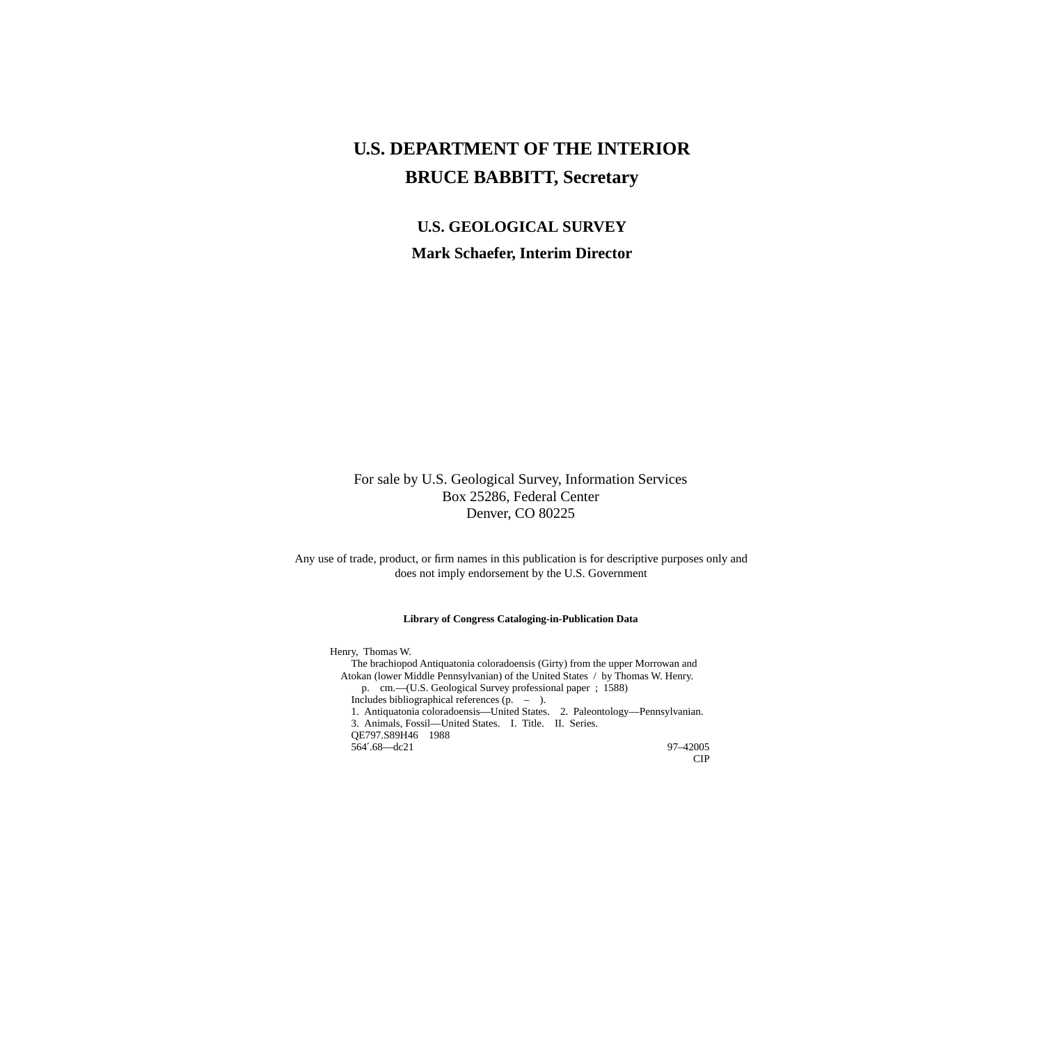# U.S. DEPARTMENT OF THE INTERIOR

# BRUCE BABBITT, Secretary

## U.S. GEOLOGICAL SURVEY

## Mark Schaefer, Interim Director

For sale by U.S. Geological Survey, Information Services
Box 25286, Federal Center
Denver, CO 80225

Any use of trade, product, or firm names in this publication is for descriptive purposes only and does not imply endorsement by the U.S. Government

**Library of Congress Cataloging-in-Publication Data**

Henry, Thomas W.
The brachiopod Antiquatonia coloradoensis (Girty) from the upper Morrowan and Atokan (lower Middle Pennsylvanian) of the United States / by Thomas W. Henry.
p. cm.—(U.S. Geological Survey professional paper ; 1588)
Includes bibliographical references (p. – ).
1. Antiquatonia coloradoensis—United States. 2. Paleontology—Pennsylvanian. 3. Animals, Fossil—United States. I. Title. II. Series.
QE797.S89H46 1988
564´.68—dc21 97–42005
CIP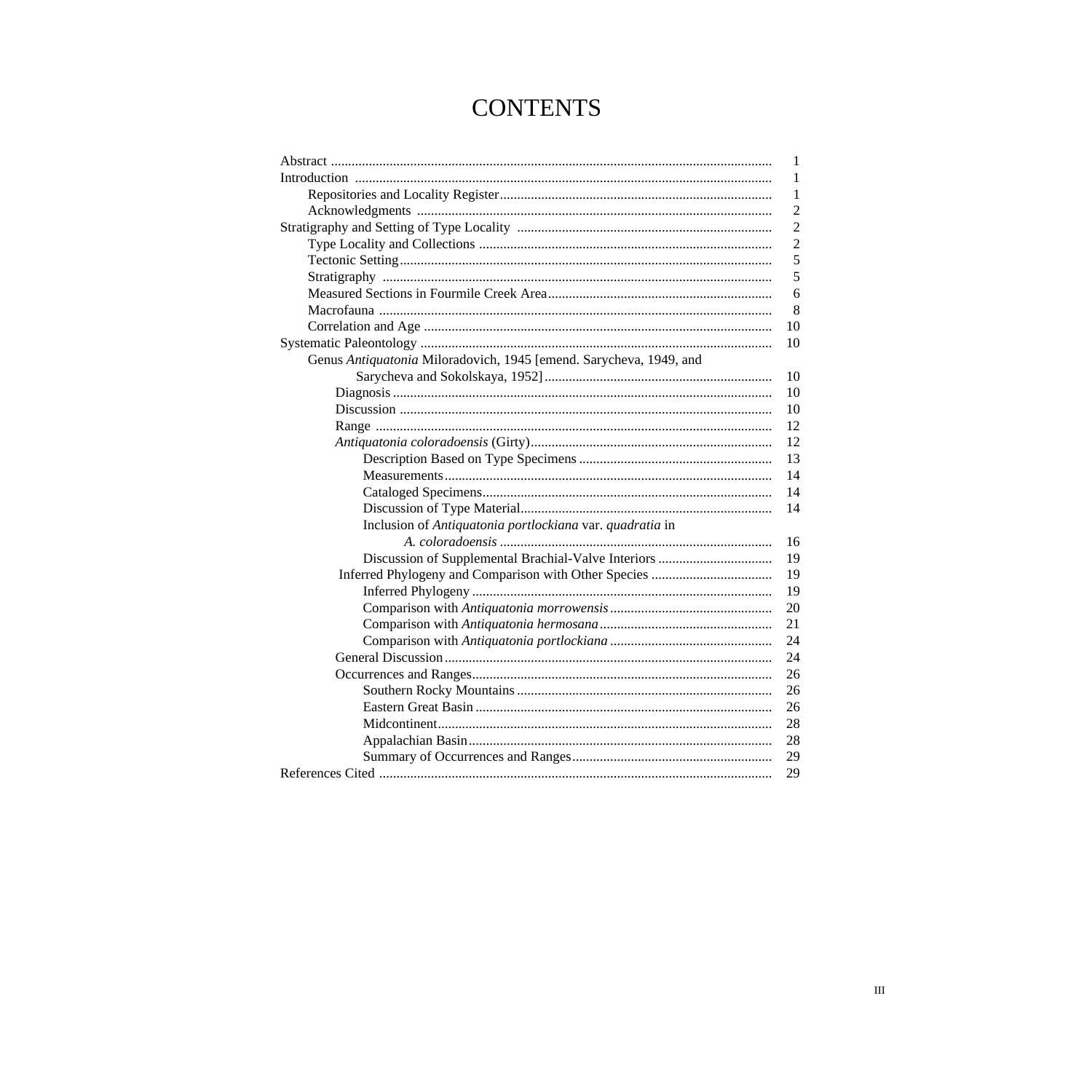# CONTENTS

| | |
|---|---|
| Abstract | 1 |
| Introduction | 1 |
| Repositories and Locality Register | 1 |
| Acknowledgments | 2 |
| Stratigraphy and Setting of Type Locality | 2 |
| Type Locality and Collections | 2 |
| Tectonic Setting | 5 |
| Stratigraphy | 5 |
| Measured Sections in Fourmile Creek Area | 6 |
| Macrofauna | 8 |
| Correlation and Age | 10 |
| Systematic Paleontology | 10 |
| Genus *Antiquatonia* Miloradovich, 1945 [emend. Sarycheva, 1949, and Sarycheva and Sokolskaya, 1952] | 10 |
| Diagnosis | 10 |
| Discussion | 10 |
| Range | 12 |
| *Antiquatonia coloradoensis* (Girty) | 12 |
| Description Based on Type Specimens | 13 |
| Measurements | 14 |
| Cataloged Specimens | 14 |
| Discussion of Type Material | 14 |
| Inclusion of *Antiquatonia portlockiana* var. *quadratia* in *A. coloradoensis* | 16 |
| Discussion of Supplemental Brachial-Valve Interiors | 19 |
| Inferred Phylogeny and Comparison with Other Species | 19 |
| Inferred Phylogeny | 19 |
| Comparison with *Antiquatonia morrowensis* | 20 |
| Comparison with *Antiquatonia hermosana* | 21 |
| Comparison with *Antiquatonia portlockiana* | 24 |
| General Discussion | 24 |
| Occurrences and Ranges | 26 |
| Southern Rocky Mountains | 26 |
| Eastern Great Basin | 26 |
| Midcontinent | 28 |
| Appalachian Basin | 28 |
| Summary of Occurrences and Ranges | 29 |
| References Cited | 29 |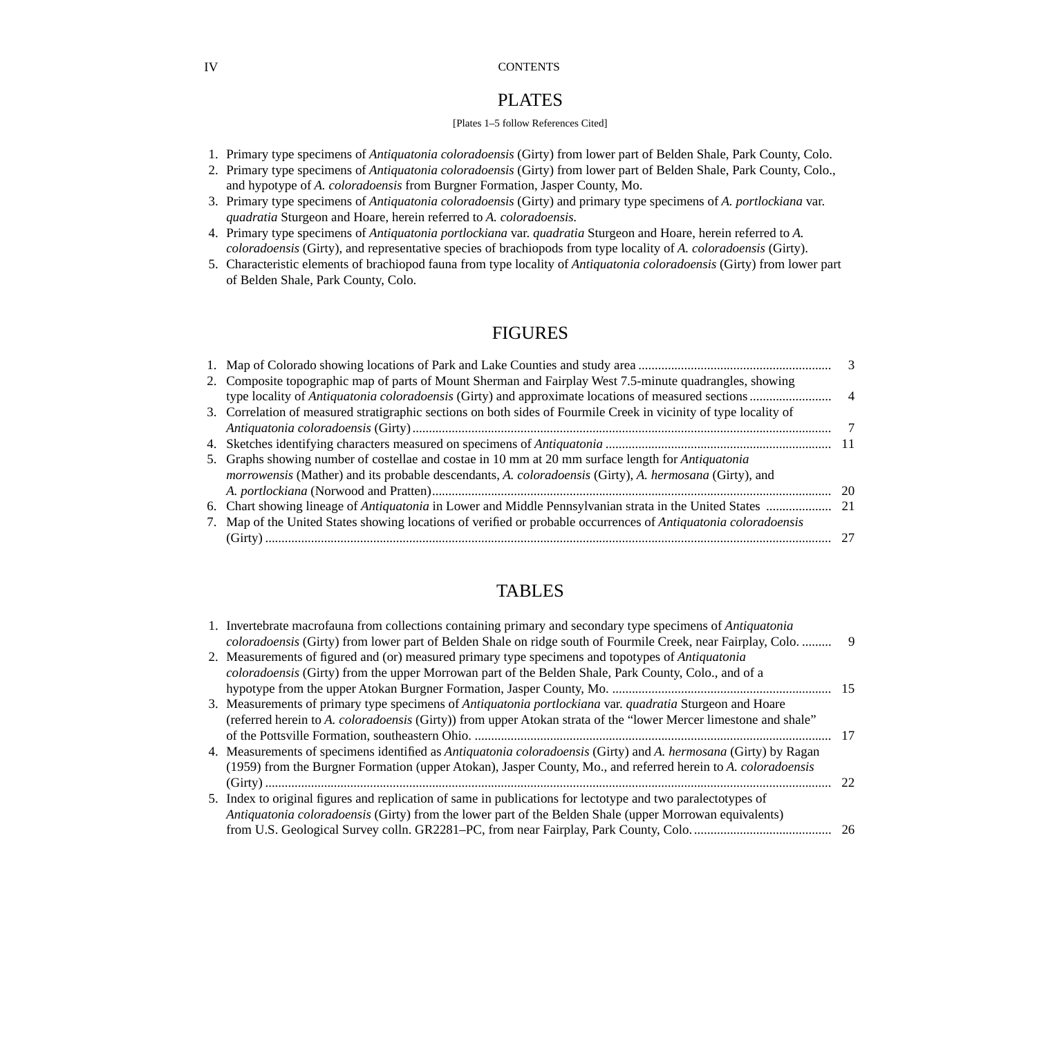# PLATES

[Plates 1–5 follow References Cited]

1. Primary type specimens of *Antiquatonia coloradoensis* (Girty) from lower part of Belden Shale, Park County, Colo.
2. Primary type specimens of *Antiquatonia coloradoensis* (Girty) from lower part of Belden Shale, Park County, Colo., and hypotype of *A. coloradoensis* from Burgner Formation, Jasper County, Mo.
3. Primary type specimens of *Antiquatonia coloradoensis* (Girty) and primary type specimens of *A. portlockiana* var. *quadratia* Sturgeon and Hoare, herein referred to *A. coloradoensis.*
4. Primary type specimens of *Antiquatonia portlockiana* var. *quadratia* Sturgeon and Hoare, herein referred to *A. coloradoensis* (Girty), and representative species of brachiopods from type locality of *A. coloradoensis* (Girty).
5. Characteristic elements of brachiopod fauna from type locality of *Antiquatonia coloradoensis* (Girty) from lower part of Belden Shale, Park County, Colo.

# FIGURES

1. Map of Colorado showing locations of Park and Lake Counties and study area .......... 3
2. Composite topographic map of parts of Mount Sherman and Fairplay West 7.5-minute quadrangles, showing type locality of *Antiquatonia coloradoensis* (Girty) and approximate locations of measured sections .......... 4
3. Correlation of measured stratigraphic sections on both sides of Fourmile Creek in vicinity of type locality of *Antiquatonia coloradoensis* (Girty) .......... 7
4. Sketches identifying characters measured on specimens of *Antiquatonia* .......... 11
5. Graphs showing number of costellae and costae in 10 mm at 20 mm surface length for *Antiquatonia morrowensis* (Mather) and its probable descendants, *A. coloradoensis* (Girty), *A. hermosana* (Girty), and *A. portlockiana* (Norwood and Pratten) .......... 20
6. Chart showing lineage of *Antiquatonia* in Lower and Middle Pennsylvanian strata in the United States .......... 21
7. Map of the United States showing locations of verified or probable occurrences of *Antiquatonia coloradoensis* (Girty) .......... 27

# TABLES

1. Invertebrate macrofauna from collections containing primary and secondary type specimens of *Antiquatonia coloradoensis* (Girty) from lower part of Belden Shale on ridge south of Fourmile Creek, near Fairplay, Colo. .......... 9
2. Measurements of figured and (or) measured primary type specimens and topotypes of *Antiquatonia coloradoensis* (Girty) from the upper Morrowan part of the Belden Shale, Park County, Colo., and of a hypotype from the upper Atokan Burgner Formation, Jasper County, Mo. .......... 15
3. Measurements of primary type specimens of *Antiquatonia portlockiana* var. *quadratia* Sturgeon and Hoare (referred herein to *A. coloradoensis* (Girty)) from upper Atokan strata of the "lower Mercer limestone and shale" of the Pottsville Formation, southeastern Ohio. .......... 17
4. Measurements of specimens identified as *Antiquatonia coloradoensis* (Girty) and *A. hermosana* (Girty) by Ragan (1959) from the Burgner Formation (upper Atokan), Jasper County, Mo., and referred herein to *A. coloradoensis* (Girty) .......... 22
5. Index to original figures and replication of same in publications for lectotype and two paralectotypes of *Antiquatonia coloradoensis* (Girty) from the lower part of the Belden Shale (upper Morrowan equivalents) from U.S. Geological Survey colln. GR2281–PC, from near Fairplay, Park County, Colo. .......... 26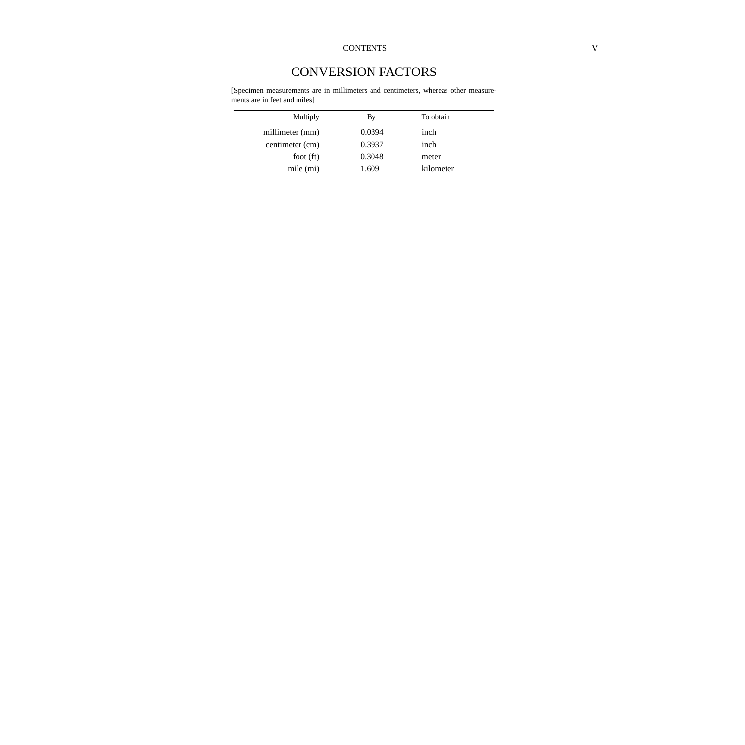# CONVERSION FACTORS

[Specimen measurements are in millimeters and centimeters, whereas other measurements are in feet and miles]

| Multiply | By | To obtain |
|---:|---|---|
| millimeter (mm) | 0.0394 | inch |
| centimeter (cm) | 0.3937 | inch |
| foot (ft) | 0.3048 | meter |
| mile (mi) | 1.609 | kilometer |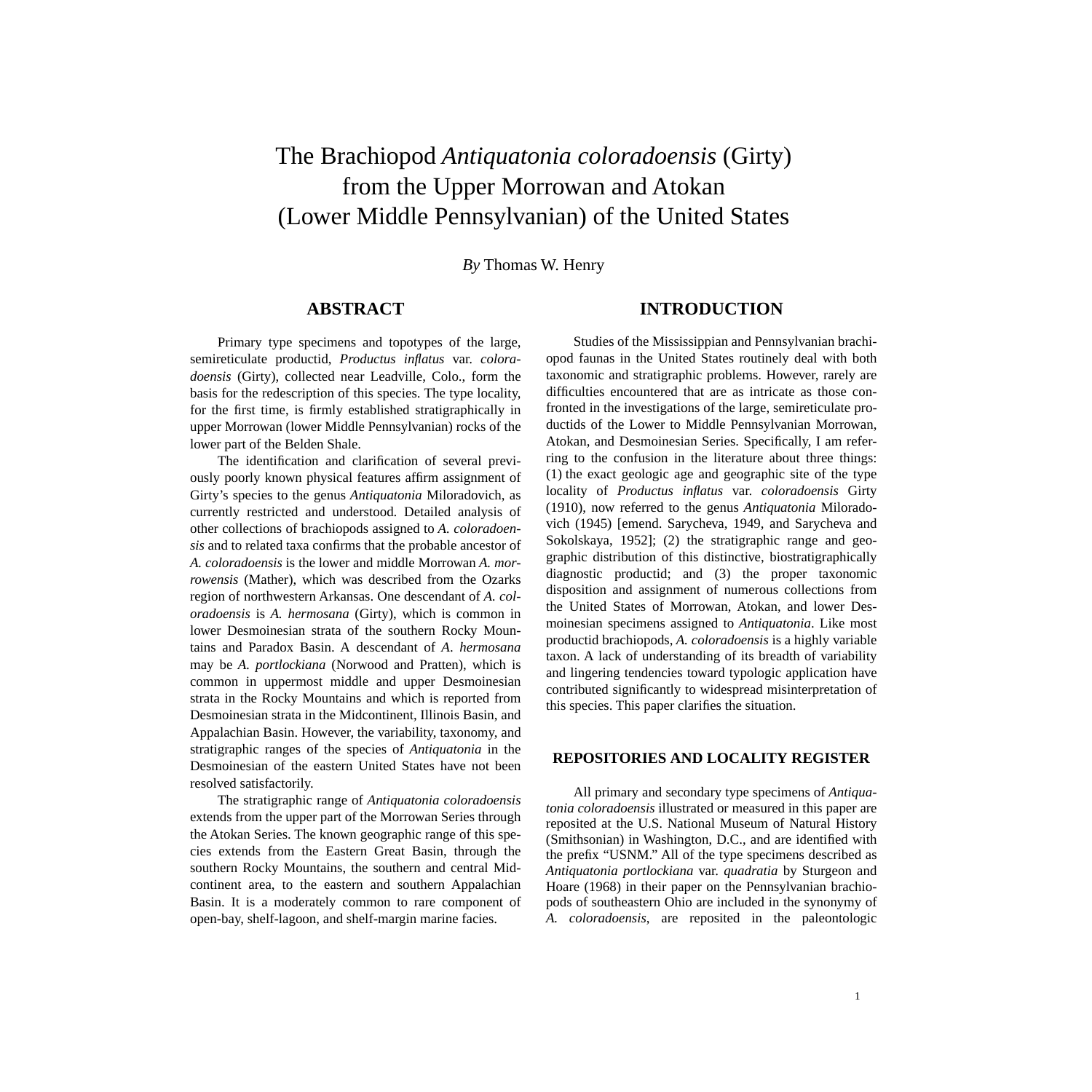# The Brachiopod *Antiquatonia coloradoensis* (Girty) from the Upper Morrowan and Atokan (Lower Middle Pennsylvanian) of the United States

*By* Thomas W. Henry

## ABSTRACT

Primary type specimens and topotypes of the large, semireticulate productid, *Productus inflatus* var. *coloradoensis* (Girty), collected near Leadville, Colo., form the basis for the redescription of this species. The type locality, for the first time, is firmly established stratigraphically in upper Morrowan (lower Middle Pennsylvanian) rocks of the lower part of the Belden Shale.

The identification and clarification of several previously poorly known physical features affirm assignment of Girty's species to the genus *Antiquatonia* Miloradovich, as currently restricted and understood. Detailed analysis of other collections of brachiopods assigned to *A. coloradoensis* and to related taxa confirms that the probable ancestor of *A. coloradoensis* is the lower and middle Morrowan *A. morrowensis* (Mather), which was described from the Ozarks region of northwestern Arkansas. One descendant of *A. coloradoensis* is *A. hermosana* (Girty), which is common in lower Desmoinesian strata of the southern Rocky Mountains and Paradox Basin. A descendant of *A. hermosana* may be *A. portlockiana* (Norwood and Pratten), which is common in uppermost middle and upper Desmoinesian strata in the Rocky Mountains and which is reported from Desmoinesian strata in the Midcontinent, Illinois Basin, and Appalachian Basin. However, the variability, taxonomy, and stratigraphic ranges of the species of *Antiquatonia* in the Desmoinesian of the eastern United States have not been resolved satisfactorily.

The stratigraphic range of *Antiquatonia coloradoensis* extends from the upper part of the Morrowan Series through the Atokan Series. The known geographic range of this species extends from the Eastern Great Basin, through the southern Rocky Mountains, the southern and central Midcontinent area, to the eastern and southern Appalachian Basin. It is a moderately common to rare component of open-bay, shelf-lagoon, and shelf-margin marine facies.

## INTRODUCTION

Studies of the Mississippian and Pennsylvanian brachiopod faunas in the United States routinely deal with both taxonomic and stratigraphic problems. However, rarely are difficulties encountered that are as intricate as those confronted in the investigations of the large, semireticulate productids of the Lower to Middle Pennsylvanian Morrowan, Atokan, and Desmoinesian Series. Specifically, I am referring to the confusion in the literature about three things: (1) the exact geologic age and geographic site of the type locality of *Productus inflatus* var. *coloradoensis* Girty (1910), now referred to the genus *Antiquatonia* Miloradovich (1945) [emend. Sarycheva, 1949, and Sarycheva and Sokolskaya, 1952]; (2) the stratigraphic range and geographic distribution of this distinctive, biostratigraphically diagnostic productid; and (3) the proper taxonomic disposition and assignment of numerous collections from the United States of Morrowan, Atokan, and lower Desmoinesian specimens assigned to *Antiquatonia*. Like most productid brachiopods, *A. coloradoensis* is a highly variable taxon. A lack of understanding of its breadth of variability and lingering tendencies toward typologic application have contributed significantly to widespread misinterpretation of this species. This paper clarifies the situation.

### REPOSITORIES AND LOCALITY REGISTER

All primary and secondary type specimens of *Antiquatonia coloradoensis* illustrated or measured in this paper are reposited at the U.S. National Museum of Natural History (Smithsonian) in Washington, D.C., and are identified with the prefix "USNM." All of the type specimens described as *Antiquatonia portlockiana* var. *quadratia* by Sturgeon and Hoare (1968) in their paper on the Pennsylvanian brachiopods of southeastern Ohio are included in the synonymy of *A. coloradoensis*, are reposited in the paleontologic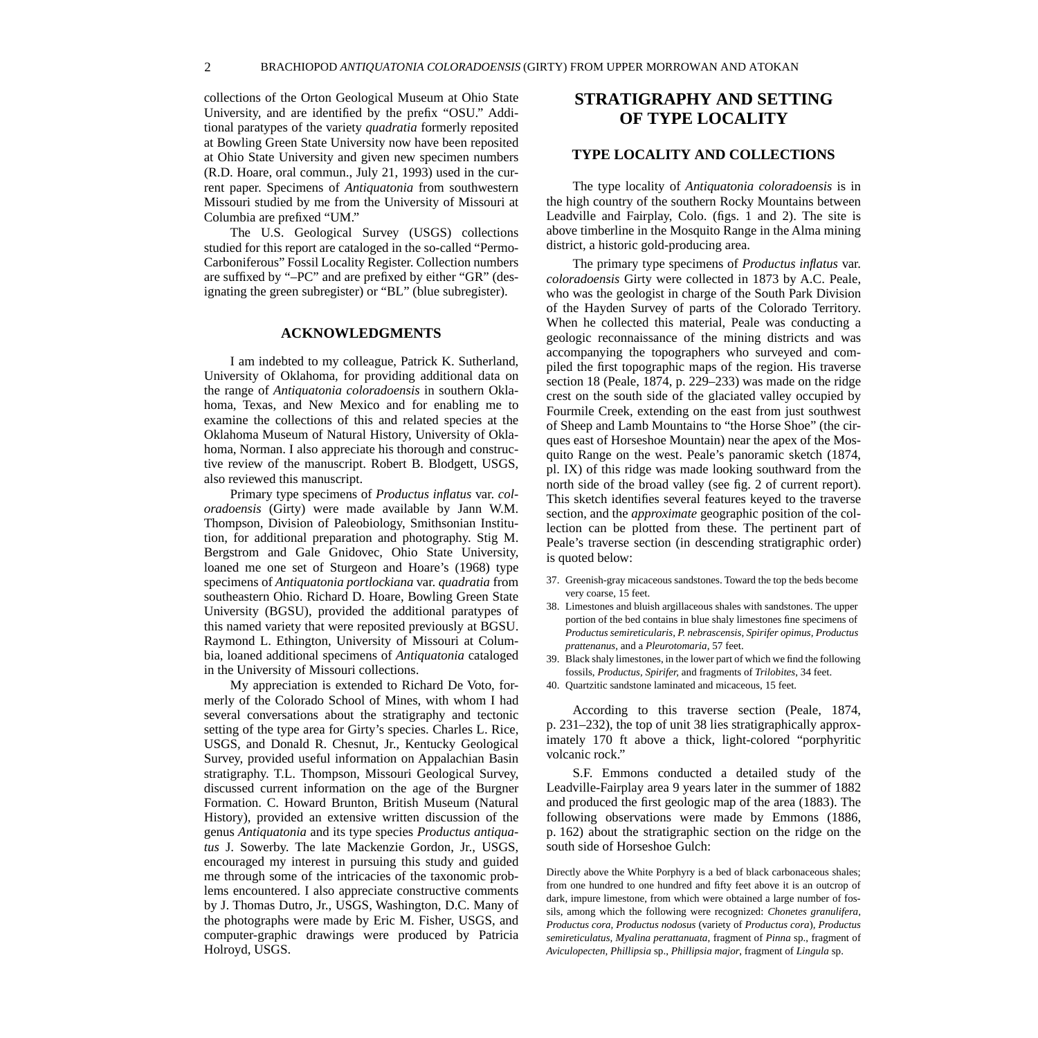collections of the Orton Geological Museum at Ohio State University, and are identified by the prefix "OSU." Additional paratypes of the variety *quadratia* formerly reposited at Bowling Green State University now have been reposited at Ohio State University and given new specimen numbers (R.D. Hoare, oral commun., July 21, 1993) used in the current paper. Specimens of *Antiquatonia* from southwestern Missouri studied by me from the University of Missouri at Columbia are prefixed "UM."

The U.S. Geological Survey (USGS) collections studied for this report are cataloged in the so-called "Permo-Carboniferous" Fossil Locality Register. Collection numbers are suffixed by "–PC" and are prefixed by either "GR" (designating the green subregister) or "BL" (blue subregister).

## ACKNOWLEDGMENTS

I am indebted to my colleague, Patrick K. Sutherland, University of Oklahoma, for providing additional data on the range of *Antiquatonia coloradoensis* in southern Oklahoma, Texas, and New Mexico and for enabling me to examine the collections of this and related species at the Oklahoma Museum of Natural History, University of Oklahoma, Norman. I also appreciate his thorough and constructive review of the manuscript. Robert B. Blodgett, USGS, also reviewed this manuscript.

Primary type specimens of *Productus inflatus* var. *coloradoensis* (Girty) were made available by Jann W.M. Thompson, Division of Paleobiology, Smithsonian Institution, for additional preparation and photography. Stig M. Bergstrom and Gale Gnidovec, Ohio State University, loaned me one set of Sturgeon and Hoare's (1968) type specimens of *Antiquatonia portlockiana* var. *quadratia* from southeastern Ohio. Richard D. Hoare, Bowling Green State University (BGSU), provided the additional paratypes of this named variety that were reposited previously at BGSU. Raymond L. Ethington, University of Missouri at Columbia, loaned additional specimens of *Antiquatonia* cataloged in the University of Missouri collections.

My appreciation is extended to Richard De Voto, formerly of the Colorado School of Mines, with whom I had several conversations about the stratigraphy and tectonic setting of the type area for Girty's species. Charles L. Rice, USGS, and Donald R. Chesnut, Jr., Kentucky Geological Survey, provided useful information on Appalachian Basin stratigraphy. T.L. Thompson, Missouri Geological Survey, discussed current information on the age of the Burgner Formation. C. Howard Brunton, British Museum (Natural History), provided an extensive written discussion of the genus *Antiquatonia* and its type species *Productus antiquatus* J. Sowerby. The late Mackenzie Gordon, Jr., USGS, encouraged my interest in pursuing this study and guided me through some of the intricacies of the taxonomic problems encountered. I also appreciate constructive comments by J. Thomas Dutro, Jr., USGS, Washington, D.C. Many of the photographs were made by Eric M. Fisher, USGS, and computer-graphic drawings were produced by Patricia Holroyd, USGS.

# STRATIGRAPHY AND SETTING OF TYPE LOCALITY

## TYPE LOCALITY AND COLLECTIONS

The type locality of *Antiquatonia coloradoensis* is in the high country of the southern Rocky Mountains between Leadville and Fairplay, Colo. (figs. 1 and 2). The site is above timberline in the Mosquito Range in the Alma mining district, a historic gold-producing area.

The primary type specimens of *Productus inflatus* var. *coloradoensis* Girty were collected in 1873 by A.C. Peale, who was the geologist in charge of the South Park Division of the Hayden Survey of parts of the Colorado Territory. When he collected this material, Peale was conducting a geologic reconnaissance of the mining districts and was accompanying the topographers who surveyed and compiled the first topographic maps of the region. His traverse section 18 (Peale, 1874, p. 229–233) was made on the ridge crest on the south side of the glaciated valley occupied by Fourmile Creek, extending on the east from just southwest of Sheep and Lamb Mountains to "the Horse Shoe" (the cirques east of Horseshoe Mountain) near the apex of the Mosquito Range on the west. Peale's panoramic sketch (1874, pl. IX) of this ridge was made looking southward from the north side of the broad valley (see fig. 2 of current report). This sketch identifies several features keyed to the traverse section, and the *approximate* geographic position of the collection can be plotted from these. The pertinent part of Peale's traverse section (in descending stratigraphic order) is quoted below:

37. Greenish-gray micaceous sandstones. Toward the top the beds become very coarse, 15 feet.
38. Limestones and bluish argillaceous shales with sandstones. The upper portion of the bed contains in blue shaly limestones fine specimens of *Productus semireticularis, P. nebrascensis, Spirifer opimus, Productus prattenanus*, and a *Pleurotomaria*, 57 feet.
39. Black shaly limestones, in the lower part of which we find the following fossils, *Productus, Spirifer*, and fragments of *Trilobites*, 34 feet.
40. Quartzitic sandstone laminated and micaceous, 15 feet.

According to this traverse section (Peale, 1874, p. 231–232), the top of unit 38 lies stratigraphically approximately 170 ft above a thick, light-colored "porphyritic volcanic rock."

S.F. Emmons conducted a detailed study of the Leadville-Fairplay area 9 years later in the summer of 1882 and produced the first geologic map of the area (1883). The following observations were made by Emmons (1886, p. 162) about the stratigraphic section on the ridge on the south side of Horseshoe Gulch:

> Directly above the White Porphyry is a bed of black carbonaceous shales; from one hundred to one hundred and fifty feet above it is an outcrop of dark, impure limestone, from which were obtained a large number of fossils, among which the following were recognized: *Chonetes granulifera, Productus cora, Productus nodosus* (variety of *Productus cora*), *Productus semireticulatus, Myalina perattanuata*, fragment of *Pinna* sp., fragment of *Aviculopecten, Phillipsia* sp., *Phillipsia major*, fragment of *Lingula* sp.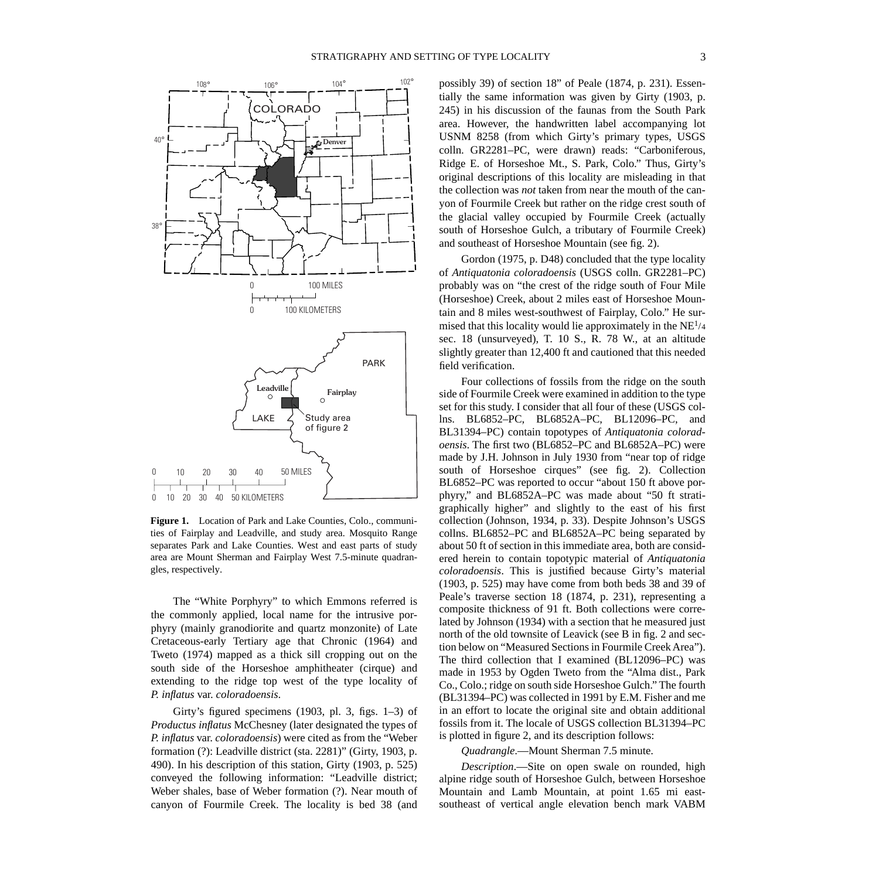**Figure 1.** Location of Park and Lake Counties, Colo., communities of Fairplay and Leadville, and study area. Mosquito Range separates Park and Lake Counties. West and east parts of study area are Mount Sherman and Fairplay West 7.5-minute quadrangles, respectively.

The "White Porphyry" to which Emmons referred is the commonly applied, local name for the intrusive porphyry (mainly granodiorite and quartz monzonite) of Late Cretaceous-early Tertiary age that Chronic (1964) and Tweto (1974) mapped as a thick sill cropping out on the south side of the Horseshoe amphitheater (cirque) and extending to the ridge top west of the type locality of *P. inflatus* var. *coloradoensis*.

Girty's figured specimens (1903, pl. 3, figs. 1–3) of *Productus inflatus* McChesney (later designated the types of *P. inflatus* var. *coloradoensis*) were cited as from the "Weber formation (?): Leadville district (sta. 2281)" (Girty, 1903, p. 490). In his description of this station, Girty (1903, p. 525) conveyed the following information: "Leadville district; Weber shales, base of Weber formation (?). Near mouth of canyon of Fourmile Creek. The locality is bed 38 (and possibly 39) of section 18" of Peale (1874, p. 231). Essentially the same information was given by Girty (1903, p. 245) in his discussion of the faunas from the South Park area. However, the handwritten label accompanying lot USNM 8258 (from which Girty's primary types, USGS colln. GR2281–PC, were drawn) reads: "Carboniferous, Ridge E. of Horseshoe Mt., S. Park, Colo." Thus, Girty's original descriptions of this locality are misleading in that the collection was *not* taken from near the mouth of the canyon of Fourmile Creek but rather on the ridge crest south of the glacial valley occupied by Fourmile Creek (actually south of Horseshoe Gulch, a tributary of Fourmile Creek) and southeast of Horseshoe Mountain (see fig. 2).

Gordon (1975, p. D48) concluded that the type locality of *Antiquatonia coloradoensis* (USGS colln. GR2281–PC) probably was on "the crest of the ridge south of Four Mile (Horseshoe) Creek, about 2 miles east of Horseshoe Mountain and 8 miles west-southwest of Fairplay, Colo." He surmised that this locality would lie approximately in the NE1/4 sec. 18 (unsurveyed), T. 10 S., R. 78 W., at an altitude slightly greater than 12,400 ft and cautioned that this needed field verification.

Four collections of fossils from the ridge on the south side of Fourmile Creek were examined in addition to the type set for this study. I consider that all four of these (USGS collns. BL6852–PC, BL6852A–PC, BL12096–PC, and BL31394–PC) contain topotypes of *Antiquatonia coloradoensis*. The first two (BL6852–PC and BL6852A–PC) were made by J.H. Johnson in July 1930 from "near top of ridge south of Horseshoe cirques" (see fig. 2). Collection BL6852–PC was reported to occur "about 150 ft above porphyry," and BL6852A–PC was made about "50 ft stratigraphically higher" and slightly to the east of his first collection (Johnson, 1934, p. 33). Despite Johnson's USGS collns. BL6852–PC and BL6852A–PC being separated by about 50 ft of section in this immediate area, both are considered herein to contain topotypic material of *Antiquatonia coloradoensis*. This is justified because Girty's material (1903, p. 525) may have come from both beds 38 and 39 of Peale's traverse section 18 (1874, p. 231), representing a composite thickness of 91 ft. Both collections were correlated by Johnson (1934) with a section that he measured just north of the old townsite of Leavick (see B in fig. 2 and section below on "Measured Sections in Fourmile Creek Area"). The third collection that I examined (BL12096–PC) was made in 1953 by Ogden Tweto from the "Alma dist., Park Co., Colo.; ridge on south side Horseshoe Gulch." The fourth (BL31394–PC) was collected in 1991 by E.M. Fisher and me in an effort to locate the original site and obtain additional fossils from it. The locale of USGS collection BL31394–PC is plotted in figure 2, and its description follows:

*Quadrangle*.—Mount Sherman 7.5 minute.

*Description*.—Site on open swale on rounded, high alpine ridge south of Horseshoe Gulch, between Horseshoe Mountain and Lamb Mountain, at point 1.65 mi east-southeast of vertical angle elevation bench mark VABM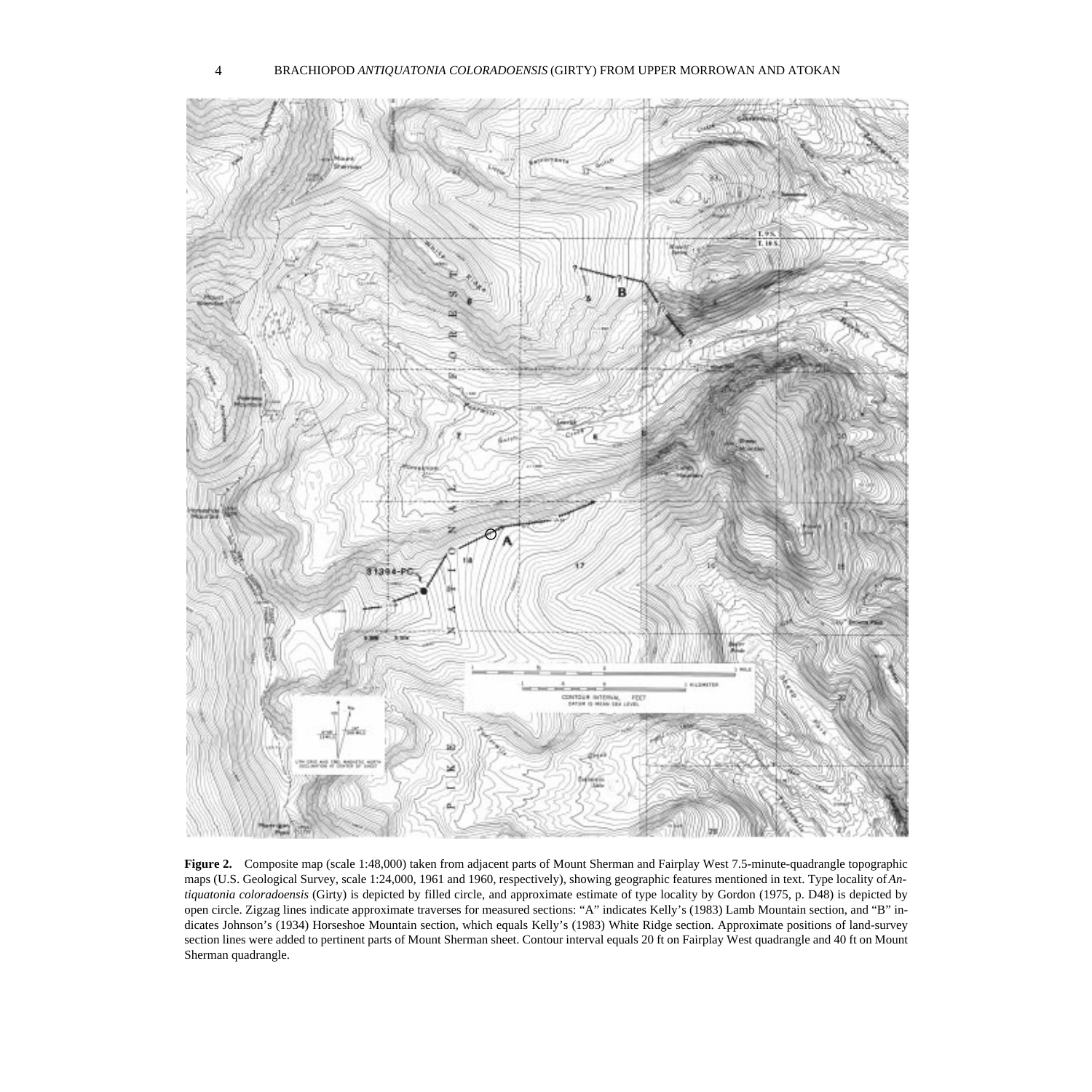**Figure 2.** Composite map (scale 1:48,000) taken from adjacent parts of Mount Sherman and Fairplay West 7.5-minute-quadrangle topographic maps (U.S. Geological Survey, scale 1:24,000, 1961 and 1960, respectively), showing geographic features mentioned in text. Type locality of *Antiquatonia coloradoensis* (Girty) is depicted by filled circle, and approximate estimate of type locality by Gordon (1975, p. D48) is depicted by open circle. Zigzag lines indicate approximate traverses for measured sections: "A" indicates Kelly's (1983) Lamb Mountain section, and "B" indicates Johnson's (1934) Horseshoe Mountain section, which equals Kelly's (1983) White Ridge section. Approximate positions of land-survey section lines were added to pertinent parts of Mount Sherman sheet. Contour interval equals 20 ft on Fairplay West quadrangle and 40 ft on Mount Sherman quadrangle.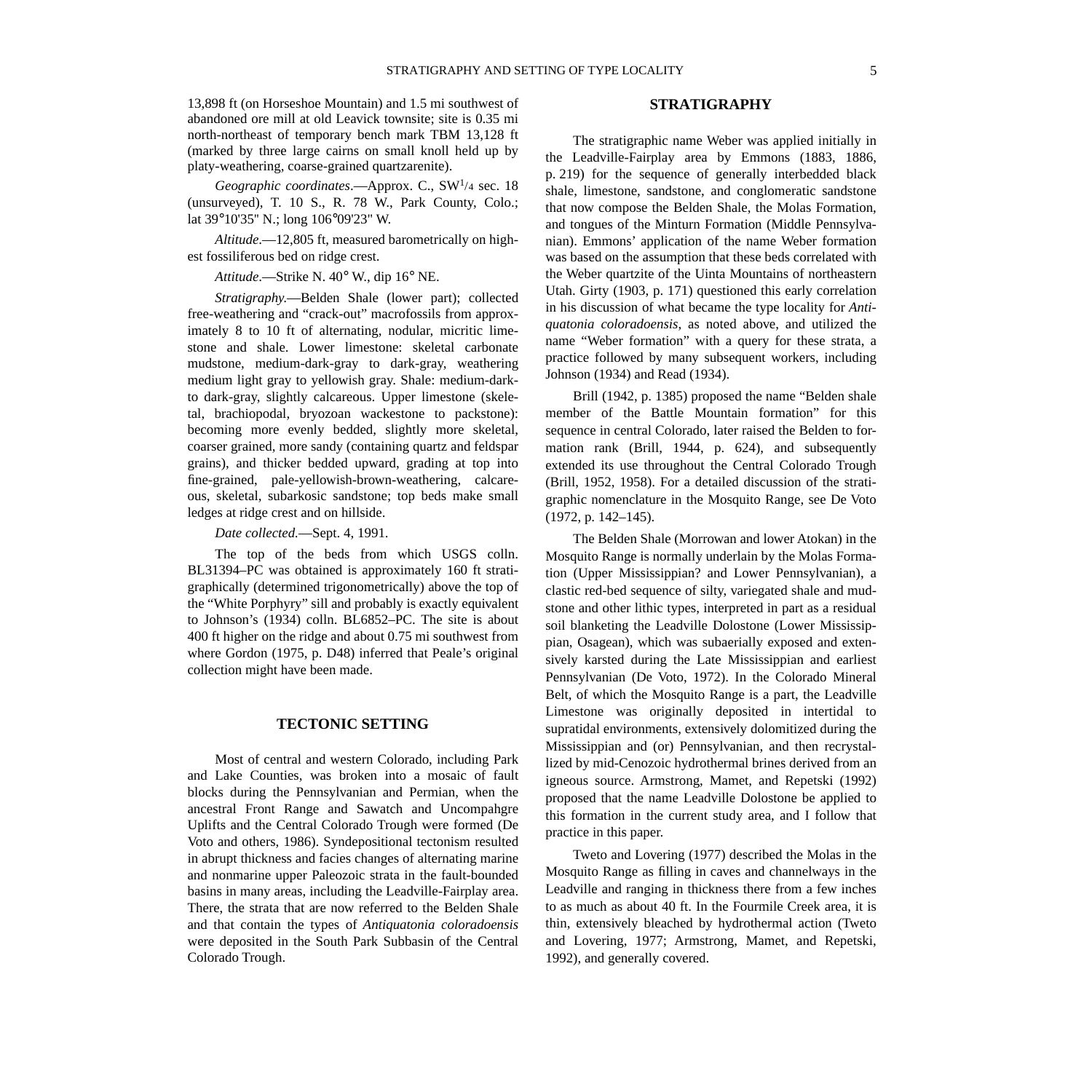13,898 ft (on Horseshoe Mountain) and 1.5 mi southwest of abandoned ore mill at old Leavick townsite; site is 0.35 mi north-northeast of temporary bench mark TBM 13,128 ft (marked by three large cairns on small knoll held up by platy-weathering, coarse-grained quartzarenite).

*Geographic coordinates*.—Approx. C., SW1/4 sec. 18 (unsurveyed), T. 10 S., R. 78 W., Park County, Colo.; lat 39°10'35" N.; long 106°09'23" W.

*Altitude*.—12,805 ft, measured barometrically on highest fossiliferous bed on ridge crest.

*Attitude*.—Strike N. 40° W., dip 16° NE.

*Stratigraphy.*—Belden Shale (lower part); collected free-weathering and "crack-out" macrofossils from approximately 8 to 10 ft of alternating, nodular, micritic limestone and shale. Lower limestone: skeletal carbonate mudstone, medium-dark-gray to dark-gray, weathering medium light gray to yellowish gray. Shale: medium-dark- to dark-gray, slightly calcareous. Upper limestone (skeletal, brachiopodal, bryozoan wackestone to packstone): becoming more evenly bedded, slightly more skeletal, coarser grained, more sandy (containing quartz and feldspar grains), and thicker bedded upward, grading at top into fine-grained, pale-yellowish-brown-weathering, calcareous, skeletal, subarkosic sandstone; top beds make small ledges at ridge crest and on hillside.

*Date collected.*—Sept. 4, 1991.

The top of the beds from which USGS colln. BL31394–PC was obtained is approximately 160 ft stratigraphically (determined trigonometrically) above the top of the "White Porphyry" sill and probably is exactly equivalent to Johnson's (1934) colln. BL6852–PC. The site is about 400 ft higher on the ridge and about 0.75 mi southwest from where Gordon (1975, p. D48) inferred that Peale's original collection might have been made.

## TECTONIC SETTING

Most of central and western Colorado, including Park and Lake Counties, was broken into a mosaic of fault blocks during the Pennsylvanian and Permian, when the ancestral Front Range and Sawatch and Uncompahgre Uplifts and the Central Colorado Trough were formed (De Voto and others, 1986). Syndepositional tectonism resulted in abrupt thickness and facies changes of alternating marine and nonmarine upper Paleozoic strata in the fault-bounded basins in many areas, including the Leadville-Fairplay area. There, the strata that are now referred to the Belden Shale and that contain the types of *Antiquatonia coloradoensis* were deposited in the South Park Subbasin of the Central Colorado Trough.

## STRATIGRAPHY

The stratigraphic name Weber was applied initially in the Leadville-Fairplay area by Emmons (1883, 1886, p. 219) for the sequence of generally interbedded black shale, limestone, sandstone, and conglomeratic sandstone that now compose the Belden Shale, the Molas Formation, and tongues of the Minturn Formation (Middle Pennsylvanian). Emmons' application of the name Weber formation was based on the assumption that these beds correlated with the Weber quartzite of the Uinta Mountains of northeastern Utah. Girty (1903, p. 171) questioned this early correlation in his discussion of what became the type locality for *Antiquatonia coloradoensis*, as noted above, and utilized the name "Weber formation" with a query for these strata, a practice followed by many subsequent workers, including Johnson (1934) and Read (1934).

Brill (1942, p. 1385) proposed the name "Belden shale member of the Battle Mountain formation" for this sequence in central Colorado, later raised the Belden to formation rank (Brill, 1944, p. 624), and subsequently extended its use throughout the Central Colorado Trough (Brill, 1952, 1958). For a detailed discussion of the stratigraphic nomenclature in the Mosquito Range, see De Voto (1972, p. 142–145).

The Belden Shale (Morrowan and lower Atokan) in the Mosquito Range is normally underlain by the Molas Formation (Upper Mississippian? and Lower Pennsylvanian), a clastic red-bed sequence of silty, variegated shale and mudstone and other lithic types, interpreted in part as a residual soil blanketing the Leadville Dolostone (Lower Mississippian, Osagean), which was subaerially exposed and extensively karsted during the Late Mississippian and earliest Pennsylvanian (De Voto, 1972). In the Colorado Mineral Belt, of which the Mosquito Range is a part, the Leadville Limestone was originally deposited in intertidal to supratidal environments, extensively dolomitized during the Mississippian and (or) Pennsylvanian, and then recrystallized by mid-Cenozoic hydrothermal brines derived from an igneous source. Armstrong, Mamet, and Repetski (1992) proposed that the name Leadville Dolostone be applied to this formation in the current study area, and I follow that practice in this paper.

Tweto and Lovering (1977) described the Molas in the Mosquito Range as filling in caves and channelways in the Leadville and ranging in thickness there from a few inches to as much as about 40 ft. In the Fourmile Creek area, it is thin, extensively bleached by hydrothermal action (Tweto and Lovering, 1977; Armstrong, Mamet, and Repetski, 1992), and generally covered.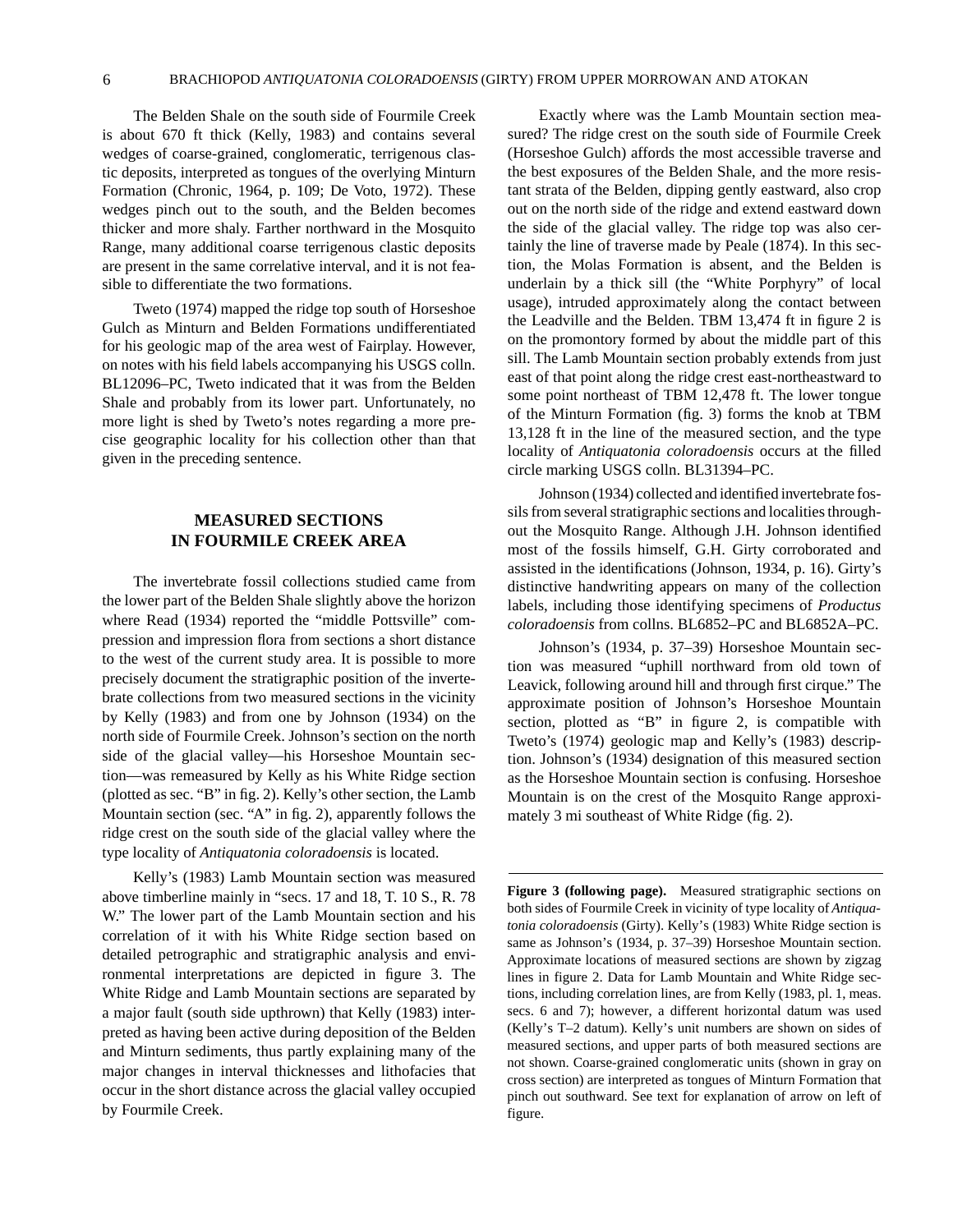The Belden Shale on the south side of Fourmile Creek is about 670 ft thick (Kelly, 1983) and contains several wedges of coarse-grained, conglomeratic, terrigenous clastic deposits, interpreted as tongues of the overlying Minturn Formation (Chronic, 1964, p. 109; De Voto, 1972). These wedges pinch out to the south, and the Belden becomes thicker and more shaly. Farther northward in the Mosquito Range, many additional coarse terrigenous clastic deposits are present in the same correlative interval, and it is not feasible to differentiate the two formations.

Tweto (1974) mapped the ridge top south of Horseshoe Gulch as Minturn and Belden Formations undifferentiated for his geologic map of the area west of Fairplay. However, on notes with his field labels accompanying his USGS colln. BL12096–PC, Tweto indicated that it was from the Belden Shale and probably from its lower part. Unfortunately, no more light is shed by Tweto's notes regarding a more precise geographic locality for his collection other than that given in the preceding sentence.

## MEASURED SECTIONS IN FOURMILE CREEK AREA

The invertebrate fossil collections studied came from the lower part of the Belden Shale slightly above the horizon where Read (1934) reported the "middle Pottsville" compression and impression flora from sections a short distance to the west of the current study area. It is possible to more precisely document the stratigraphic position of the invertebrate collections from two measured sections in the vicinity by Kelly (1983) and from one by Johnson (1934) on the north side of Fourmile Creek. Johnson's section on the north side of the glacial valley—his Horseshoe Mountain section—was remeasured by Kelly as his White Ridge section (plotted as sec. "B" in fig. 2). Kelly's other section, the Lamb Mountain section (sec. "A" in fig. 2), apparently follows the ridge crest on the south side of the glacial valley where the type locality of *Antiquatonia coloradoensis* is located.

Kelly's (1983) Lamb Mountain section was measured above timberline mainly in "secs. 17 and 18, T. 10 S., R. 78 W." The lower part of the Lamb Mountain section and his correlation of it with his White Ridge section based on detailed petrographic and stratigraphic analysis and environmental interpretations are depicted in figure 3. The White Ridge and Lamb Mountain sections are separated by a major fault (south side upthrown) that Kelly (1983) interpreted as having been active during deposition of the Belden and Minturn sediments, thus partly explaining many of the major changes in interval thicknesses and lithofacies that occur in the short distance across the glacial valley occupied by Fourmile Creek.

Exactly where was the Lamb Mountain section measured? The ridge crest on the south side of Fourmile Creek (Horseshoe Gulch) affords the most accessible traverse and the best exposures of the Belden Shale, and the more resistant strata of the Belden, dipping gently eastward, also crop out on the north side of the ridge and extend eastward down the side of the glacial valley. The ridge top was also certainly the line of traverse made by Peale (1874). In this section, the Molas Formation is absent, and the Belden is underlain by a thick sill (the "White Porphyry" of local usage), intruded approximately along the contact between the Leadville and the Belden. TBM 13,474 ft in figure 2 is on the promontory formed by about the middle part of this sill. The Lamb Mountain section probably extends from just east of that point along the ridge crest east-northeastward to some point northeast of TBM 12,478 ft. The lower tongue of the Minturn Formation (fig. 3) forms the knob at TBM 13,128 ft in the line of the measured section, and the type locality of *Antiquatonia coloradoensis* occurs at the filled circle marking USGS colln. BL31394–PC.

Johnson (1934) collected and identified invertebrate fossils from several stratigraphic sections and localities throughout the Mosquito Range. Although J.H. Johnson identified most of the fossils himself, G.H. Girty corroborated and assisted in the identifications (Johnson, 1934, p. 16). Girty's distinctive handwriting appears on many of the collection labels, including those identifying specimens of *Productus coloradoensis* from collns. BL6852–PC and BL6852A–PC.

Johnson's (1934, p. 37–39) Horseshoe Mountain section was measured "uphill northward from old town of Leavick, following around hill and through first cirque." The approximate position of Johnson's Horseshoe Mountain section, plotted as "B" in figure 2, is compatible with Tweto's (1974) geologic map and Kelly's (1983) description. Johnson's (1934) designation of this measured section as the Horseshoe Mountain section is confusing. Horseshoe Mountain is on the crest of the Mosquito Range approximately 3 mi southeast of White Ridge (fig. 2).

**Figure 3 (following page).** Measured stratigraphic sections on both sides of Fourmile Creek in vicinity of type locality of *Antiquatonia coloradoensis* (Girty). Kelly's (1983) White Ridge section is same as Johnson's (1934, p. 37–39) Horseshoe Mountain section. Approximate locations of measured sections are shown by zigzag lines in figure 2. Data for Lamb Mountain and White Ridge sections, including correlation lines, are from Kelly (1983, pl. 1, meas. secs. 6 and 7); however, a different horizontal datum was used (Kelly's T–2 datum). Kelly's unit numbers are shown on sides of measured sections, and upper parts of both measured sections are not shown. Coarse-grained conglomeratic units (shown in gray on cross section) are interpreted as tongues of Minturn Formation that pinch out southward. See text for explanation of arrow on left of figure.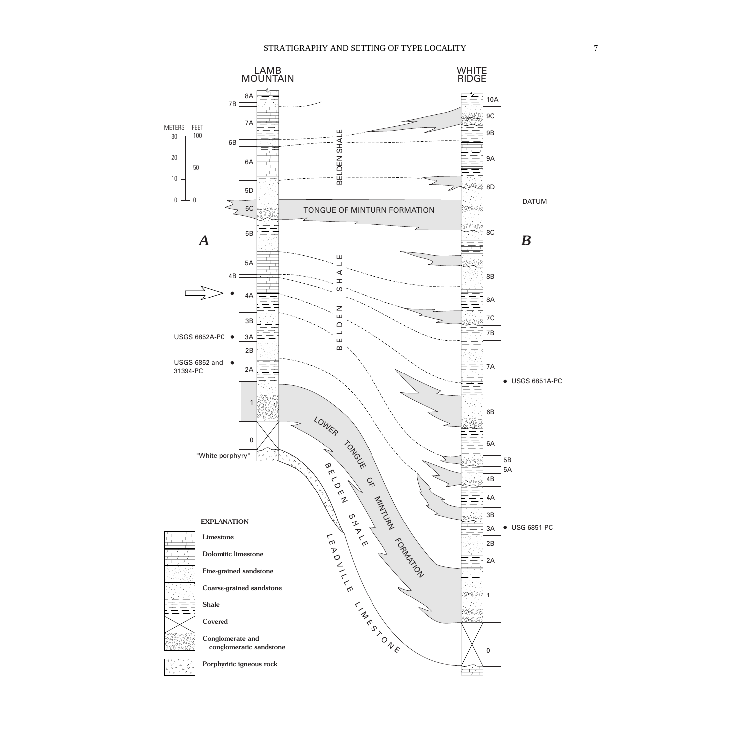LAMB MOUNTAIN

WHITE RIDGE

METERS FEET

DATUM

*A*

*B*

TONGUE OF MINTURN FORMATION

BELDEN SHALE

LOWER TONGUE OF MINTURN FORMATION

LEADVILLE LIMESTONE

"White porphyry"

USGS 6852A-PC

USGS 6852 and 31394-PC

USGS 6851A-PC

USG 6851-PC

**EXPLANATION**

- Limestone
- Dolomitic limestone
- Fine-grained sandstone
- Coarse-grained sandstone
- Shale
- Covered
- Conglomerate and conglomeratic sandstone
- Porphyritic igneous rock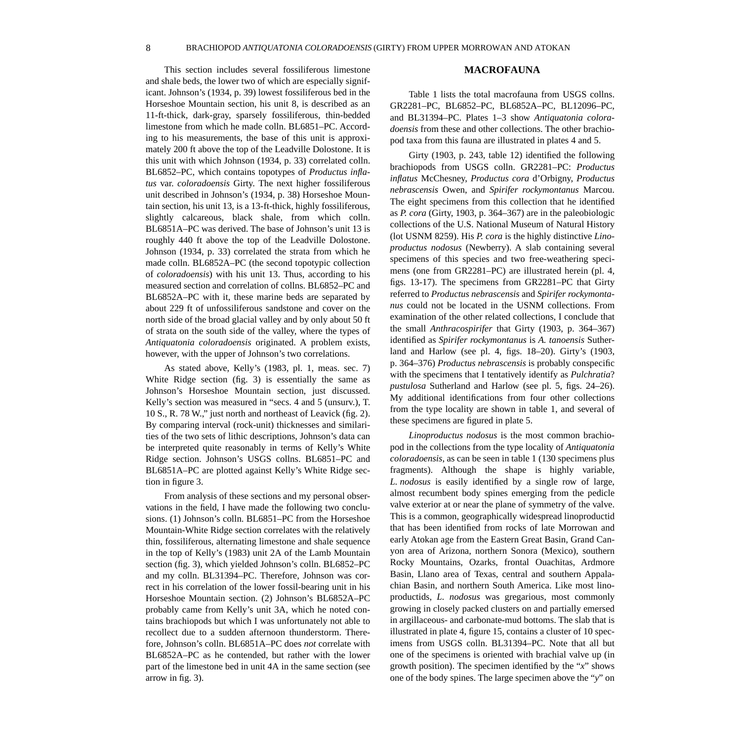This section includes several fossiliferous limestone and shale beds, the lower two of which are especially significant. Johnson's (1934, p. 39) lowest fossiliferous bed in the Horseshoe Mountain section, his unit 8, is described as an 11-ft-thick, dark-gray, sparsely fossiliferous, thin-bedded limestone from which he made colln. BL6851–PC. According to his measurements, the base of this unit is approximately 200 ft above the top of the Leadville Dolostone. It is this unit with which Johnson (1934, p. 33) correlated colln. BL6852–PC, which contains topotypes of *Productus inflatus* var. *coloradoensis* Girty. The next higher fossiliferous unit described in Johnson's (1934, p. 38) Horseshoe Mountain section, his unit 13, is a 13-ft-thick, highly fossiliferous, slightly calcareous, black shale, from which colln. BL6851A–PC was derived. The base of Johnson's unit 13 is roughly 440 ft above the top of the Leadville Dolostone. Johnson (1934, p. 33) correlated the strata from which he made colln. BL6852A–PC (the second topotypic collection of *coloradoensis*) with his unit 13. Thus, according to his measured section and correlation of collns. BL6852–PC and BL6852A–PC with it, these marine beds are separated by about 229 ft of unfossiliferous sandstone and cover on the north side of the broad glacial valley and by only about 50 ft of strata on the south side of the valley, where the types of *Antiquatonia coloradoensis* originated. A problem exists, however, with the upper of Johnson's two correlations.

As stated above, Kelly's (1983, pl. 1, meas. sec. 7) White Ridge section (fig. 3) is essentially the same as Johnson's Horseshoe Mountain section, just discussed. Kelly's section was measured in "secs. 4 and 5 (unsurv.), T. 10 S., R. 78 W.," just north and northeast of Leavick (fig. 2). By comparing interval (rock-unit) thicknesses and similarities of the two sets of lithic descriptions, Johnson's data can be interpreted quite reasonably in terms of Kelly's White Ridge section. Johnson's USGS collns. BL6851–PC and BL6851A–PC are plotted against Kelly's White Ridge section in figure 3.

From analysis of these sections and my personal observations in the field, I have made the following two conclusions. (1) Johnson's colln. BL6851–PC from the Horseshoe Mountain-White Ridge section correlates with the relatively thin, fossiliferous, alternating limestone and shale sequence in the top of Kelly's (1983) unit 2A of the Lamb Mountain section (fig. 3), which yielded Johnson's colln. BL6852–PC and my colln. BL31394–PC. Therefore, Johnson was correct in his correlation of the lower fossil-bearing unit in his Horseshoe Mountain section. (2) Johnson's BL6852A–PC probably came from Kelly's unit 3A, which he noted contains brachiopods but which I was unfortunately not able to recollect due to a sudden afternoon thunderstorm. Therefore, Johnson's colln. BL6851A–PC does *not* correlate with BL6852A–PC as he contended, but rather with the lower part of the limestone bed in unit 4A in the same section (see arrow in fig. 3).

## MACROFAUNA

Table 1 lists the total macrofauna from USGS collns. GR2281–PC, BL6852–PC, BL6852A–PC, BL12096–PC, and BL31394–PC. Plates 1–3 show *Antiquatonia coloradoensis* from these and other collections. The other brachiopod taxa from this fauna are illustrated in plates 4 and 5.

Girty (1903, p. 243, table 12) identified the following brachiopods from USGS colln. GR2281–PC: *Productus inflatus* McChesney, *Productus cora* d'Orbigny, *Productus nebrascensis* Owen, and *Spirifer rockymontanus* Marcou. The eight specimens from this collection that he identified as *P. cora* (Girty, 1903, p. 364–367) are in the paleobiologic collections of the U.S. National Museum of Natural History (lot USNM 8259). His *P. cora* is the highly distinctive *Linoproductus nodosus* (Newberry). A slab containing several specimens of this species and two free-weathering specimens (one from GR2281–PC) are illustrated herein (pl. 4, figs. 13-17). The specimens from GR2281–PC that Girty referred to *Productus nebrascensis* and *Spirifer rockymontanus* could not be located in the USNM collections. From examination of the other related collections, I conclude that the small *Anthracospirifer* that Girty (1903, p. 364–367) identified as *Spirifer rockymontanus* is *A. tanoensis* Sutherland and Harlow (see pl. 4, figs. 18–20). Girty's (1903, p. 364–376) *Productus nebrascensis* is probably conspecific with the specimens that I tentatively identify as *Pulchratia*? *pustulosa* Sutherland and Harlow (see pl. 5, figs. 24–26). My additional identifications from four other collections from the type locality are shown in table 1, and several of these specimens are figured in plate 5.

*Linoproductus nodosus* is the most common brachiopod in the collections from the type locality of *Antiquatonia coloradoensis*, as can be seen in table 1 (130 specimens plus fragments). Although the shape is highly variable, *L. nodosus* is easily identified by a single row of large, almost recumbent body spines emerging from the pedicle valve exterior at or near the plane of symmetry of the valve. This is a common, geographically widespread linoproductid that has been identified from rocks of late Morrowan and early Atokan age from the Eastern Great Basin, Grand Canyon area of Arizona, northern Sonora (Mexico), southern Rocky Mountains, Ozarks, frontal Ouachitas, Ardmore Basin, Llano area of Texas, central and southern Appalachian Basin, and northern South America. Like most linoproductids, *L. nodosus* was gregarious, most commonly growing in closely packed clusters on and partially emersed in argillaceous- and carbonate-mud bottoms. The slab that is illustrated in plate 4, figure 15, contains a cluster of 10 specimens from USGS colln. BL31394–PC. Note that all but one of the specimens is oriented with brachial valve up (in growth position). The specimen identified by the "*x*" shows one of the body spines. The large specimen above the "*y*" on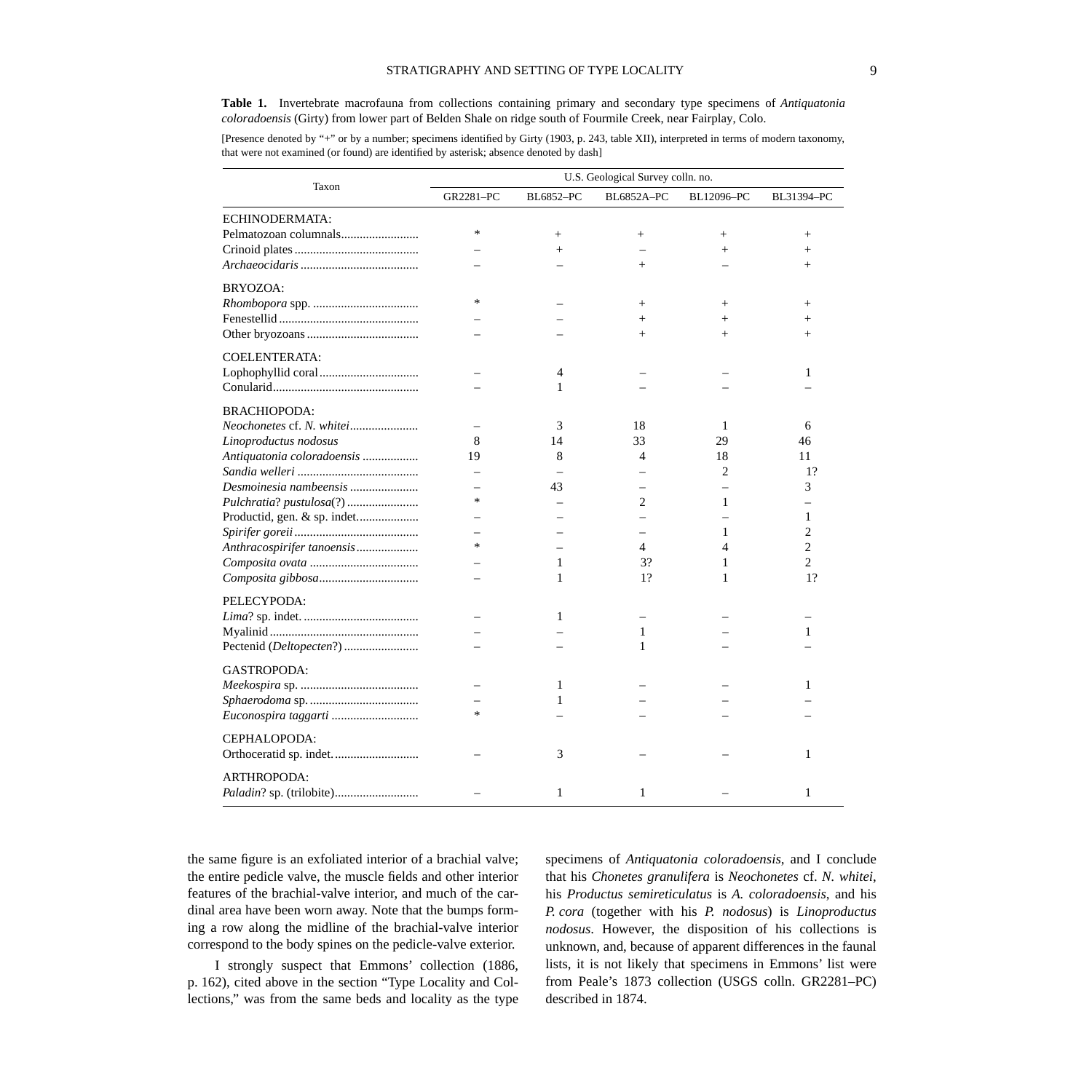**Table 1.** Invertebrate macrofauna from collections containing primary and secondary type specimens of *Antiquatonia coloradoensis* (Girty) from lower part of Belden Shale on ridge south of Fourmile Creek, near Fairplay, Colo.

[Presence denoted by "+" or by a number; specimens identified by Girty (1903, p. 243, table XII), interpreted in terms of modern taxonomy, that were not examined (or found) are identified by asterisk; absence denoted by dash]

| Taxon | U.S. Geological Survey colln. no. | | | | |
|---|---|---|---|---|---|
| | GR2281–PC | BL6852–PC | BL6852A–PC | BL12096–PC | BL31394–PC |
| ECHINODERMATA: | | | | | |
| Pelmatozoan columnals | * | + | + | + | + |
| Crinoid plates | – | + | – | + | + |
| *Archaeocidaris* | – | – | + | – | + |
| BRYOZOA: | | | | | |
| *Rhombopora* spp. | * | – | + | + | + |
| Fenestellid | – | – | + | + | + |
| Other bryozoans | – | – | + | + | + |
| COELENTERATA: | | | | | |
| Lophophyllid coral | – | 4 | – | – | 1 |
| Conularid | – | 1 | – | – | – |
| BRACHIOPODA: | | | | | |
| *Neochonetes* cf. *N. whitei* | – | 3 | 18 | 1 | 6 |
| *Linoproductus nodosus* | 8 | 14 | 33 | 29 | 46 |
| *Antiquatonia coloradoensis* | 19 | 8 | 4 | 18 | 11 |
| *Sandia welleri* | – | – | – | 2 | 1? |
| *Desmoinesia nambeensis* | – | 43 | – | – | 3 |
| *Pulchratia*? *pustulosa*(?) | * | – | 2 | 1 | – |
| Productid, gen. & sp. indet. | – | – | – | – | 1 |
| *Spirifer goreii* | – | – | – | 1 | 2 |
| *Anthracospirifer tanoensis* | * | – | 4 | 4 | 2 |
| *Composita ovata* | – | 1 | 3? | 1 | 2 |
| *Composita gibbosa* | – | 1 | 1? | 1 | 1? |
| PELECYPODA: | | | | | |
| *Lima*? sp. indet. | – | 1 | – | – | – |
| Myalinid | – | – | 1 | – | 1 |
| Pectenid (*Deltopecten*?) | – | – | 1 | – | – |
| GASTROPODA: | | | | | |
| *Meekospira* sp. | – | 1 | – | – | 1 |
| *Sphaerodoma* sp. | – | 1 | – | – | – |
| *Euconospira taggarti* | * | – | – | – | – |
| CEPHALOPODA: | | | | | |
| Orthoceratid sp. indet. | – | 3 | – | – | 1 |
| ARTHROPODA: | | | | | |
| *Paladin*? sp. (trilobite) | – | 1 | 1 | – | 1 |

the same figure is an exfoliated interior of a brachial valve; the entire pedicle valve, the muscle fields and other interior features of the brachial-valve interior, and much of the cardinal area have been worn away. Note that the bumps forming a row along the midline of the brachial-valve interior correspond to the body spines on the pedicle-valve exterior.

I strongly suspect that Emmons' collection (1886, p. 162), cited above in the section "Type Locality and Collections," was from the same beds and locality as the type specimens of *Antiquatonia coloradoensis*, and I conclude that his *Chonetes granulifera* is *Neochonetes* cf. *N. whitei*, his *Productus semireticulatus* is *A. coloradoensis*, and his *P. cora* (together with his *P. nodosus*) is *Linoproductus nodosus*. However, the disposition of his collections is unknown, and, because of apparent differences in the faunal lists, it is not likely that specimens in Emmons' list were from Peale's 1873 collection (USGS colln. GR2281–PC) described in 1874.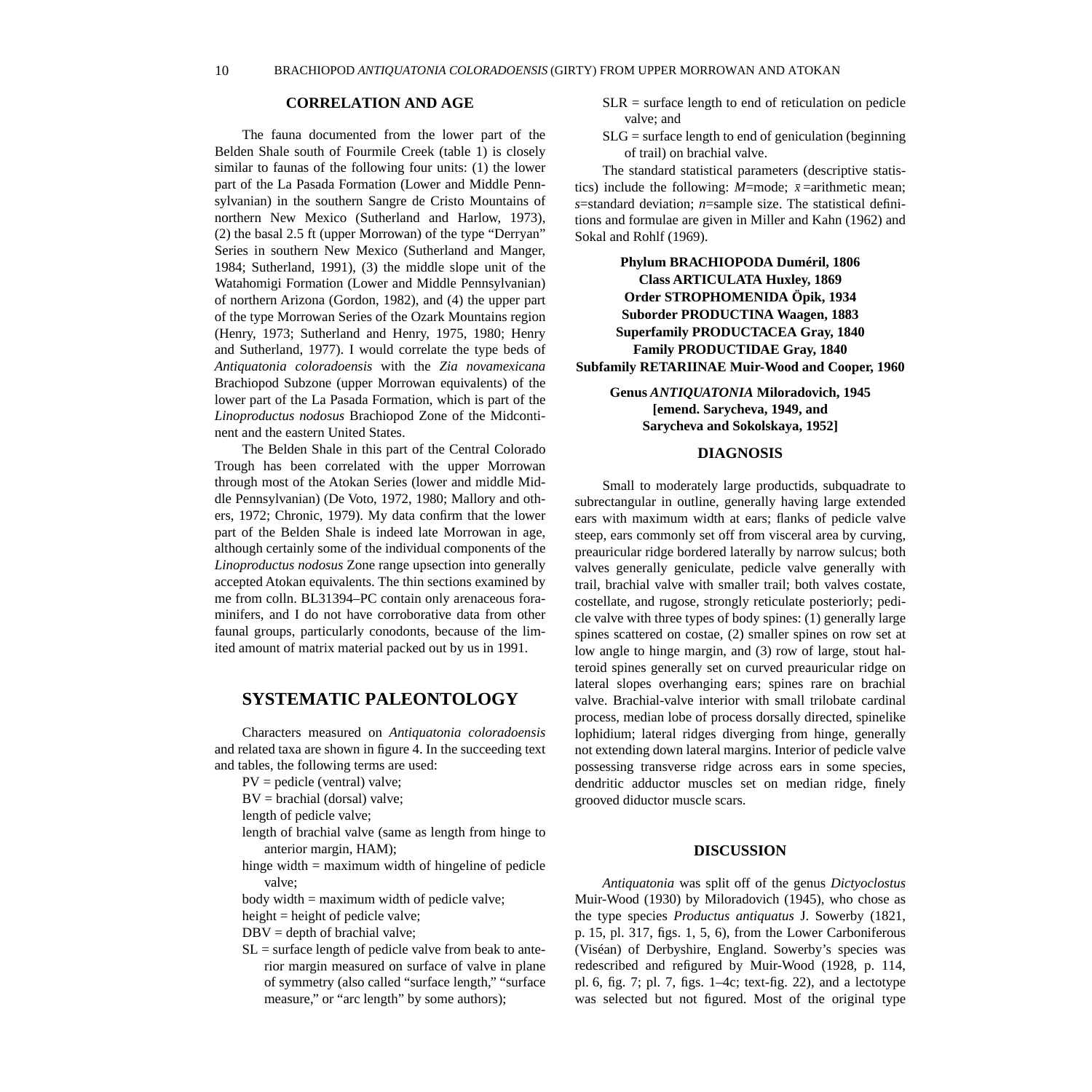## CORRELATION AND AGE

The fauna documented from the lower part of the Belden Shale south of Fourmile Creek (table 1) is closely similar to faunas of the following four units: (1) the lower part of the La Pasada Formation (Lower and Middle Pennsylvanian) in the southern Sangre de Cristo Mountains of northern New Mexico (Sutherland and Harlow, 1973), (2) the basal 2.5 ft (upper Morrowan) of the type "Derryan" Series in southern New Mexico (Sutherland and Manger, 1984; Sutherland, 1991), (3) the middle slope unit of the Watahomigi Formation (Lower and Middle Pennsylvanian) of northern Arizona (Gordon, 1982), and (4) the upper part of the type Morrowan Series of the Ozark Mountains region (Henry, 1973; Sutherland and Henry, 1975, 1980; Henry and Sutherland, 1977). I would correlate the type beds of *Antiquatonia coloradoensis* with the *Zia novamexicana* Brachiopod Subzone (upper Morrowan equivalents) of the lower part of the La Pasada Formation, which is part of the *Linoproductus nodosus* Brachiopod Zone of the Midcontinent and the eastern United States.

The Belden Shale in this part of the Central Colorado Trough has been correlated with the upper Morrowan through most of the Atokan Series (lower and middle Middle Pennsylvanian) (De Voto, 1972, 1980; Mallory and others, 1972; Chronic, 1979). My data confirm that the lower part of the Belden Shale is indeed late Morrowan in age, although certainly some of the individual components of the *Linoproductus nodosus* Zone range upsection into generally accepted Atokan equivalents. The thin sections examined by me from colln. BL31394–PC contain only arenaceous foraminifers, and I do not have corroborative data from other faunal groups, particularly conodonts, because of the limited amount of matrix material packed out by us in 1991.

# SYSTEMATIC PALEONTOLOGY

Characters measured on *Antiquatonia coloradoensis* and related taxa are shown in figure 4. In the succeeding text and tables, the following terms are used:

PV = pedicle (ventral) valve;

BV = brachial (dorsal) valve;

length of pedicle valve;

length of brachial valve (same as length from hinge to anterior margin, HAM);

hinge width = maximum width of hingeline of pedicle valve;

body width = maximum width of pedicle valve;

height = height of pedicle valve;

DBV = depth of brachial valve;

SL = surface length of pedicle valve from beak to anterior margin measured on surface of valve in plane of symmetry (also called "surface length," "surface measure," or "arc length" by some authors);

SLR = surface length to end of reticulation on pedicle valve; and

SLG = surface length to end of geniculation (beginning of trail) on brachial valve.

The standard statistical parameters (descriptive statistics) include the following: *M*=mode; $\bar{x}$=arithmetic mean; *s*=standard deviation; *n*=sample size. The statistical definitions and formulae are given in Miller and Kahn (1962) and Sokal and Rohlf (1969).

**Phylum BRACHIOPODA Duméril, 1806**
**Class ARTICULATA Huxley, 1869**
**Order STROPHOMENIDA Öpik, 1934**
**Suborder PRODUCTINA Waagen, 1883**
**Superfamily PRODUCTACEA Gray, 1840**
**Family PRODUCTIDAE Gray, 1840**
**Subfamily RETARIINAE Muir-Wood and Cooper, 1960**

**Genus *ANTIQUATONIA* Miloradovich, 1945**
**[emend. Sarycheva, 1949, and Sarycheva and Sokolskaya, 1952]**

## DIAGNOSIS

Small to moderately large productids, subquadrate to subrectangular in outline, generally having large extended ears with maximum width at ears; flanks of pedicle valve steep, ears commonly set off from visceral area by curving, preauricular ridge bordered laterally by narrow sulcus; both valves generally geniculate, pedicle valve generally with trail, brachial valve with smaller trail; both valves costate, costellate, and rugose, strongly reticulate posteriorly; pedicle valve with three types of body spines: (1) generally large spines scattered on costae, (2) smaller spines on row set at low angle to hinge margin, and (3) row of large, stout halteroid spines generally set on curved preauricular ridge on lateral slopes overhanging ears; spines rare on brachial valve. Brachial-valve interior with small trilobate cardinal process, median lobe of process dorsally directed, spinelike lophidium; lateral ridges diverging from hinge, generally not extending down lateral margins. Interior of pedicle valve possessing transverse ridge across ears in some species, dendritic adductor muscles set on median ridge, finely grooved diductor muscle scars.

## DISCUSSION

*Antiquatonia* was split off of the genus *Dictyoclostus* Muir-Wood (1930) by Miloradovich (1945), who chose as the type species *Productus antiquatus* J. Sowerby (1821, p. 15, pl. 317, figs. 1, 5, 6), from the Lower Carboniferous (Viséan) of Derbyshire, England. Sowerby's species was redescribed and refigured by Muir-Wood (1928, p. 114, pl. 6, fig. 7; pl. 7, figs. 1–4c; text-fig. 22), and a lectotype was selected but not figured. Most of the original type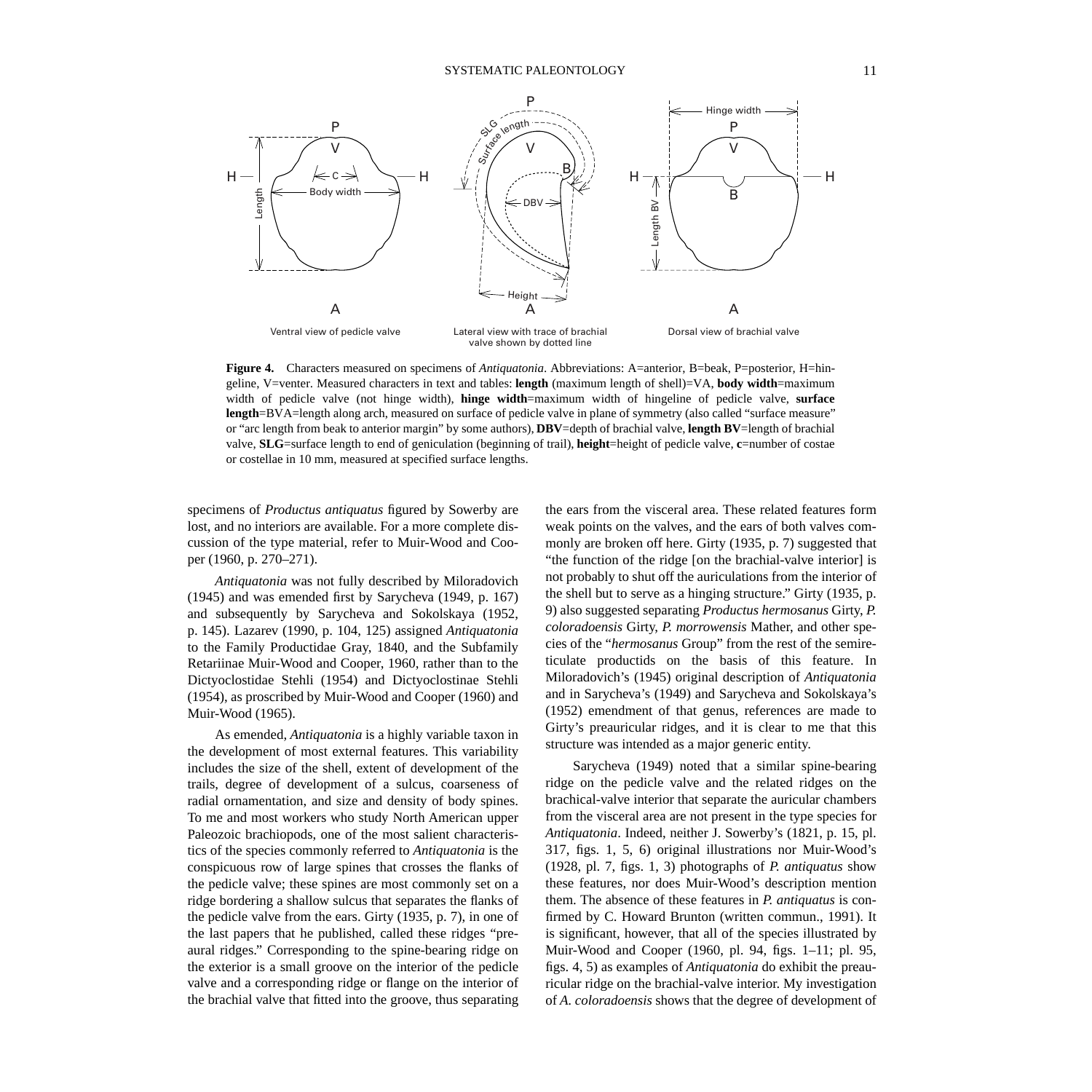Ventral view of pedicle valve

Lateral view with trace of brachial valve shown by dotted line

Dorsal view of brachial valve

**Figure 4.** Characters measured on specimens of *Antiquatonia*. Abbreviations: A=anterior, B=beak, P=posterior, H=hingeline, V=venter. Measured characters in text and tables: **length** (maximum length of shell)=VA, **body width**=maximum width of pedicle valve (not hinge width), **hinge width**=maximum width of hingeline of pedicle valve, **surface length**=BVA=length along arch, measured on surface of pedicle valve in plane of symmetry (also called "surface measure" or "arc length from beak to anterior margin" by some authors), **DBV**=depth of brachial valve, **length BV**=length of brachial valve, **SLG**=surface length to end of geniculation (beginning of trail), **height**=height of pedicle valve, **c**=number of costae or costellae in 10 mm, measured at specified surface lengths.

specimens of *Productus antiquatus* figured by Sowerby are lost, and no interiors are available. For a more complete discussion of the type material, refer to Muir-Wood and Cooper (1960, p. 270–271).

*Antiquatonia* was not fully described by Miloradovich (1945) and was emended first by Sarycheva (1949, p. 167) and subsequently by Sarycheva and Sokolskaya (1952, p. 145). Lazarev (1990, p. 104, 125) assigned *Antiquatonia* to the Family Productidae Gray, 1840, and the Subfamily Retariinae Muir-Wood and Cooper, 1960, rather than to the Dictyoclostidae Stehli (1954) and Dictyoclostinae Stehli (1954), as proscribed by Muir-Wood and Cooper (1960) and Muir-Wood (1965).

As emended, *Antiquatonia* is a highly variable taxon in the development of most external features. This variability includes the size of the shell, extent of development of the trails, degree of development of a sulcus, coarseness of radial ornamentation, and size and density of body spines. To me and most workers who study North American upper Paleozoic brachiopods, one of the most salient characteristics of the species commonly referred to *Antiquatonia* is the conspicuous row of large spines that crosses the flanks of the pedicle valve; these spines are most commonly set on a ridge bordering a shallow sulcus that separates the flanks of the pedicle valve from the ears. Girty (1935, p. 7), in one of the last papers that he published, called these ridges "preaural ridges." Corresponding to the spine-bearing ridge on the exterior is a small groove on the interior of the pedicle valve and a corresponding ridge or flange on the interior of the brachial valve that fitted into the groove, thus separating the ears from the visceral area. These related features form weak points on the valves, and the ears of both valves commonly are broken off here. Girty (1935, p. 7) suggested that "the function of the ridge [on the brachial-valve interior] is not probably to shut off the auriculations from the interior of the shell but to serve as a hinging structure." Girty (1935, p. 9) also suggested separating *Productus hermosanus* Girty, *P. coloradoensis* Girty, *P. morrowensis* Mather, and other species of the "*hermosanus* Group" from the rest of the semireticulate productids on the basis of this feature. In Miloradovich's (1945) original description of *Antiquatonia* and in Sarycheva's (1949) and Sarycheva and Sokolskaya's (1952) emendment of that genus, references are made to Girty's preauricular ridges, and it is clear to me that this structure was intended as a major generic entity.

Sarycheva (1949) noted that a similar spine-bearing ridge on the pedicle valve and the related ridges on the brachical-valve interior that separate the auricular chambers from the visceral area are not present in the type species for *Antiquatonia*. Indeed, neither J. Sowerby's (1821, p. 15, pl. 317, figs. 1, 5, 6) original illustrations nor Muir-Wood's (1928, pl. 7, figs. 1, 3) photographs of *P. antiquatus* show these features, nor does Muir-Wood's description mention them. The absence of these features in *P. antiquatus* is confirmed by C. Howard Brunton (written commun., 1991). It is significant, however, that all of the species illustrated by Muir-Wood and Cooper (1960, pl. 94, figs. 1–11; pl. 95, figs. 4, 5) as examples of *Antiquatonia* do exhibit the preauricular ridge on the brachial-valve interior. My investigation of *A. coloradoensis* shows that the degree of development of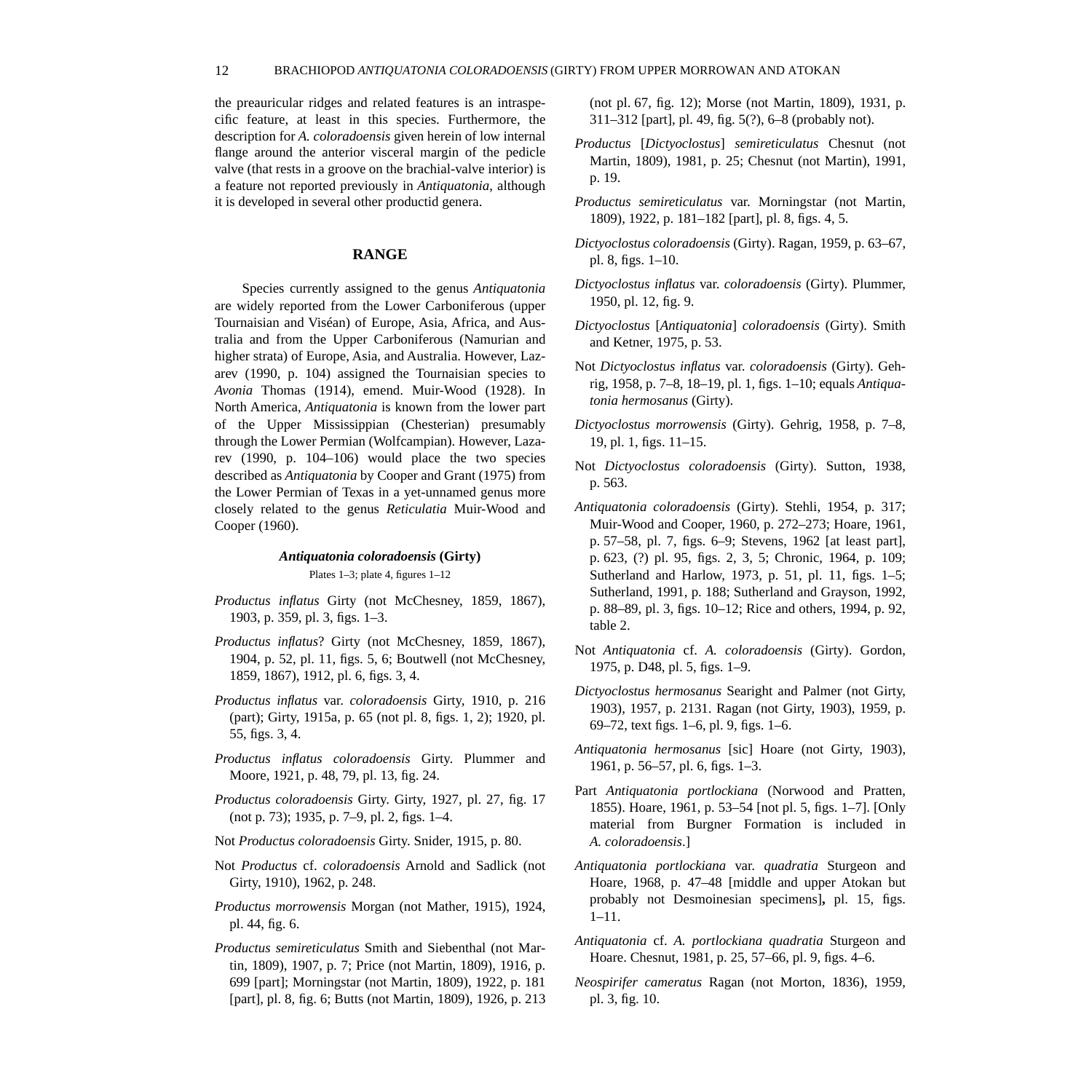the preauricular ridges and related features is an intraspecific feature, at least in this species. Furthermore, the description for *A. coloradoensis* given herein of low internal flange around the anterior visceral margin of the pedicle valve (that rests in a groove on the brachial-valve interior) is a feature not reported previously in *Antiquatonia*, although it is developed in several other productid genera.

## RANGE

Species currently assigned to the genus *Antiquatonia* are widely reported from the Lower Carboniferous (upper Tournaisian and Viséan) of Europe, Asia, Africa, and Australia and from the Upper Carboniferous (Namurian and higher strata) of Europe, Asia, and Australia. However, Lazarev (1990, p. 104) assigned the Tournaisian species to *Avonia* Thomas (1914), emend. Muir-Wood (1928). In North America, *Antiquatonia* is known from the lower part of the Upper Mississippian (Chesterian) presumably through the Lower Permian (Wolfcampian). However, Lazarev (1990, p. 104–106) would place the two species described as *Antiquatonia* by Cooper and Grant (1975) from the Lower Permian of Texas in a yet-unnamed genus more closely related to the genus *Reticulatia* Muir-Wood and Cooper (1960).

### ***Antiquatonia coloradoensis* (Girty)**

Plates 1–3; plate 4, figures 1–12

*Productus inflatus* Girty (not McChesney, 1859, 1867), 1903, p. 359, pl. 3, figs. 1–3.

*Productus inflatus*? Girty (not McChesney, 1859, 1867), 1904, p. 52, pl. 11, figs. 5, 6; Boutwell (not McChesney, 1859, 1867), 1912, pl. 6, figs. 3, 4.

*Productus inflatus* var. *coloradoensis* Girty, 1910, p. 216 (part); Girty, 1915a, p. 65 (not pl. 8, figs. 1, 2); 1920, pl. 55, figs. 3, 4.

*Productus inflatus coloradoensis* Girty. Plummer and Moore, 1921, p. 48, 79, pl. 13, fig. 24.

*Productus coloradoensis* Girty. Girty, 1927, pl. 27, fig. 17 (not p. 73); 1935, p. 7–9, pl. 2, figs. 1–4.

Not *Productus coloradoensis* Girty. Snider, 1915, p. 80.

Not *Productus* cf. *coloradoensis* Arnold and Sadlick (not Girty, 1910), 1962, p. 248.

*Productus morrowensis* Morgan (not Mather, 1915), 1924, pl. 44, fig. 6.

*Productus semireticulatus* Smith and Siebenthal (not Martin, 1809), 1907, p. 7; Price (not Martin, 1809), 1916, p. 699 [part]; Morningstar (not Martin, 1809), 1922, p. 181 [part], pl. 8, fig. 6; Butts (not Martin, 1809), 1926, p. 213 (not pl. 67, fig. 12); Morse (not Martin, 1809), 1931, p. 311–312 [part], pl. 49, fig. 5(?), 6–8 (probably not).

*Productus* [*Dictyoclostus*] *semireticulatus* Chesnut (not Martin, 1809), 1981, p. 25; Chesnut (not Martin), 1991, p. 19.

*Productus semireticulatus* var. Morningstar (not Martin, 1809), 1922, p. 181–182 [part], pl. 8, figs. 4, 5.

*Dictyoclostus coloradoensis* (Girty). Ragan, 1959, p. 63–67, pl. 8, figs. 1–10.

*Dictyoclostus inflatus* var. *coloradoensis* (Girty). Plummer, 1950, pl. 12, fig. 9.

*Dictyoclostus* [*Antiquatonia*] *coloradoensis* (Girty). Smith and Ketner, 1975, p. 53.

Not *Dictyoclostus inflatus* var. *coloradoensis* (Girty). Gehrig, 1958, p. 7–8, 18–19, pl. 1, figs. 1–10; equals *Antiquatonia hermosanus* (Girty).

*Dictyoclostus morrowensis* (Girty). Gehrig, 1958, p. 7–8, 19, pl. 1, figs. 11–15.

Not *Dictyoclostus coloradoensis* (Girty). Sutton, 1938, p. 563.

*Antiquatonia coloradoensis* (Girty). Stehli, 1954, p. 317; Muir-Wood and Cooper, 1960, p. 272–273; Hoare, 1961, p. 57–58, pl. 7, figs. 6–9; Stevens, 1962 [at least part], p. 623, (?) pl. 95, figs. 2, 3, 5; Chronic, 1964, p. 109; Sutherland and Harlow, 1973, p. 51, pl. 11, figs. 1–5; Sutherland, 1991, p. 188; Sutherland and Grayson, 1992, p. 88–89, pl. 3, figs. 10–12; Rice and others, 1994, p. 92, table 2.

Not *Antiquatonia* cf. *A. coloradoensis* (Girty). Gordon, 1975, p. D48, pl. 5, figs. 1–9.

*Dictyoclostus hermosanus* Searight and Palmer (not Girty, 1903), 1957, p. 2131. Ragan (not Girty, 1903), 1959, p. 69–72, text figs. 1–6, pl. 9, figs. 1–6.

*Antiquatonia hermosanus* [sic] Hoare (not Girty, 1903), 1961, p. 56–57, pl. 6, figs. 1–3.

Part *Antiquatonia portlockiana* (Norwood and Pratten, 1855). Hoare, 1961, p. 53–54 [not pl. 5, figs. 1–7]. [Only material from Burgner Formation is included in *A. coloradoensis*.]

*Antiquatonia portlockiana* var. *quadratia* Sturgeon and Hoare, 1968, p. 47–48 [middle and upper Atokan but probably not Desmoinesian specimens], pl. 15, figs. 1–11.

*Antiquatonia* cf. *A. portlockiana quadratia* Sturgeon and Hoare. Chesnut, 1981, p. 25, 57–66, pl. 9, figs. 4–6.

*Neospirifer cameratus* Ragan (not Morton, 1836), 1959, pl. 3, fig. 10.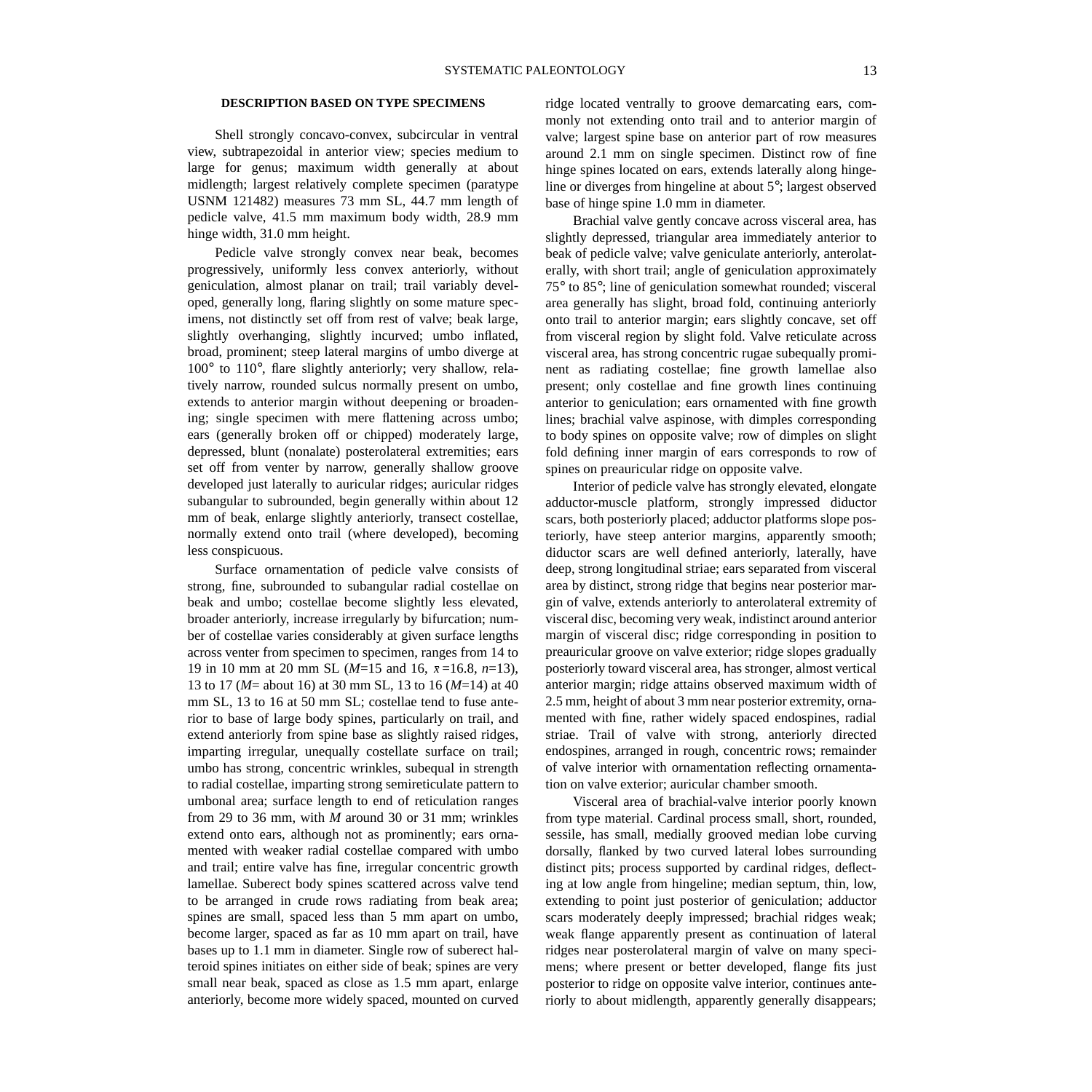### DESCRIPTION BASED ON TYPE SPECIMENS

Shell strongly concavo-convex, subcircular in ventral view, subtrapezoidal in anterior view; species medium to large for genus; maximum width generally at about midlength; largest relatively complete specimen (paratype USNM 121482) measures 73 mm SL, 44.7 mm length of pedicle valve, 41.5 mm maximum body width, 28.9 mm hinge width, 31.0 mm height.

Pedicle valve strongly convex near beak, becomes progressively, uniformly less convex anteriorly, without geniculation, almost planar on trail; trail variably developed, generally long, flaring slightly on some mature specimens, not distinctly set off from rest of valve; beak large, slightly overhanging, slightly incurved; umbo inflated, broad, prominent; steep lateral margins of umbo diverge at 100° to 110°, flare slightly anteriorly; very shallow, relatively narrow, rounded sulcus normally present on umbo, extends to anterior margin without deepening or broadening; single specimen with mere flattening across umbo; ears (generally broken off or chipped) moderately large, depressed, blunt (nonalate) posterolateral extremities; ears set off from venter by narrow, generally shallow groove developed just laterally to auricular ridges; auricular ridges subangular to subrounded, begin generally within about 12 mm of beak, enlarge slightly anteriorly, transect costellae, normally extend onto trail (where developed), becoming less conspicuous.

Surface ornamentation of pedicle valve consists of strong, fine, subrounded to subangular radial costellae on beak and umbo; costellae become slightly less elevated, broader anteriorly, increase irregularly by bifurcation; number of costellae varies considerably at given surface lengths across venter from specimen to specimen, ranges from 14 to 19 in 10 mm at 20 mm SL (*M*=15 and 16, $\bar{x}$=16.8, *n*=13), 13 to 17 (*M*= about 16) at 30 mm SL, 13 to 16 (*M*=14) at 40 mm SL, 13 to 16 at 50 mm SL; costellae tend to fuse anterior to base of large body spines, particularly on trail, and extend anteriorly from spine base as slightly raised ridges, imparting irregular, unequally costellate surface on trail; umbo has strong, concentric wrinkles, subequal in strength to radial costellae, imparting strong semireticulate pattern to umbonal area; surface length to end of reticulation ranges from 29 to 36 mm, with *M* around 30 or 31 mm; wrinkles extend onto ears, although not as prominently; ears ornamented with weaker radial costellae compared with umbo and trail; entire valve has fine, irregular concentric growth lamellae. Suberect body spines scattered across valve tend to be arranged in crude rows radiating from beak area; spines are small, spaced less than 5 mm apart on umbo, become larger, spaced as far as 10 mm apart on trail, have bases up to 1.1 mm in diameter. Single row of suberect halteroid spines initiates on either side of beak; spines are very small near beak, spaced as close as 1.5 mm apart, enlarge anteriorly, become more widely spaced, mounted on curved ridge located ventrally to groove demarcating ears, commonly not extending onto trail and to anterior margin of valve; largest spine base on anterior part of row measures around 2.1 mm on single specimen. Distinct row of fine hinge spines located on ears, extends laterally along hingeline or diverges from hingeline at about 5°; largest observed base of hinge spine 1.0 mm in diameter.

Brachial valve gently concave across visceral area, has slightly depressed, triangular area immediately anterior to beak of pedicle valve; valve geniculate anteriorly, anterolaterally, with short trail; angle of geniculation approximately 75° to 85°; line of geniculation somewhat rounded; visceral area generally has slight, broad fold, continuing anteriorly onto trail to anterior margin; ears slightly concave, set off from visceral region by slight fold. Valve reticulate across visceral area, has strong concentric rugae subequally prominent as radiating costellae; fine growth lamellae also present; only costellae and fine growth lines continuing anterior to geniculation; ears ornamented with fine growth lines; brachial valve aspinose, with dimples corresponding to body spines on opposite valve; row of dimples on slight fold defining inner margin of ears corresponds to row of spines on preauricular ridge on opposite valve.

Interior of pedicle valve has strongly elevated, elongate adductor-muscle platform, strongly impressed diductor scars, both posteriorly placed; adductor platforms slope posteriorly, have steep anterior margins, apparently smooth; diductor scars are well defined anteriorly, laterally, have deep, strong longitudinal striae; ears separated from visceral area by distinct, strong ridge that begins near posterior margin of valve, extends anteriorly to anterolateral extremity of visceral disc, becoming very weak, indistinct around anterior margin of visceral disc; ridge corresponding in position to preauricular groove on valve exterior; ridge slopes gradually posteriorly toward visceral area, has stronger, almost vertical anterior margin; ridge attains observed maximum width of 2.5 mm, height of about 3 mm near posterior extremity, ornamented with fine, rather widely spaced endospines, radial striae. Trail of valve with strong, anteriorly directed endospines, arranged in rough, concentric rows; remainder of valve interior with ornamentation reflecting ornamentation on valve exterior; auricular chamber smooth.

Visceral area of brachial-valve interior poorly known from type material. Cardinal process small, short, rounded, sessile, has small, medially grooved median lobe curving dorsally, flanked by two curved lateral lobes surrounding distinct pits; process supported by cardinal ridges, deflecting at low angle from hingeline; median septum, thin, low, extending to point just posterior of geniculation; adductor scars moderately deeply impressed; brachial ridges weak; weak flange apparently present as continuation of lateral ridges near posterolateral margin of valve on many specimens; where present or better developed, flange fits just posterior to ridge on opposite valve interior, continues anteriorly to about midlength, apparently generally disappears;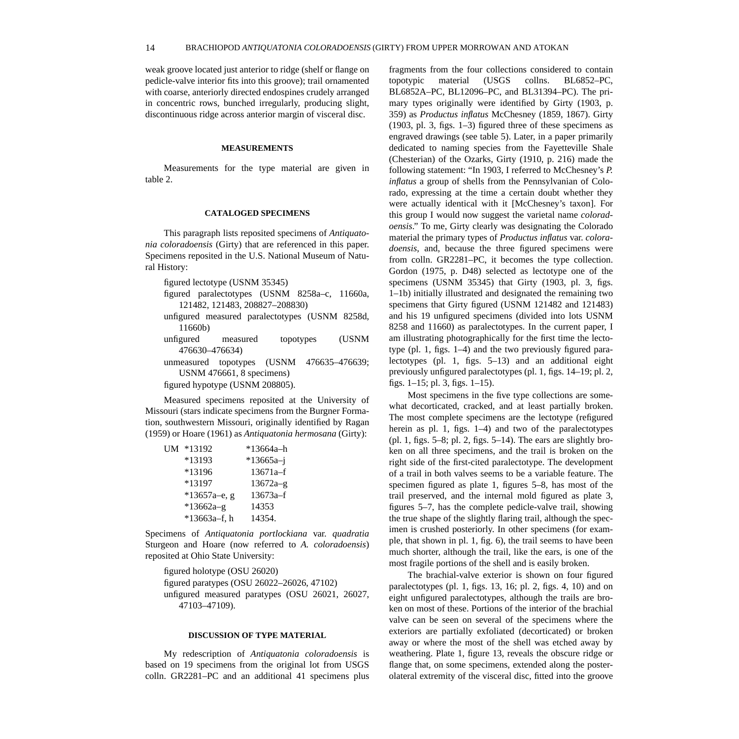weak groove located just anterior to ridge (shelf or flange on pedicle-valve interior fits into this groove); trail ornamented with coarse, anteriorly directed endospines crudely arranged in concentric rows, bunched irregularly, producing slight, discontinuous ridge across anterior margin of visceral disc.

### MEASUREMENTS

Measurements for the type material are given in table 2.

### CATALOGED SPECIMENS

This paragraph lists reposited specimens of *Antiquatonia coloradoensis* (Girty) that are referenced in this paper. Specimens reposited in the U.S. National Museum of Natural History:

- figured lectotype (USNM 35345)
- figured paralectotypes (USNM 8258a–c, 11660a, 121482, 121483, 208827–208830)
- unfigured measured paralectotypes (USNM 8258d, 11660b)
- unfigured measured topotypes (USNM 476630–476634)
- unmeasured topotypes (USNM 476635–476639; USNM 476661, 8 specimens)
- figured hypotype (USNM 208805).

Measured specimens reposited at the University of Missouri (stars indicate specimens from the Burgner Formation, southwestern Missouri, originally identified by Ragan (1959) or Hoare (1961) as *Antiquatonia hermosana* (Girty):

| UM | | |
|---|---|---|
| | *13192 | *13664a–h |
| | *13193 | *13665a–j |
| | *13196 | 13671a–f |
| | *13197 | 13672a–g |
| | *13657a–e, g | 13673a–f |
| | *13662a–g | 14353 |
| | *13663a–f, h | 14354. |

Specimens of *Antiquatonia portlockiana* var. *quadratia* Sturgeon and Hoare (now referred to *A. coloradoensis*) reposited at Ohio State University:

- figured holotype (OSU 26020)
- figured paratypes (OSU 26022–26026, 47102)
- unfigured measured paratypes (OSU 26021, 26027, 47103–47109).

### DISCUSSION OF TYPE MATERIAL

My redescription of *Antiquatonia coloradoensis* is based on 19 specimens from the original lot from USGS colln. GR2281–PC and an additional 41 specimens plus fragments from the four collections considered to contain topotypic material (USGS collns. BL6852–PC, BL6852A–PC, BL12096–PC, and BL31394–PC). The primary types originally were identified by Girty (1903, p. 359) as *Productus inflatus* McChesney (1859, 1867). Girty (1903, pl. 3, figs. 1–3) figured three of these specimens as engraved drawings (see table 5). Later, in a paper primarily dedicated to naming species from the Fayetteville Shale (Chesterian) of the Ozarks, Girty (1910, p. 216) made the following statement: "In 1903, I referred to McChesney's *P. inflatus* a group of shells from the Pennsylvanian of Colorado, expressing at the time a certain doubt whether they were actually identical with it [McChesney's taxon]. For this group I would now suggest the varietal name *coloradoensis*." To me, Girty clearly was designating the Colorado material the primary types of *Productus inflatus* var. *coloradoensis*, and, because the three figured specimens were from colln. GR2281–PC, it becomes the type collection. Gordon (1975, p. D48) selected as lectotype one of the specimens (USNM 35345) that Girty (1903, pl. 3, figs. 1–1b) initially illustrated and designated the remaining two specimens that Girty figured (USNM 121482 and 121483) and his 19 unfigured specimens (divided into lots USNM 8258 and 11660) as paralectotypes. In the current paper, I am illustrating photographically for the first time the lectotype (pl. 1, figs. 1–4) and the two previously figured paralectotypes (pl. 1, figs. 5–13) and an additional eight previously unfigured paralectotypes (pl. 1, figs. 14–19; pl. 2, figs. 1–15; pl. 3, figs. 1–15).

Most specimens in the five type collections are somewhat decorticated, cracked, and at least partially broken. The most complete specimens are the lectotype (refigured herein as pl. 1, figs. 1–4) and two of the paralectotypes (pl. 1, figs. 5–8; pl. 2, figs. 5–14). The ears are slightly broken on all three specimens, and the trail is broken on the right side of the first-cited paralectotype. The development of a trail in both valves seems to be a variable feature. The specimen figured as plate 1, figures 5–8, has most of the trail preserved, and the internal mold figured as plate 3, figures 5–7, has the complete pedicle-valve trail, showing the true shape of the slightly flaring trail, although the specimen is crushed posteriorly. In other specimens (for example, that shown in pl. 1, fig. 6), the trail seems to have been much shorter, although the trail, like the ears, is one of the most fragile portions of the shell and is easily broken.

The brachial-valve exterior is shown on four figured paralectotypes (pl. 1, figs. 13, 16; pl. 2, figs. 4, 10) and on eight unfigured paralectotypes, although the trails are broken on most of these. Portions of the interior of the brachial valve can be seen on several of the specimens where the exteriors are partially exfoliated (decorticated) or broken away or where the most of the shell was etched away by weathering. Plate 1, figure 13, reveals the obscure ridge or flange that, on some specimens, extended along the posterolateral extremity of the visceral disc, fitted into the groove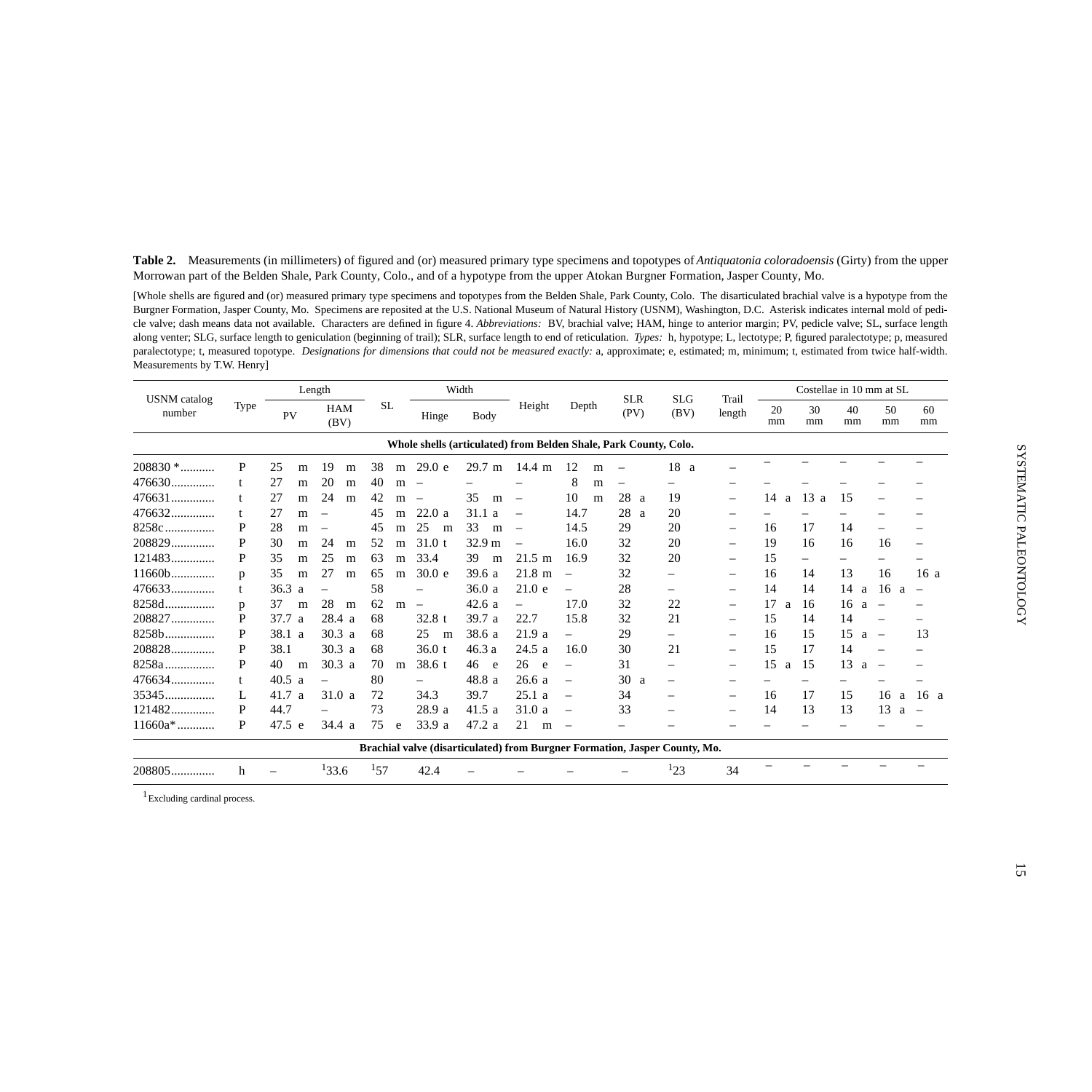**Table 2.** Measurements (in millimeters) of figured and (or) measured primary type specimens and topotypes of *Antiquatonia coloradoensis* (Girty) from the upper Morrowan part of the Belden Shale, Park County, Colo., and of a hypotype from the upper Atokan Burgner Formation, Jasper County, Mo.

[Whole shells are figured and (or) measured primary type specimens and topotypes from the Belden Shale, Park County, Colo. The disarticulated brachial valve is a hypotype from the Burgner Formation, Jasper County, Mo. Specimens are reposited at the U.S. National Museum of Natural History (USNM), Washington, D.C. Asterisk indicates internal mold of pedicle valve; dash means data not available. Characters are defined in figure 4. *Abbreviations:* BV, brachial valve; HAM, hinge to anterior margin; PV, pedicle valve; SL, surface length along venter; SLG, surface length to geniculation (beginning of trail); SLR, surface length to end of reticulation. *Types:* h, hypotype; L, lectotype; P, figured paralectotype; p, measured paralectotype; t, measured topotype. *Designations for dimensions that could not be measured exactly:* a, approximate; e, estimated; m, minimum; t, estimated from twice half-width. Measurements by T.W. Henry]

| USNM catalog number | Type | Length | | SL | Width | | Height | Depth | SLR (PV) | SLG (BV) | Trail length | Costellae in 10 mm at SL | | | | |
|---|---|---|---|---|---|---|---|---|---|---|---|---|---|---|---|---|
| | | PV | HAM (BV) | | Hinge | Body | | | | | | 20 mm | 30 mm | 40 mm | 50 mm | 60 mm |
| **Whole shells (articulated) from Belden Shale, Park County, Colo.** | | | | | | | | | | | | | | | | |
| 208830 * | P | 25 m | 19 m | 38 m | 29.0 e | 29.7 m | 14.4 m | 12 m | – | 18 a | – | – | – | – | – | – |
| 476630 | t | 27 m | 20 m | 40 m | – | – | – | 8 m | – | – | – | – | – | – | – | – |
| 476631 | t | 27 m | 24 m | 42 m | – | 35 m | – | 10 m | 28 a | 19 | – | 14 a | 13 a | 15 | – | – |
| 476632 | t | 27 m | – | 45 m | 22.0 a | 31.1 a | – | 14.7 | 28 a | 20 | – | – | – | – | – | – |
| 8258c | P | 28 m | – | 45 m | 25 m | 33 m | – | 14.5 | 29 | 20 | – | 16 | 17 | 14 | – | – |
| 208829 | P | 30 m | 24 m | 52 m | 31.0 t | 32.9 m | – | 16.0 | 32 | 20 | – | 19 | 16 | 16 | 16 | – |
| 121483 | P | 35 m | 25 m | 63 m | 33.4 | 39 m | 21.5 m | 16.9 | 32 | 20 | – | 15 | – | – | – | – |
| 11660b | p | 35 m | 27 m | 65 m | 30.0 e | 39.6 a | 21.8 m | – | 32 | – | – | 16 | 14 | 13 | 16 | 16 a |
| 476633 | t | 36.3 a | – | 58 | – | 36.0 a | 21.0 e | – | 28 | – | – | 14 | 14 | 14 a | 16 a | – |
| 8258d | p | 37 m | 28 m | 62 m | – | 42.6 a | – | 17.0 | 32 | 22 | – | 17 a | 16 | 16 a | – | – |
| 208827 | P | 37.7 a | 28.4 a | 68 | 32.8 t | 39.7 a | 22.7 | 15.8 | 32 | 21 | – | 15 | 14 | 14 | – | – |
| 8258b | P | 38.1 a | 30.3 a | 68 | 25 m | 38.6 a | 21.9 a | – | 29 | – | – | 16 | 15 | 15 a | – | 13 |
| 208828 | P | 38.1 | 30.3 a | 68 | 36.0 t | 46.3 a | 24.5 a | 16.0 | 30 | 21 | – | 15 | 17 | 14 | – | – |
| 8258a | P | 40 m | 30.3 a | 70 m | 38.6 t | 46 e | 26 e | – | 31 | – | – | 15 a | 15 | 13 a | – | – |
| 476634 | t | 40.5 a | – | 80 | – | 48.8 a | 26.6 a | – | 30 a | – | – | – | – | – | – | – |
| 35345 | L | 41.7 a | 31.0 a | 72 | 34.3 | 39.7 | 25.1 a | – | 34 | – | – | 16 | 17 | 15 | 16 a | 16 a |
| 121482 | P | 44.7 | – | 73 | 28.9 a | 41.5 a | 31.0 a | – | 33 | – | – | 14 | 13 | 13 | 13 a | – |
| 11660a* | P | 47.5 e | 34.4 a | 75 e | 33.9 a | 47.2 a | 21 m | – | – | – | – | – | – | – | – | – |
| **Brachial valve (disarticulated) from Burgner Formation, Jasper County, Mo.** | | | | | | | | | | | | | | | | |
| 208805 | h | – | [1]33.6 | [1]57 | 42.4 | – | – | – | – | [1]23 | 34 | – | – | – | – | – |

[1]Excluding cardinal process.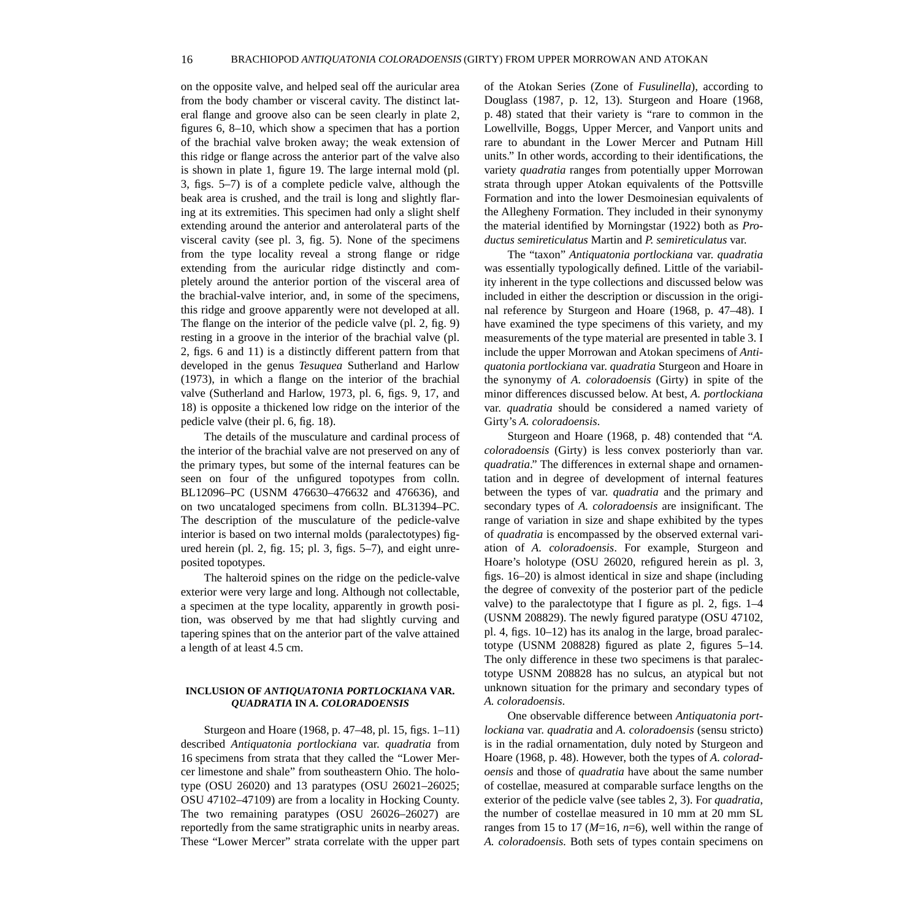on the opposite valve, and helped seal off the auricular area from the body chamber or visceral cavity. The distinct lateral flange and groove also can be seen clearly in plate 2, figures 6, 8–10, which show a specimen that has a portion of the brachial valve broken away; the weak extension of this ridge or flange across the anterior part of the valve also is shown in plate 1, figure 19. The large internal mold (pl. 3, figs. 5–7) is of a complete pedicle valve, although the beak area is crushed, and the trail is long and slightly flaring at its extremities. This specimen had only a slight shelf extending around the anterior and anterolateral parts of the visceral cavity (see pl. 3, fig. 5). None of the specimens from the type locality reveal a strong flange or ridge extending from the auricular ridge distinctly and completely around the anterior portion of the visceral area of the brachial-valve interior, and, in some of the specimens, this ridge and groove apparently were not developed at all. The flange on the interior of the pedicle valve (pl. 2, fig. 9) resting in a groove in the interior of the brachial valve (pl. 2, figs. 6 and 11) is a distinctly different pattern from that developed in the genus *Tesuquea* Sutherland and Harlow (1973), in which a flange on the interior of the brachial valve (Sutherland and Harlow, 1973, pl. 6, figs. 9, 17, and 18) is opposite a thickened low ridge on the interior of the pedicle valve (their pl. 6, fig. 18).

The details of the musculature and cardinal process of the interior of the brachial valve are not preserved on any of the primary types, but some of the internal features can be seen on four of the unfigured topotypes from colln. BL12096–PC (USNM 476630–476632 and 476636), and on two uncataloged specimens from colln. BL31394–PC. The description of the musculature of the pedicle-valve interior is based on two internal molds (paralectotypes) figured herein (pl. 2, fig. 15; pl. 3, figs. 5–7), and eight unreposited topotypes.

The halteroid spines on the ridge on the pedicle-valve exterior were very large and long. Although not collectable, a specimen at the type locality, apparently in growth position, was observed by me that had slightly curving and tapering spines that on the anterior part of the valve attained a length of at least 4.5 cm.

## INCLUSION OF *ANTIQUATONIA PORTLOCKIANA* VAR. *QUADRATIA* IN *A. COLORADOENSIS*

Sturgeon and Hoare (1968, p. 47–48, pl. 15, figs. 1–11) described *Antiquatonia portlockiana* var. *quadratia* from 16 specimens from strata that they called the "Lower Mercer limestone and shale" from southeastern Ohio. The holotype (OSU 26020) and 13 paratypes (OSU 26021–26025; OSU 47102–47109) are from a locality in Hocking County. The two remaining paratypes (OSU 26026–26027) are reportedly from the same stratigraphic units in nearby areas. These "Lower Mercer" strata correlate with the upper part of the Atokan Series (Zone of *Fusulinella*), according to Douglass (1987, p. 12, 13). Sturgeon and Hoare (1968, p. 48) stated that their variety is "rare to common in the Lowellville, Boggs, Upper Mercer, and Vanport units and rare to abundant in the Lower Mercer and Putnam Hill units." In other words, according to their identifications, the variety *quadratia* ranges from potentially upper Morrowan strata through upper Atokan equivalents of the Pottsville Formation and into the lower Desmoinesian equivalents of the Allegheny Formation. They included in their synonymy the material identified by Morningstar (1922) both as *Productus semireticulatus* Martin and *P. semireticulatus* var.

The "taxon" *Antiquatonia portlockiana* var. *quadratia* was essentially typologically defined. Little of the variability inherent in the type collections and discussed below was included in either the description or discussion in the original reference by Sturgeon and Hoare (1968, p. 47–48). I have examined the type specimens of this variety, and my measurements of the type material are presented in table 3. I include the upper Morrowan and Atokan specimens of *Antiquatonia portlockiana* var. *quadratia* Sturgeon and Hoare in the synonymy of *A. coloradoensis* (Girty) in spite of the minor differences discussed below. At best, *A. portlockiana* var. *quadratia* should be considered a named variety of Girty's *A. coloradoensis*.

Sturgeon and Hoare (1968, p. 48) contended that "*A. coloradoensis* (Girty) is less convex posteriorly than var. *quadratia*." The differences in external shape and ornamentation and in degree of development of internal features between the types of var. *quadratia* and the primary and secondary types of *A. coloradoensis* are insignificant. The range of variation in size and shape exhibited by the types of *quadratia* is encompassed by the observed external variation of *A. coloradoensis*. For example, Sturgeon and Hoare's holotype (OSU 26020, refigured herein as pl. 3, figs. 16–20) is almost identical in size and shape (including the degree of convexity of the posterior part of the pedicle valve) to the paralectotype that I figure as pl. 2, figs. 1–4 (USNM 208829). The newly figured paratype (OSU 47102, pl. 4, figs. 10–12) has its analog in the large, broad paralectotype (USNM 208828) figured as plate 2, figures 5–14. The only difference in these two specimens is that paralectotype USNM 208828 has no sulcus, an atypical but not unknown situation for the primary and secondary types of *A. coloradoensis*.

One observable difference between *Antiquatonia portlockiana* var. *quadratia* and *A. coloradoensis* (sensu stricto) is in the radial ornamentation, duly noted by Sturgeon and Hoare (1968, p. 48). However, both the types of *A. coloradoensis* and those of *quadratia* have about the same number of costellae, measured at comparable surface lengths on the exterior of the pedicle valve (see tables 2, 3). For *quadratia*, the number of costellae measured in 10 mm at 20 mm SL ranges from 15 to 17 ($M$=16, $n$=6), well within the range of *A. coloradoensis*. Both sets of types contain specimens on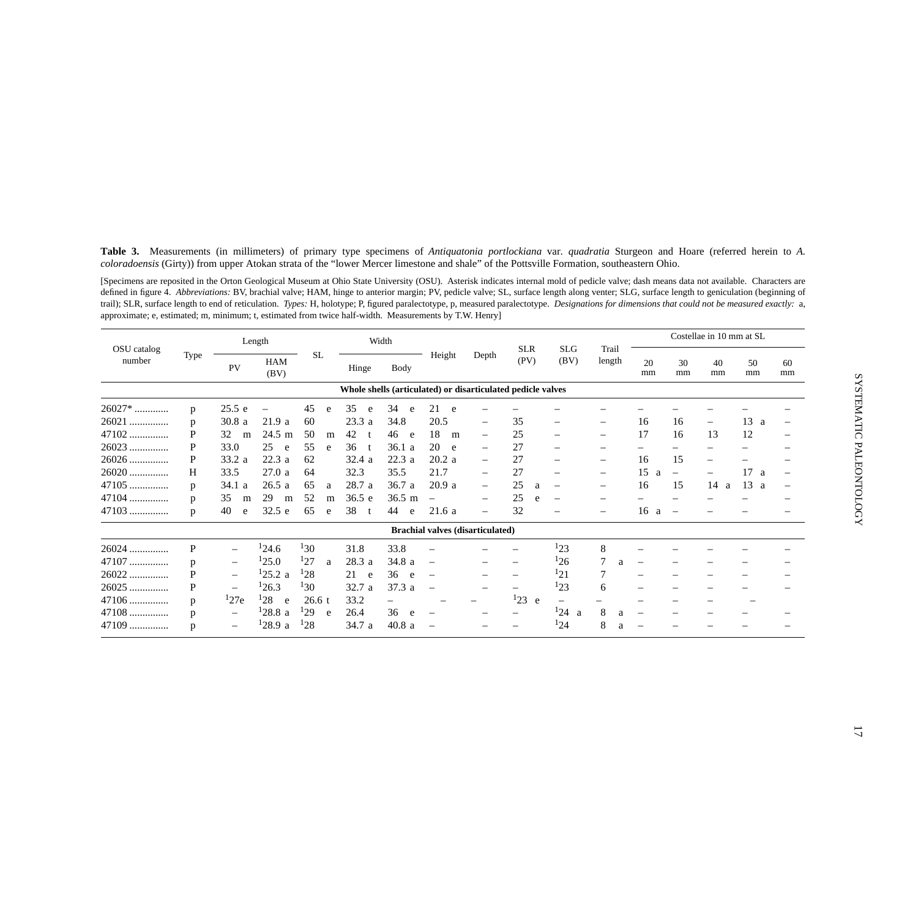**Table 3.** Measurements (in millimeters) of primary type specimens of *Antiquatonia portlockiana* var. *quadratia* Sturgeon and Hoare (referred herein to *A. coloradoensis* (Girty)) from upper Atokan strata of the "lower Mercer limestone and shale" of the Pottsville Formation, southeastern Ohio.

[Specimens are reposited in the Orton Geological Museum at Ohio State University (OSU). Asterisk indicates internal mold of pedicle valve; dash means data not available. Characters are defined in figure 4. *Abbreviations:* BV, brachial valve; HAM, hinge to anterior margin; PV, pedicle valve; SL, surface length along venter; SLG, surface length to geniculation (beginning of trail); SLR, surface length to end of reticulation. *Types:* H, holotype; P, figured paralectotype, p, measured paralectotype. *Designations for dimensions that could not be measured exactly:* a, approximate; e, estimated; m, minimum; t, estimated from twice half-width. Measurements by T.W. Henry]

| OSU catalog number | Type | Length | | SL | Width | | Height | Depth | SLR (PV) | SLG (BV) | Trail length | Costellae in 10 mm at SL | | | | |
|---|---|---|---|---|---|---|---|---|---|---|---|---|---|---|---|---|
| | | PV | HAM (BV) | | Hinge | Body | | | | | | 20 mm | 30 mm | 40 mm | 50 mm | 60 mm |
| **Whole shells (articulated) or disarticulated pedicle valves** | | | | | | | | | | | | | | | | |
| 26027* | p | 25.5 e | – | 45 e | 35 e | 34 e | 21 e | – | – | – | – | – | – | – | – | – |
| 26021 | p | 30.8 a | 21.9 a | 60 | 23.3 a | 34.8 | 20.5 | – | 35 | – | – | 16 | 16 | – | 13 a | – |
| 47102 | P | 32 m | 24.5 m | 50 m | 42 t | 46 e | 18 m | – | 25 | – | – | 17 | 16 | 13 | 12 | – |
| 26023 | P | 33.0 | 25 e | 55 e | 36 t | 36.1 a | 20 e | – | 27 | – | – | – | – | – | – | – |
| 26026 | P | 33.2 a | 22.3 a | 62 | 32.4 a | 22.3 a | 20.2 a | – | 27 | – | – | 16 | 15 | – | – | – |
| 26020 | H | 33.5 | 27.0 a | 64 | 32.3 | 35.5 | 21.7 | – | 27 | – | – | 15 a | – | – | 17 a | – |
| 47105 | p | 34.1 a | 26.5 a | 65 a | 28.7 a | 36.7 a | 20.9 a | – | 25 a | – | – | 16 | 15 | 14 a | 13 a | – |
| 47104 | p | 35 m | 29 m | 52 m | 36.5 e | 36.5 m | – | – | 25 e | – | – | – | – | – | – | – |
| 47103 | p | 40 e | 32.5 e | 65 e | 38 t | 44 e | 21.6 a | – | 32 | – | – | 16 a | – | – | – | – |
| **Brachial valves (disarticulated)** | | | | | | | | | | | | | | | | |
| 26024 | P | – | [1]24.6 | [1]30 | 31.8 | 33.8 | – | – | – | [1]23 | 8 | – | – | – | – | – |
| 47107 | p | – | [1]25.0 | [1]27 a | 28.3 a | 34.8 a | – | – | – | [1]26 | 7 a | – | – | – | – | – |
| 26022 | P | – | [1]25.2 a | [1]28 | 21 e | 36 e | – | – | – | [1]21 | 7 | – | – | – | – | – |
| 26025 | P | – | [1]26.3 | [1]30 | 32.7 a | 37.3 a | – | – | – | [1]23 | 6 | – | – | – | – | – |
| 47106 | p | [1]27e | [1]28 e | 26.6 t | 33.2 | – | – | – | [1]23 e | – | – | – | – | – | – | |
| 47108 | p | – | [1]28.8 a | [1]29 e | 26.4 | 36 e | – | – | – | [1]24 a | 8 a | – | – | – | – | – |
| 47109 | p | – | [1]28.9 a | [1]28 | 34.7 a | 40.8 a | – | – | – | [1]24 | 8 a | – | – | – | – | – |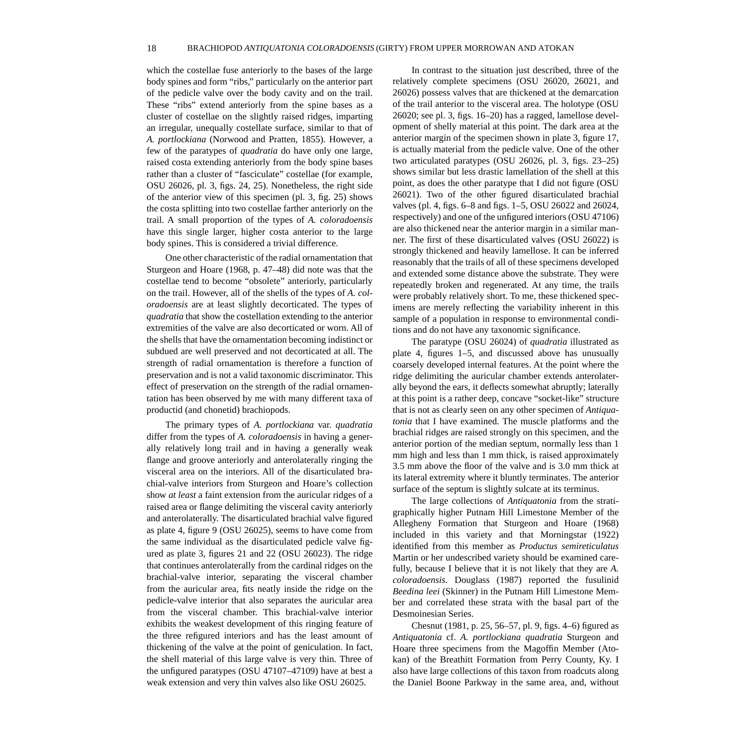which the costellae fuse anteriorly to the bases of the large body spines and form "ribs," particularly on the anterior part of the pedicle valve over the body cavity and on the trail. These "ribs" extend anteriorly from the spine bases as a cluster of costellae on the slightly raised ridges, imparting an irregular, unequally costellate surface, similar to that of *A. portlockiana* (Norwood and Pratten, 1855). However, a few of the paratypes of *quadratia* do have only one large, raised costa extending anteriorly from the body spine bases rather than a cluster of "fasciculate" costellae (for example, OSU 26026, pl. 3, figs. 24, 25). Nonetheless, the right side of the anterior view of this specimen (pl. 3, fig. 25) shows the costa splitting into two costellae farther anteriorly on the trail. A small proportion of the types of *A. coloradoensis* have this single larger, higher costa anterior to the large body spines. This is considered a trivial difference.

One other characteristic of the radial ornamentation that Sturgeon and Hoare (1968, p. 47–48) did note was that the costellae tend to become "obsolete" anteriorly, particularly on the trail. However, all of the shells of the types of *A. coloradoensis* are at least slightly decorticated. The types of *quadratia* that show the costellation extending to the anterior extremities of the valve are also decorticated or worn. All of the shells that have the ornamentation becoming indistinct or subdued are well preserved and not decorticated at all. The strength of radial ornamentation is therefore a function of preservation and is not a valid taxonomic discriminator. This effect of preservation on the strength of the radial ornamentation has been observed by me with many different taxa of productid (and chonetid) brachiopods.

The primary types of *A. portlockiana* var. *quadratia* differ from the types of *A. coloradoensis* in having a generally relatively long trail and in having a generally weak flange and groove anteriorly and anterolaterally ringing the visceral area on the interiors. All of the disarticulated brachial-valve interiors from Sturgeon and Hoare's collection show *at least* a faint extension from the auricular ridges of a raised area or flange delimiting the visceral cavity anteriorly and anterolaterally. The disarticulated brachial valve figured as plate 4, figure 9 (OSU 26025), seems to have come from the same individual as the disarticulated pedicle valve figured as plate 3, figures 21 and 22 (OSU 26023). The ridge that continues anterolaterally from the cardinal ridges on the brachial-valve interior, separating the visceral chamber from the auricular area, fits neatly inside the ridge on the pedicle-valve interior that also separates the auricular area from the visceral chamber. This brachial-valve interior exhibits the weakest development of this ringing feature of the three refigured interiors and has the least amount of thickening of the valve at the point of geniculation. In fact, the shell material of this large valve is very thin. Three of the unfigured paratypes (OSU 47107–47109) have at best a weak extension and very thin valves also like OSU 26025.

In contrast to the situation just described, three of the relatively complete specimens (OSU 26020, 26021, and 26026) possess valves that are thickened at the demarcation of the trail anterior to the visceral area. The holotype (OSU 26020; see pl. 3, figs. 16–20) has a ragged, lamellose development of shelly material at this point. The dark area at the anterior margin of the specimen shown in plate 3, figure 17, is actually material from the pedicle valve. One of the other two articulated paratypes (OSU 26026, pl. 3, figs. 23–25) shows similar but less drastic lamellation of the shell at this point, as does the other paratype that I did not figure (OSU 26021). Two of the other figured disarticulated brachial valves (pl. 4, figs. 6–8 and figs. 1–5, OSU 26022 and 26024, respectively) and one of the unfigured interiors (OSU 47106) are also thickened near the anterior margin in a similar manner. The first of these disarticulated valves (OSU 26022) is strongly thickened and heavily lamellose. It can be inferred reasonably that the trails of all of these specimens developed and extended some distance above the substrate. They were repeatedly broken and regenerated. At any time, the trails were probably relatively short. To me, these thickened specimens are merely reflecting the variability inherent in this sample of a population in response to environmental conditions and do not have any taxonomic significance.

The paratype (OSU 26024) of *quadratia* illustrated as plate 4, figures 1–5, and discussed above has unusually coarsely developed internal features. At the point where the ridge delimiting the auricular chamber extends anterolaterally beyond the ears, it deflects somewhat abruptly; laterally at this point is a rather deep, concave "socket-like" structure that is not as clearly seen on any other specimen of *Antiquatonia* that I have examined. The muscle platforms and the brachial ridges are raised strongly on this specimen, and the anterior portion of the median septum, normally less than 1 mm high and less than 1 mm thick, is raised approximately 3.5 mm above the floor of the valve and is 3.0 mm thick at its lateral extremity where it bluntly terminates. The anterior surface of the septum is slightly sulcate at its terminus.

The large collections of *Antiquatonia* from the stratigraphically higher Putnam Hill Limestone Member of the Allegheny Formation that Sturgeon and Hoare (1968) included in this variety and that Morningstar (1922) identified from this member as *Productus semireticulatus* Martin or her undescribed variety should be examined carefully, because I believe that it is not likely that they are *A. coloradoensis.* Douglass (1987) reported the fusulinid *Beedina leei* (Skinner) in the Putnam Hill Limestone Member and correlated these strata with the basal part of the Desmoinesian Series.

Chesnut (1981, p. 25, 56–57, pl. 9, figs. 4–6) figured as *Antiquatonia* cf. *A. portlockiana quadratia* Sturgeon and Hoare three specimens from the Magoffin Member (Atokan) of the Breathitt Formation from Perry County, Ky. I also have large collections of this taxon from roadcuts along the Daniel Boone Parkway in the same area, and, without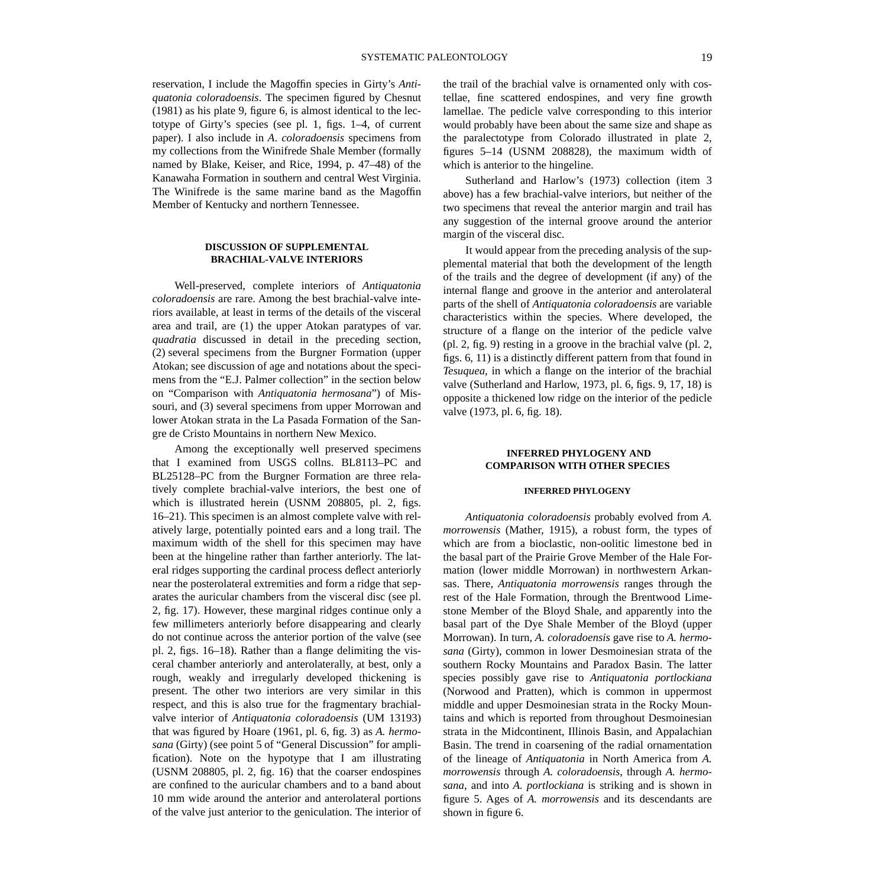reservation, I include the Magoffin species in Girty's *Antiquatonia coloradoensis*. The specimen figured by Chesnut (1981) as his plate 9, figure 6, is almost identical to the lectotype of Girty's species (see pl. 1, figs. 1–4, of current paper). I also include in *A. coloradoensis* specimens from my collections from the Winifrede Shale Member (formally named by Blake, Keiser, and Rice, 1994, p. 47–48) of the Kanawaha Formation in southern and central West Virginia. The Winifrede is the same marine band as the Magoffin Member of Kentucky and northern Tennessee.

## DISCUSSION OF SUPPLEMENTAL BRACHIAL-VALVE INTERIORS

Well-preserved, complete interiors of *Antiquatonia coloradoensis* are rare. Among the best brachial-valve interiors available, at least in terms of the details of the visceral area and trail, are (1) the upper Atokan paratypes of var. *quadratia* discussed in detail in the preceding section, (2) several specimens from the Burgner Formation (upper Atokan; see discussion of age and notations about the specimens from the "E.J. Palmer collection" in the section below on "Comparison with *Antiquatonia hermosana*") of Missouri, and (3) several specimens from upper Morrowan and lower Atokan strata in the La Pasada Formation of the Sangre de Cristo Mountains in northern New Mexico.

Among the exceptionally well preserved specimens that I examined from USGS collns. BL8113–PC and BL25128–PC from the Burgner Formation are three relatively complete brachial-valve interiors, the best one of which is illustrated herein (USNM 208805, pl. 2, figs. 16–21). This specimen is an almost complete valve with relatively large, potentially pointed ears and a long trail. The maximum width of the shell for this specimen may have been at the hingeline rather than farther anteriorly. The lateral ridges supporting the cardinal process deflect anteriorly near the posterolateral extremities and form a ridge that separates the auricular chambers from the visceral disc (see pl. 2, fig. 17). However, these marginal ridges continue only a few millimeters anteriorly before disappearing and clearly do not continue across the anterior portion of the valve (see pl. 2, figs. 16–18). Rather than a flange delimiting the visceral chamber anteriorly and anterolaterally, at best, only a rough, weakly and irregularly developed thickening is present. The other two interiors are very similar in this respect, and this is also true for the fragmentary brachial-valve interior of *Antiquatonia coloradoensis* (UM 13193) that was figured by Hoare (1961, pl. 6, fig. 3) as *A. hermosana* (Girty) (see point 5 of "General Discussion" for amplification). Note on the hypotype that I am illustrating (USNM 208805, pl. 2, fig. 16) that the coarser endospines are confined to the auricular chambers and to a band about 10 mm wide around the anterior and anterolateral portions of the valve just anterior to the geniculation. The interior of the trail of the brachial valve is ornamented only with costellae, fine scattered endospines, and very fine growth lamellae. The pedicle valve corresponding to this interior would probably have been about the same size and shape as the paralectotype from Colorado illustrated in plate 2, figures 5–14 (USNM 208828), the maximum width of which is anterior to the hingeline.

Sutherland and Harlow's (1973) collection (item 3 above) has a few brachial-valve interiors, but neither of the two specimens that reveal the anterior margin and trail has any suggestion of the internal groove around the anterior margin of the visceral disc.

It would appear from the preceding analysis of the supplemental material that both the development of the length of the trails and the degree of development (if any) of the internal flange and groove in the anterior and anterolateral parts of the shell of *Antiquatonia coloradoensis* are variable characteristics within the species. Where developed, the structure of a flange on the interior of the pedicle valve (pl. 2, fig. 9) resting in a groove in the brachial valve (pl. 2, figs. 6, 11) is a distinctly different pattern from that found in *Tesuquea*, in which a flange on the interior of the brachial valve (Sutherland and Harlow, 1973, pl. 6, figs. 9, 17, 18) is opposite a thickened low ridge on the interior of the pedicle valve (1973, pl. 6, fig. 18).

## INFERRED PHYLOGENY AND COMPARISON WITH OTHER SPECIES

### INFERRED PHYLOGENY

*Antiquatonia coloradoensis* probably evolved from *A. morrowensis* (Mather, 1915), a robust form, the types of which are from a bioclastic, non-oolitic limestone bed in the basal part of the Prairie Grove Member of the Hale Formation (lower middle Morrowan) in northwestern Arkansas. There, *Antiquatonia morrowensis* ranges through the rest of the Hale Formation, through the Brentwood Limestone Member of the Bloyd Shale, and apparently into the basal part of the Dye Shale Member of the Bloyd (upper Morrowan). In turn, *A. coloradoensis* gave rise to *A. hermosana* (Girty), common in lower Desmoinesian strata of the southern Rocky Mountains and Paradox Basin. The latter species possibly gave rise to *Antiquatonia portlockiana* (Norwood and Pratten), which is common in uppermost middle and upper Desmoinesian strata in the Rocky Mountains and which is reported from throughout Desmoinesian strata in the Midcontinent, Illinois Basin, and Appalachian Basin. The trend in coarsening of the radial ornamentation of the lineage of *Antiquatonia* in North America from *A. morrowensis* through *A. coloradoensis*, through *A. hermosana*, and into *A. portlockiana* is striking and is shown in figure 5. Ages of *A. morrowensis* and its descendants are shown in figure 6.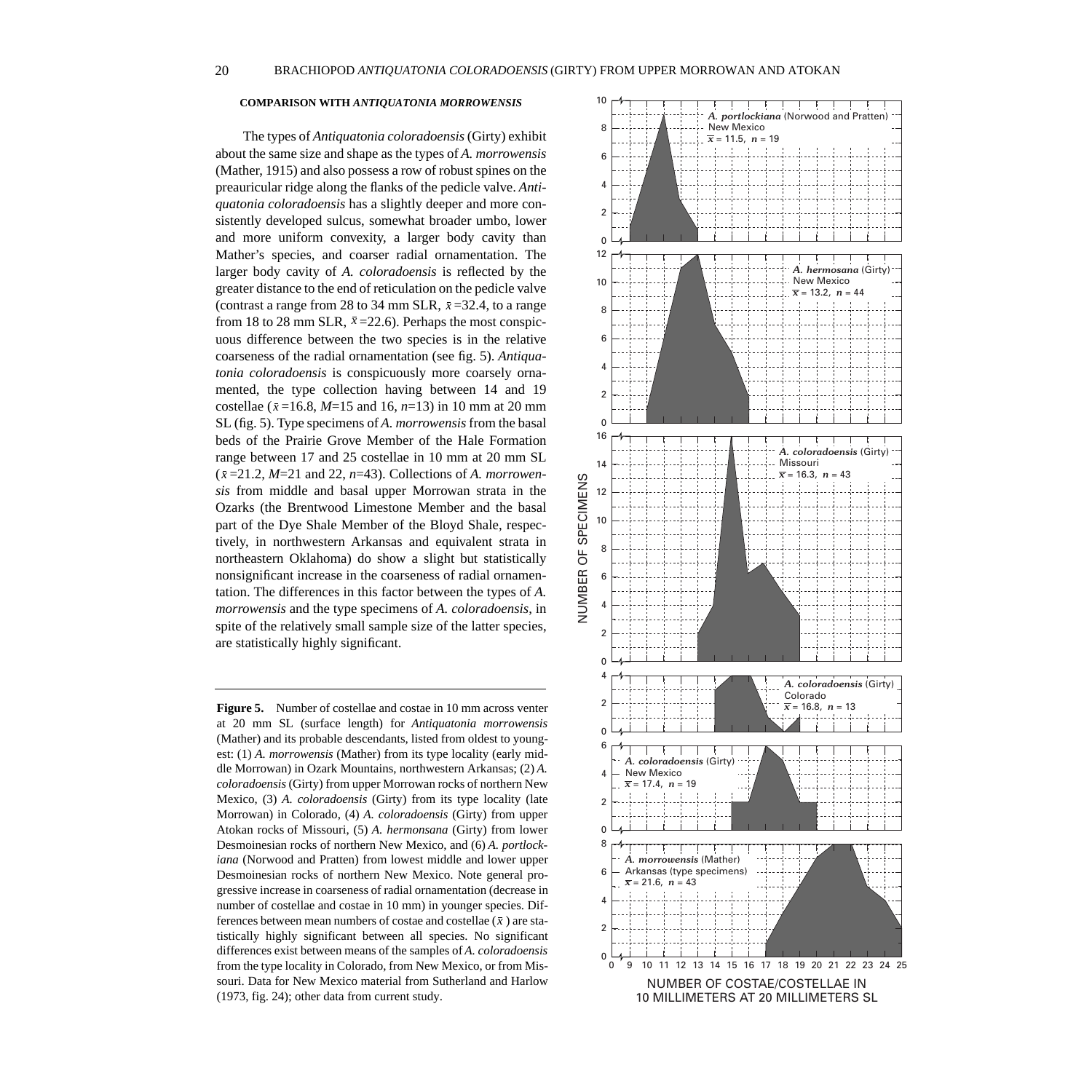### COMPARISON WITH *ANTIQUATONIA MORROWENSIS*

The types of *Antiquatonia coloradoensis* (Girty) exhibit about the same size and shape as the types of *A. morrowensis* (Mather, 1915) and also possess a row of robust spines on the preauricular ridge along the flanks of the pedicle valve. *Antiquatonia coloradoensis* has a slightly deeper and more consistently developed sulcus, somewhat broader umbo, lower and more uniform convexity, a larger body cavity than Mather's species, and coarser radial ornamentation. The larger body cavity of *A. coloradoensis* is reflected by the greater distance to the end of reticulation on the pedicle valve (contrast a range from 28 to 34 mm SLR, $\bar{x}$=32.4, to a range from 18 to 28 mm SLR, $\bar{x}$=22.6). Perhaps the most conspicuous difference between the two species is in the relative coarseness of the radial ornamentation (see fig. 5). *Antiquatonia coloradoensis* is conspicuously more coarsely ornamented, the type collection having between 14 and 19 costellae ($\bar{x}$=16.8, *M*=15 and 16, *n*=13) in 10 mm at 20 mm SL (fig. 5). Type specimens of *A. morrowensis* from the basal beds of the Prairie Grove Member of the Hale Formation range between 17 and 25 costellae in 10 mm at 20 mm SL ($\bar{x}$=21.2, *M*=21 and 22, *n*=43). Collections of *A. morrowensis* from middle and basal upper Morrowan strata in the Ozarks (the Brentwood Limestone Member and the basal part of the Dye Shale Member of the Bloyd Shale, respectively, in northwestern Arkansas and equivalent strata in northeastern Oklahoma) do show a slight but statistically nonsignificant increase in the coarseness of radial ornamentation. The differences in this factor between the types of *A. morrowensis* and the type specimens of *A. coloradoensis*, in spite of the relatively small sample size of the latter species, are statistically highly significant.

**Figure 5.** Number of costellae and costae in 10 mm across venter at 20 mm SL (surface length) for *Antiquatonia morrowensis* (Mather) and its probable descendants, listed from oldest to youngest: (1) *A. morrowensis* (Mather) from its type locality (early middle Morrowan) in Ozark Mountains, northwestern Arkansas; (2) *A. coloradoensis* (Girty) from upper Morrowan rocks of northern New Mexico, (3) *A. coloradoensis* (Girty) from its type locality (late Morrowan) in Colorado, (4) *A. coloradoensis* (Girty) from upper Atokan rocks of Missouri, (5) *A. hermonsana* (Girty) from lower Desmoinesian rocks of northern New Mexico, and (6) *A. portlockiana* (Norwood and Pratten) from lowest middle and lower upper Desmoinesian rocks of northern New Mexico. Note general progressive increase in coarseness of radial ornamentation (decrease in number of costellae and costae in 10 mm) in younger species. Differences between mean numbers of costae and costellae ($\bar{x}$) are statistically highly significant between all species. No significant differences exist between means of the samples of *A. coloradoensis* from the type locality in Colorado, from New Mexico, or from Missouri. Data for New Mexico material from Sutherland and Harlow (1973, fig. 24); other data from current study.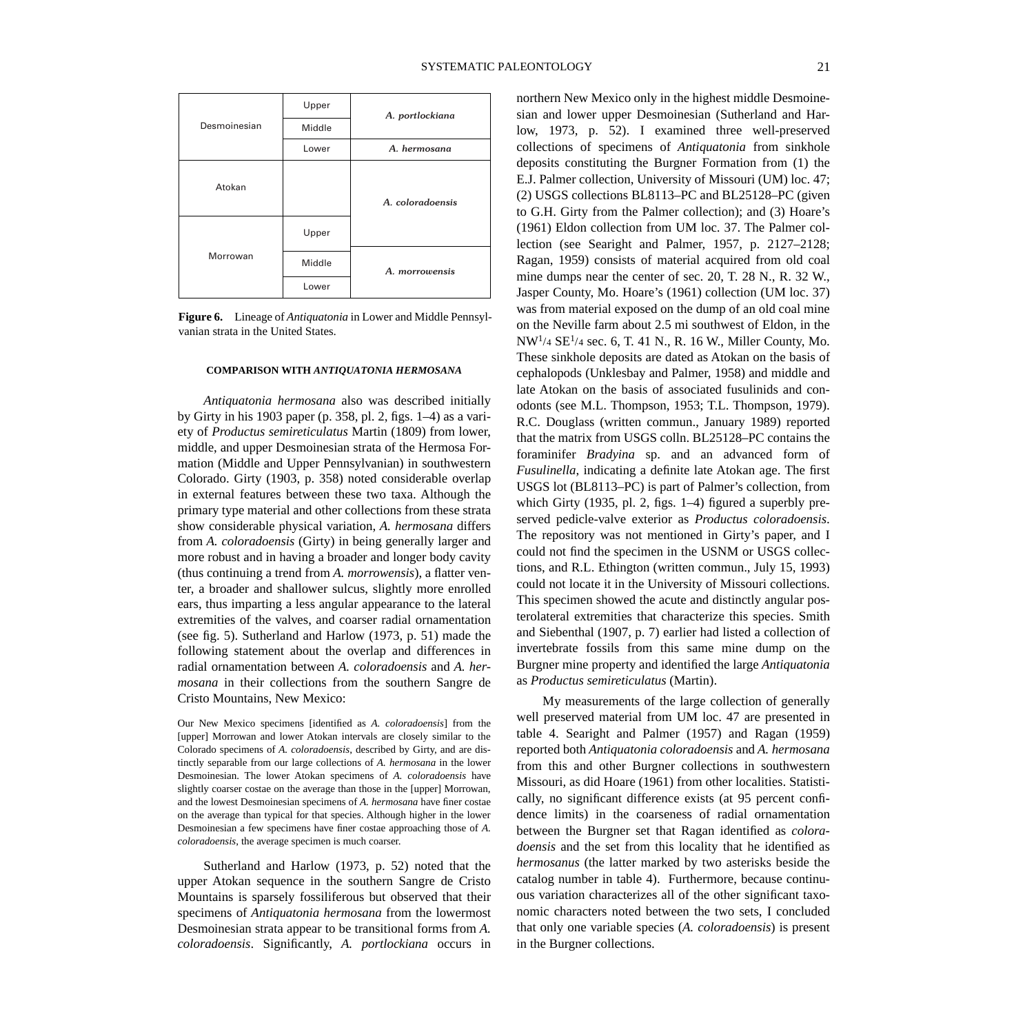| | | |
|---|---|---|
| Desmoinesian | Upper | *A. portlockiana* |
| | Middle | |
| | Lower | *A. hermosana* |
| Atokan | | *A. coloradoensis* |
| Morrowan | Upper | |
| | Middle | *A. morrowensis* |
| | Lower | |

**Figure 6.** Lineage of *Antiquatonia* in Lower and Middle Pennsylvanian strata in the United States.

#### COMPARISON WITH *ANTIQUATONIA HERMOSANA*

*Antiquatonia hermosana* also was described initially by Girty in his 1903 paper (p. 358, pl. 2, figs. 1–4) as a variety of *Productus semireticulatus* Martin (1809) from lower, middle, and upper Desmoinesian strata of the Hermosa Formation (Middle and Upper Pennsylvanian) in southwestern Colorado. Girty (1903, p. 358) noted considerable overlap in external features between these two taxa. Although the primary type material and other collections from these strata show considerable physical variation, *A. hermosana* differs from *A. coloradoensis* (Girty) in being generally larger and more robust and in having a broader and longer body cavity (thus continuing a trend from *A. morrowensis*), a flatter venter, a broader and shallower sulcus, slightly more enrolled ears, thus imparting a less angular appearance to the lateral extremities of the valves, and coarser radial ornamentation (see fig. 5). Sutherland and Harlow (1973, p. 51) made the following statement about the overlap and differences in radial ornamentation between *A. coloradoensis* and *A. hermosana* in their collections from the southern Sangre de Cristo Mountains, New Mexico:

> Our New Mexico specimens [identified as *A. coloradoensis*] from the [upper] Morrowan and lower Atokan intervals are closely similar to the Colorado specimens of *A. coloradoensis*, described by Girty, and are distinctly separable from our large collections of *A. hermosana* in the lower Desmoinesian. The lower Atokan specimens of *A. coloradoensis* have slightly coarser costae on the average than those in the [upper] Morrowan, and the lowest Desmoinesian specimens of *A. hermosana* have finer costae on the average than typical for that species. Although higher in the lower Desmoinesian a few specimens have finer costae approaching those of *A. coloradoensis*, the average specimen is much coarser.

Sutherland and Harlow (1973, p. 52) noted that the upper Atokan sequence in the southern Sangre de Cristo Mountains is sparsely fossiliferous but observed that their specimens of *Antiquatonia hermosana* from the lowermost Desmoinesian strata appear to be transitional forms from *A. coloradoensis*. Significantly, *A. portlockiana* occurs in northern New Mexico only in the highest middle Desmoinesian and lower upper Desmoinesian (Sutherland and Harlow, 1973, p. 52). I examined three well-preserved collections of specimens of *Antiquatonia* from sinkhole deposits constituting the Burgner Formation from (1) the E.J. Palmer collection, University of Missouri (UM) loc. 47; (2) USGS collections BL8113–PC and BL25128–PC (given to G.H. Girty from the Palmer collection); and (3) Hoare's (1961) Eldon collection from UM loc. 37. The Palmer collection (see Searight and Palmer, 1957, p. 2127–2128; Ragan, 1959) consists of material acquired from old coal mine dumps near the center of sec. 20, T. 28 N., R. 32 W., Jasper County, Mo. Hoare's (1961) collection (UM loc. 37) was from material exposed on the dump of an old coal mine on the Neville farm about 2.5 mi southwest of Eldon, in the NW1/4 SE1/4 sec. 6, T. 41 N., R. 16 W., Miller County, Mo. These sinkhole deposits are dated as Atokan on the basis of cephalopods (Unklesbay and Palmer, 1958) and middle and late Atokan on the basis of associated fusulinids and conodonts (see M.L. Thompson, 1953; T.L. Thompson, 1979). R.C. Douglass (written commun., January 1989) reported that the matrix from USGS colln. BL25128–PC contains the foraminifer *Bradyina* sp. and an advanced form of *Fusulinella*, indicating a definite late Atokan age. The first USGS lot (BL8113–PC) is part of Palmer's collection, from which Girty (1935, pl. 2, figs. 1–4) figured a superbly preserved pedicle-valve exterior as *Productus coloradoensis*. The repository was not mentioned in Girty's paper, and I could not find the specimen in the USNM or USGS collections, and R.L. Ethington (written commun., July 15, 1993) could not locate it in the University of Missouri collections. This specimen showed the acute and distinctly angular posterolateral extremities that characterize this species. Smith and Siebenthal (1907, p. 7) earlier had listed a collection of invertebrate fossils from this same mine dump on the Burgner mine property and identified the large *Antiquatonia* as *Productus semireticulatus* (Martin).

My measurements of the large collection of generally well preserved material from UM loc. 47 are presented in table 4. Searight and Palmer (1957) and Ragan (1959) reported both *Antiquatonia coloradoensis* and *A. hermosana* from this and other Burgner collections in southwestern Missouri, as did Hoare (1961) from other localities. Statistically, no significant difference exists (at 95 percent confidence limits) in the coarseness of radial ornamentation between the Burgner set that Ragan identified as *coloradoensis* and the set from this locality that he identified as *hermosanus* (the latter marked by two asterisks beside the catalog number in table 4). Furthermore, because continuous variation characterizes all of the other significant taxonomic characters noted between the two sets, I concluded that only one variable species (*A. coloradoensis*) is present in the Burgner collections.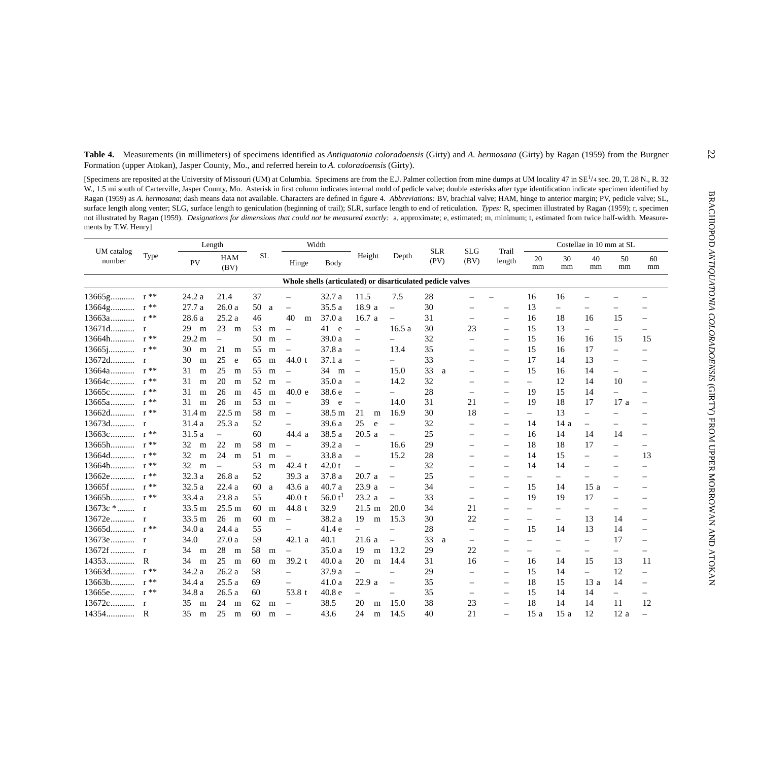**Table 4.** Measurements (in millimeters) of specimens identified as *Antiquatonia coloradoensis* (Girty) and *A. hermosana* (Girty) by Ragan (1959) from the Burgner Formation (upper Atokan), Jasper County, Mo., and referred herein to *A. coloradoensis* (Girty).

[Specimens are reposited at the University of Missouri (UM) at Columbia. Specimens are from the E.J. Palmer collection from mine dumps at UM locality 47 in SE1/4 sec. 20, T. 28 N., R. 32 W., 1.5 mi south of Carterville, Jasper County, Mo. Asterisk in first column indicates internal mold of pedicle valve; double asterisks after type identification indicate specimen identified by Ragan (1959) as *A. hermosana*; dash means data not available. Characters are defined in figure 4. *Abbreviations:* BV, brachial valve; HAM, hinge to anterior margin; PV, pedicle valve; SL, surface length along venter; SLG, surface length to geniculation (beginning of trail); SLR, surface length to end of reticulation. *Types:* R, specimen illustrated by Ragan (1959); r, specimen not illustrated by Ragan (1959). *Designations for dimensions that could not be measured exactly:* a, approximate; e, estimated; m, minimum; t, estimated from twice half-width. Measurements by T.W. Henry]

| UM catalog number | Type | Length | | SL | Width | | Height | Depth | SLR (PV) | SLG (BV) | Trail length | Costellae in 10 mm at SL | | | | |
|---|---|---|---|---|---|---|---|---|---|---|---|---|---|---|---|---|
| | | PV | HAM (BV) | | Hinge | Body | | | | | | 20 mm | 30 mm | 40 mm | 50 mm | 60 mm |
| **Whole shells (articulated) or disarticulated pedicle valves** | | | | | | | | | | | | | | | | |
| 13665g | r ** | 24.2 a | 21.4 | 37 | – | 32.7 a | 11.5 | 7.5 | 28 | – | – | 16 | 16 | – | – | – |
| 13664g | r ** | 27.7 a | 26.0 a | 50 a | – | 35.5 a | 18.9 a | – | 30 | – | – | 13 | – | – | – | – |
| 13663a | r ** | 28.6 a | 25.2 a | 46 | 40 m | 37.0 a | 16.7 a | – | 31 | – | – | 16 | 18 | 16 | 15 | – |
| 13671d | r | 29 m | 23 m | 53 m | – | 41 e | – | 16.5 a | 30 | 23 | – | 15 | 13 | – | – | – |
| 13664h | r ** | 29.2 m | – | 50 m | – | 39.0 a | – | – | 32 | – | – | 15 | 16 | 16 | 15 | 15 |
| 13665j | r ** | 30 m | 21 m | 55 m | – | 37.8 a | – | 13.4 | 35 | – | – | 15 | 16 | 17 | – | – |
| 13672d | r | 30 m | 25 e | 65 m | 44.0 t | 37.1 a | – | – | 33 | – | – | 17 | 14 | 13 | – | – |
| 13664a | r ** | 31 m | 25 m | 55 m | – | 34 m | – | 15.0 | 33 a | – | – | 15 | 16 | 14 | – | – |
| 13664c | r ** | 31 m | 20 m | 52 m | – | 35.0 a | – | 14.2 | 32 | – | – | – | 12 | 14 | 10 | – |
| 13665c | r ** | 31 m | 26 m | 45 m | 40.0 e | 38.6 e | – | – | 28 | – | – | 19 | 15 | 14 | – | – |
| 13665a | r ** | 31 m | 26 m | 53 m | – | 39 e | – | 14.0 | 31 | 21 | – | 19 | 18 | 17 | 17 a | – |
| 13662d | r ** | 31.4 m | 22.5 m | 58 m | – | 38.5 m | 21 m | 16.9 | 30 | 18 | – | – | 13 | – | – | – |
| 13673d | r | 31.4 a | 25.3 a | 52 | – | 39.6 a | 25 e | – | 32 | – | – | 14 | 14 a | – | – | – |
| 13663c | r ** | 31.5 a | – | 60 | 44.4 a | 38.5 a | 20.5 a | – | 25 | – | – | 16 | 14 | 14 | 14 | – |
| 13665h | r ** | 32 m | 22 m | 58 m | – | 39.2 a | – | 16.6 | 29 | – | – | 18 | 18 | 17 | – | – |
| 13664d | r ** | 32 m | 24 m | 51 m | – | 33.8 a | – | 15.2 | 28 | – | – | 14 | 15 | – | – | 13 |
| 13664b | r ** | 32 m | – | 53 m | 42.4 t | 42.0 t | – | – | 32 | – | – | 14 | 14 | – | – | – |
| 13662e | r ** | 32.3 a | 26.8 a | 52 | 39.3 a | 37.8 a | 20.7 a | – | 25 | – | – | – | – | – | – | – |
| 13665f | r ** | 32.5 a | 22.4 a | 60 a | 43.6 a | 40.7 a | 23.9 a | – | 34 | – | – | 15 | 14 | 15 a | – | – |
| 13665b | r ** | 33.4 a | 23.8 a | 55 | 40.0 t | 56.0 t[1] | 23.2 a | – | 33 | – | – | 19 | 19 | 17 | – | – |
| 13673c * | r | 33.5 m | 25.5 m | 60 m | 44.8 t | 32.9 | 21.5 m | 20.0 | 34 | 21 | – | – | – | – | – | – |
| 13672e | r | 33.5 m | 26 m | 60 m | – | 38.2 a | 19 m | 15.3 | 30 | 22 | – | – | – | 13 | 14 | – |
| 13665d | r ** | 34.0 a | 24.4 a | 55 | – | 41.4 e | – | – | 28 | – | – | 15 | 14 | 13 | 14 | – |
| 13673e | r | 34.0 | 27.0 a | 59 | 42.1 a | 40.1 | 21.6 a | – | 33 a | – | – | – | – | – | 17 | – |
| 13672f | r | 34 m | 28 m | 58 m | – | 35.0 a | 19 m | 13.2 | 29 | 22 | – | – | – | – | – | – |
| 14353 | R | 34 m | 25 m | 60 m | 39.2 t | 40.0 a | 20 m | 14.4 | 31 | 16 | – | 16 | 14 | 15 | 13 | 11 |
| 13663d | r ** | 34.2 a | 26.2 a | 58 | – | 37.9 a | – | – | 29 | – | – | 15 | 14 | – | 12 | – |
| 13663b | r ** | 34.4 a | 25.5 a | 69 | – | 41.0 a | 22.9 a | – | 35 | – | – | 18 | 15 | 13 a | 14 | – |
| 13665e | r ** | 34.8 a | 26.5 a | 60 | 53.8 t | 40.8 e | – | – | 35 | – | – | 15 | 14 | 14 | – | – |
| 13672c | r | 35 m | 24 m | 62 m | – | 38.5 | 20 m | 15.0 | 38 | 23 | – | 18 | 14 | 14 | 11 | 12 |
| 14354 | R | 35 m | 25 m | 60 m | – | 43.6 | 24 m | 14.5 | 40 | 21 | – | 15 a | 15 a | 12 | 12 a | – |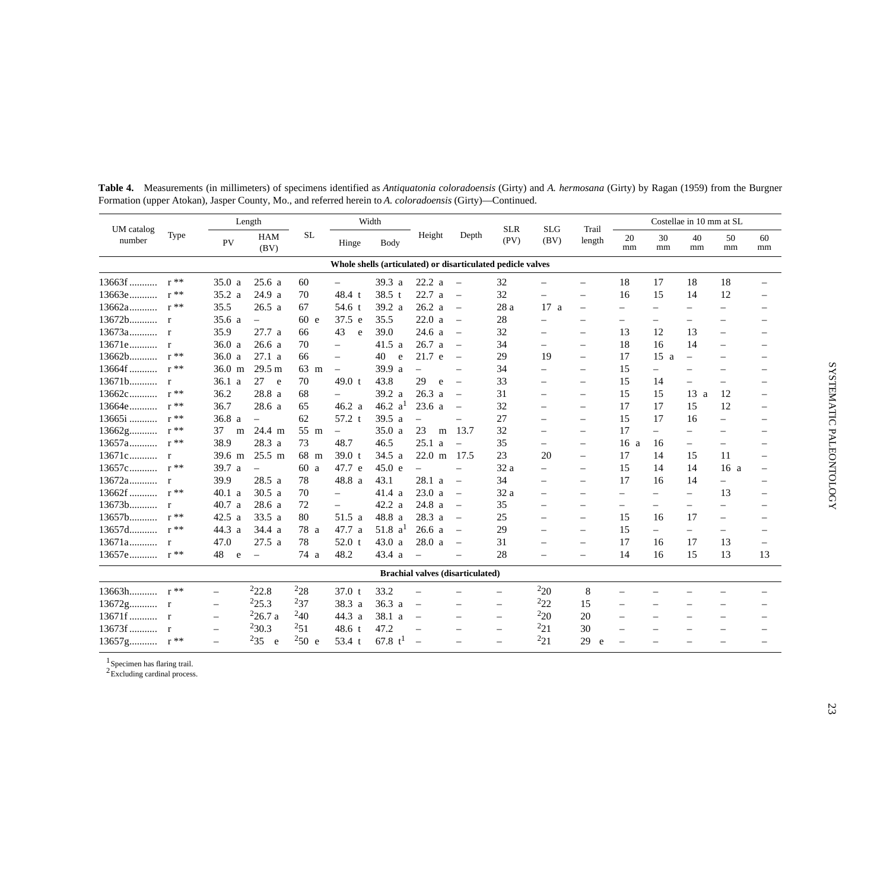**Table 4.** Measurements (in millimeters) of specimens identified as *Antiquatonia coloradoensis* (Girty) and *A. hermosana* (Girty) by Ragan (1959) from the Burgner Formation (upper Atokan), Jasper County, Mo., and referred herein to *A. coloradoensis* (Girty)—Continued.

| UM catalog number | Type | Length | | SL | Width | | Height | Depth | SLR (PV) | SLG (BV) | Trail length | Costellae in 10 mm at SL | | | | |
|---|---|---|---|---|---|---|---|---|---|---|---|---|---|---|---|---|
| | | PV | HAM (BV) | | Hinge | Body | | | | | | 20 mm | 30 mm | 40 mm | 50 mm | 60 mm |
| **Whole shells (articulated) or disarticulated pedicle valves** | | | | | | | | | | | | | | | | |
| 13663f | r ** | 35.0 a | 25.6 a | 60 | – | 39.3 a | 22.2 a | – | 32 | – | – | 18 | 17 | 18 | 18 | – |
| 13663e | r ** | 35.2 a | 24.9 a | 70 | 48.4 t | 38.5 t | 22.7 a | – | 32 | – | – | 16 | 15 | 14 | 12 | – |
| 13662a | r ** | 35.5 | 26.5 a | 67 | 54.6 t | 39.2 a | 26.2 a | – | 28 a | 17 a | – | – | – | – | – | – |
| 13672b | r | 35.6 a | – | 60 e | 37.5 e | 35.5 | 22.0 a | – | 28 | – | – | – | – | – | – | – |
| 13673a | r | 35.9 | 27.7 a | 66 | 43 e | 39.0 | 24.6 a | – | 32 | – | – | 13 | 12 | 13 | – | – |
| 13671e | r | 36.0 a | 26.6 a | 70 | – | 41.5 a | 26.7 a | – | 34 | – | – | 18 | 16 | 14 | – | – |
| 13662b | r ** | 36.0 a | 27.1 a | 66 | – | 40 e | 21.7 e | – | 29 | 19 | – | 17 | 15 a | – | – | – |
| 13664f | r ** | 36.0 m | 29.5 m | 63 m | – | 39.9 a | – | – | 34 | – | – | 15 | – | – | – | – |
| 13671b | r | 36.1 a | 27 e | 70 | 49.0 t | 43.8 | 29 e | – | 33 | – | – | 15 | 14 | – | – | – |
| 13662c | r ** | 36.2 | 28.8 a | 68 | – | 39.2 a | 26.3 a | – | 31 | – | – | 15 | 15 | 13 a | 12 | – |
| 13664e | r ** | 36.7 | 28.6 a | 65 | 46.2 a | 46.2 a[1] | 23.6 a | – | 32 | – | – | 17 | 17 | 15 | 12 | – |
| 13665i | r ** | 36.8 a | – | 62 | 57.2 t | 39.5 a | – | – | 27 | – | – | 15 | 17 | 16 | – | – |
| 13662g | r ** | 37 m | 24.4 m | 55 m | – | 35.0 a | 23 m | 13.7 | 32 | – | – | 17 | – | – | – | – |
| 13657a | r ** | 38.9 | 28.3 a | 73 | 48.7 | 46.5 | 25.1 a | – | 35 | – | – | 16 a | 16 | – | – | – |
| 13671c | r | 39.6 m | 25.5 m | 68 m | 39.0 t | 34.5 a | 22.0 m | 17.5 | 23 | 20 | – | 17 | 14 | 15 | 11 | – |
| 13657c | r ** | 39.7 a | – | 60 a | 47.7 e | 45.0 e | – | – | 32 a | – | – | 15 | 14 | 14 | 16 a | – |
| 13672a | r | 39.9 | 28.5 a | 78 | 48.8 a | 43.1 | 28.1 a | – | 34 | – | – | 17 | 16 | 14 | – | – |
| 13662f | r ** | 40.1 a | 30.5 a | 70 | – | 41.4 a | 23.0 a | – | 32 a | – | – | – | – | – | 13 | – |
| 13673b | r | 40.7 a | 28.6 a | 72 | – | 42.2 a | 24.8 a | – | 35 | – | – | – | – | – | – | – |
| 13657b | r ** | 42.5 a | 33.5 a | 80 | 51.5 a | 48.8 a | 28.3 a | – | 25 | – | – | 15 | 16 | 17 | – | – |
| 13657d | r ** | 44.3 a | 34.4 a | 78 a | 47.7 a | 51.8 a[1] | 26.6 a | – | 29 | – | – | 15 | – | – | – | – |
| 13671a | r | 47.0 | 27.5 a | 78 | 52.0 t | 43.0 a | 28.0 a | – | 31 | – | – | 17 | 16 | 17 | 13 | – |
| 13657e | r ** | 48 e | – | 74 a | 48.2 | 43.4 a | – | – | 28 | – | – | 14 | 16 | 15 | 13 | 13 |
| **Brachial valves (disarticulated)** | | | | | | | | | | | | | | | | |
| 13663h | r ** | – | [2]22.8 | [2]28 | 37.0 t | 33.2 | – | – | – | [2]20 | 8 | – | – | – | – | – |
| 13672g | r | – | [2]25.3 | [2]37 | 38.3 a | 36.3 a | – | – | – | [2]22 | 15 | – | – | – | – | – |
| 13671f | r | – | [2]26.7 a | [2]40 | 44.3 a | 38.1 a | – | – | – | [2]20 | 20 | – | – | – | – | – |
| 13673f | r | – | [2]30.3 | [2]51 | 48.6 t | 47.2 | – | – | – | [2]21 | 30 | – | – | – | – | – |
| 13657g | r ** | – | [2]35 e | [2]50 e | 53.4 t | 67.8 t[1] | – | – | – | [2]21 | 29 e | – | – | – | – | – |

[1]Specimen has flaring trail.
[2]Excluding cardinal process.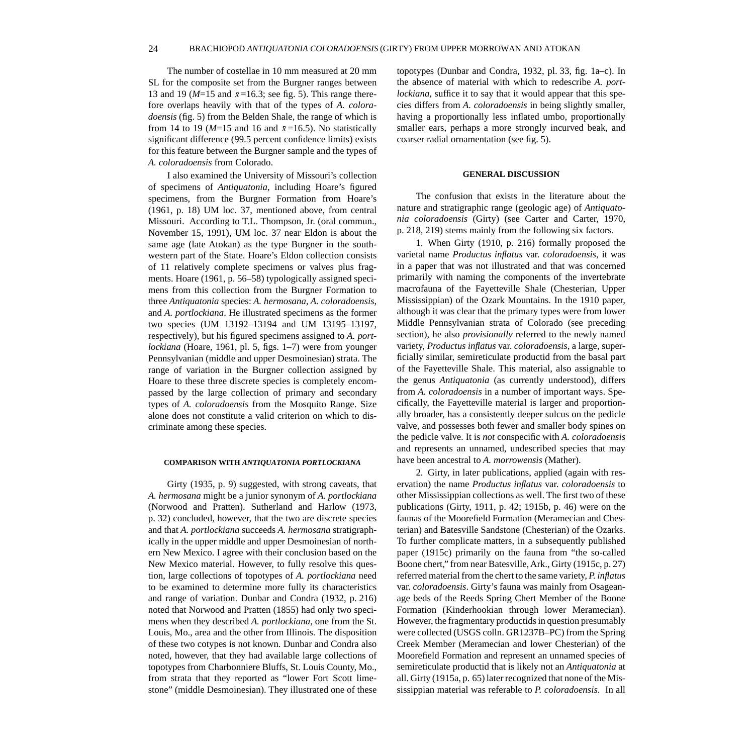The number of costellae in 10 mm measured at 20 mm SL for the composite set from the Burgner ranges between 13 and 19 ($M$=15 and $\bar{x}$=16.3; see fig. 5). This range therefore overlaps heavily with that of the types of *A. coloradoensis* (fig. 5) from the Belden Shale, the range of which is from 14 to 19 ($M$=15 and 16 and $\bar{x}$=16.5). No statistically significant difference (99.5 percent confidence limits) exists for this feature between the Burgner sample and the types of *A. coloradoensis* from Colorado.

I also examined the University of Missouri's collection of specimens of *Antiquatonia*, including Hoare's figured specimens, from the Burgner Formation from Hoare's (1961, p. 18) UM loc. 37, mentioned above, from central Missouri. According to T.L. Thompson, Jr. (oral commun., November 15, 1991), UM loc. 37 near Eldon is about the same age (late Atokan) as the type Burgner in the southwestern part of the State. Hoare's Eldon collection consists of 11 relatively complete specimens or valves plus fragments. Hoare (1961, p. 56–58) typologically assigned specimens from this collection from the Burgner Formation to three *Antiquatonia* species: *A. hermosana*, *A. coloradoensis*, and *A. portlockiana*. He illustrated specimens as the former two species (UM 13192–13194 and UM 13195–13197, respectively), but his figured specimens assigned to *A. portlockiana* (Hoare, 1961, pl. 5, figs. 1–7) were from younger Pennsylvanian (middle and upper Desmoinesian) strata. The range of variation in the Burgner collection assigned by Hoare to these three discrete species is completely encompassed by the large collection of primary and secondary types of *A. coloradoensis* from the Mosquito Range. Size alone does not constitute a valid criterion on which to discriminate among these species.

#### COMPARISON WITH *ANTIQUATONIA PORTLOCKIANA*

Girty (1935, p. 9) suggested, with strong caveats, that *A. hermosana* might be a junior synonym of *A. portlockiana* (Norwood and Pratten). Sutherland and Harlow (1973, p. 32) concluded, however, that the two are discrete species and that *A. portlockiana* succeeds *A. hermosana* stratigraphically in the upper middle and upper Desmoinesian of northern New Mexico. I agree with their conclusion based on the New Mexico material. However, to fully resolve this question, large collections of topotypes of *A. portlockiana* need to be examined to determine more fully its characteristics and range of variation. Dunbar and Condra (1932, p. 216) noted that Norwood and Pratten (1855) had only two specimens when they described *A. portlockiana*, one from the St. Louis, Mo., area and the other from Illinois. The disposition of these two cotypes is not known. Dunbar and Condra also noted, however, that they had available large collections of topotypes from Charbonniere Bluffs, St. Louis County, Mo., from strata that they reported as "lower Fort Scott limestone" (middle Desmoinesian). They illustrated one of these topotypes (Dunbar and Condra, 1932, pl. 33, fig. 1a–c). In the absence of material with which to redescribe *A. portlockiana*, suffice it to say that it would appear that this species differs from *A. coloradoensis* in being slightly smaller, having a proportionally less inflated umbo, proportionally smaller ears, perhaps a more strongly incurved beak, and coarser radial ornamentation (see fig. 5).

## GENERAL DISCUSSION

The confusion that exists in the literature about the nature and stratigraphic range (geologic age) of *Antiquatonia coloradoensis* (Girty) (see Carter and Carter, 1970, p. 218, 219) stems mainly from the following six factors.

1. When Girty (1910, p. 216) formally proposed the varietal name *Productus inflatus* var. *coloradoensis*, it was in a paper that was not illustrated and that was concerned primarily with naming the components of the invertebrate macrofauna of the Fayetteville Shale (Chesterian, Upper Mississippian) of the Ozark Mountains. In the 1910 paper, although it was clear that the primary types were from lower Middle Pennsylvanian strata of Colorado (see preceding section), he also *provisionally* referred to the newly named variety, *Productus inflatus* var. *coloradoensis*, a large, superficially similar, semireticulate productid from the basal part of the Fayetteville Shale. This material, also assignable to the genus *Antiquatonia* (as currently understood), differs from *A. coloradoensis* in a number of important ways. Specifically, the Fayetteville material is larger and proportionally broader, has a consistently deeper sulcus on the pedicle valve, and possesses both fewer and smaller body spines on the pedicle valve. It is *not* conspecific with *A. coloradoensis* and represents an unnamed, undescribed species that may have been ancestral to *A. morrowensis* (Mather).

2. Girty, in later publications, applied (again with reservation) the name *Productus inflatus* var. *coloradoensis* to other Mississippian collections as well. The first two of these publications (Girty, 1911, p. 42; 1915b, p. 46) were on the faunas of the Moorefield Formation (Meramecian and Chesterian) and Batesville Sandstone (Chesterian) of the Ozarks. To further complicate matters, in a subsequently published paper (1915c) primarily on the fauna from "the so-called Boone chert," from near Batesville, Ark., Girty (1915c, p. 27) referred material from the chert to the same variety, *P. inflatus* var. *coloradoensis*. Girty's fauna was mainly from Osageanage beds of the Reeds Spring Chert Member of the Boone Formation (Kinderhookian through lower Meramecian). However, the fragmentary productids in question presumably were collected (USGS colln. GR1237B–PC) from the Spring Creek Member (Meramecian and lower Chesterian) of the Moorefield Formation and represent an unnamed species of semireticulate productid that is likely not an *Antiquatonia* at all. Girty (1915a, p. 65) later recognized that none of the Mississippian material was referable to *P. coloradoensis*. In all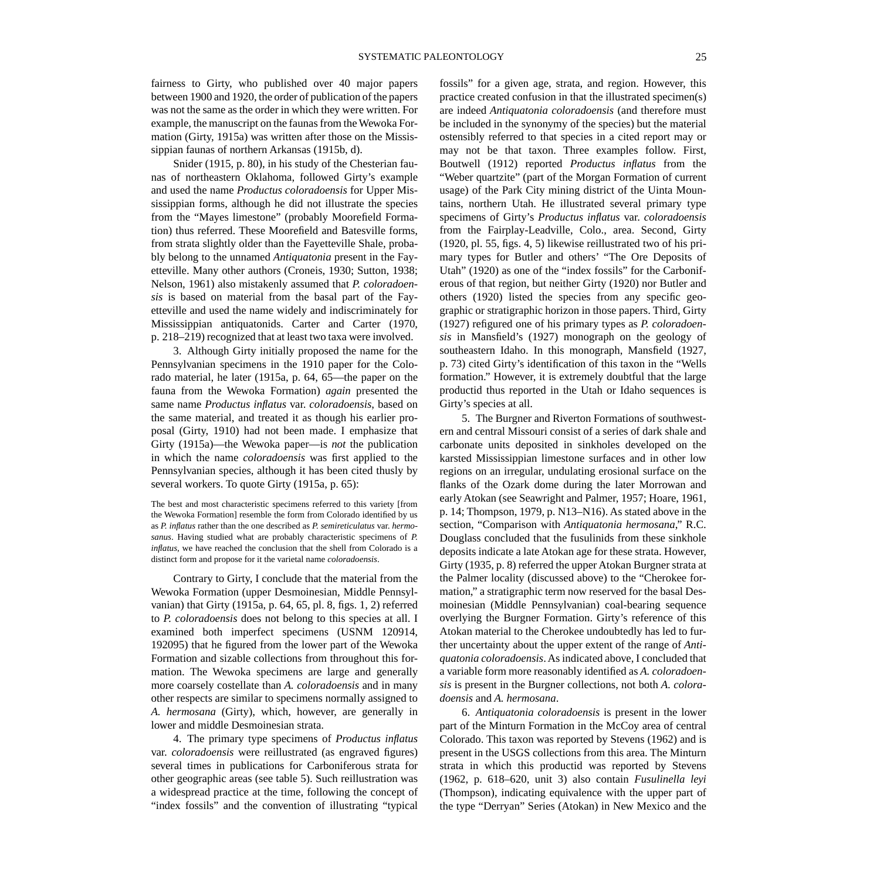fairness to Girty, who published over 40 major papers between 1900 and 1920, the order of publication of the papers was not the same as the order in which they were written. For example, the manuscript on the faunas from the Wewoka Formation (Girty, 1915a) was written after those on the Mississippian faunas of northern Arkansas (1915b, d).

Snider (1915, p. 80), in his study of the Chesterian faunas of northeastern Oklahoma, followed Girty's example and used the name *Productus coloradoensis* for Upper Mississippian forms, although he did not illustrate the species from the "Mayes limestone" (probably Moorefield Formation) thus referred. These Moorefield and Batesville forms, from strata slightly older than the Fayetteville Shale, probably belong to the unnamed *Antiquatonia* present in the Fayetteville. Many other authors (Croneis, 1930; Sutton, 1938; Nelson, 1961) also mistakenly assumed that *P. coloradoensis* is based on material from the basal part of the Fayetteville and used the name widely and indiscriminately for Mississippian antiquatonids. Carter and Carter (1970, p. 218–219) recognized that at least two taxa were involved.

3. Although Girty initially proposed the name for the Pennsylvanian specimens in the 1910 paper for the Colorado material, he later (1915a, p. 64, 65—the paper on the fauna from the Wewoka Formation) *again* presented the same name *Productus inflatus* var. *coloradoensis*, based on the same material, and treated it as though his earlier proposal (Girty, 1910) had not been made. I emphasize that Girty (1915a)—the Wewoka paper—is *not* the publication in which the name *coloradoensis* was first applied to the Pennsylvanian species, although it has been cited thusly by several workers. To quote Girty (1915a, p. 65):

> The best and most characteristic specimens referred to this variety [from the Wewoka Formation] resemble the form from Colorado identified by us as *P. inflatus* rather than the one described as *P. semireticulatus* var. *hermosanus*. Having studied what are probably characteristic specimens of *P. inflatus*, we have reached the conclusion that the shell from Colorado is a distinct form and propose for it the varietal name *coloradoensis*.

Contrary to Girty, I conclude that the material from the Wewoka Formation (upper Desmoinesian, Middle Pennsylvanian) that Girty (1915a, p. 64, 65, pl. 8, figs. 1, 2) referred to *P. coloradoensis* does not belong to this species at all. I examined both imperfect specimens (USNM 120914, 192095) that he figured from the lower part of the Wewoka Formation and sizable collections from throughout this formation. The Wewoka specimens are large and generally more coarsely costellate than *A. coloradoensis* and in many other respects are similar to specimens normally assigned to *A. hermosana* (Girty), which, however, are generally in lower and middle Desmoinesian strata.

4. The primary type specimens of *Productus inflatus* var. *coloradoensis* were reillustrated (as engraved figures) several times in publications for Carboniferous strata for other geographic areas (see table 5). Such reillustration was a widespread practice at the time, following the concept of "index fossils" and the convention of illustrating "typical fossils" for a given age, strata, and region. However, this practice created confusion in that the illustrated specimen(s) are indeed *Antiquatonia coloradoensis* (and therefore must be included in the synonymy of the species) but the material ostensibly referred to that species in a cited report may or may not be that taxon. Three examples follow. First, Boutwell (1912) reported *Productus inflatus* from the "Weber quartzite" (part of the Morgan Formation of current usage) of the Park City mining district of the Uinta Mountains, northern Utah. He illustrated several primary type specimens of Girty's *Productus inflatus* var. *coloradoensis* from the Fairplay-Leadville, Colo., area. Second, Girty (1920, pl. 55, figs. 4, 5) likewise reillustrated two of his primary types for Butler and others' "The Ore Deposits of Utah" (1920) as one of the "index fossils" for the Carboniferous of that region, but neither Girty (1920) nor Butler and others (1920) listed the species from any specific geographic or stratigraphic horizon in those papers. Third, Girty (1927) refigured one of his primary types as *P. coloradoensis* in Mansfield's (1927) monograph on the geology of southeastern Idaho. In this monograph, Mansfield (1927, p. 73) cited Girty's identification of this taxon in the "Wells formation." However, it is extremely doubtful that the large productid thus reported in the Utah or Idaho sequences is Girty's species at all.

5. The Burgner and Riverton Formations of southwestern and central Missouri consist of a series of dark shale and carbonate units deposited in sinkholes developed on the karsted Mississippian limestone surfaces and in other low regions on an irregular, undulating erosional surface on the flanks of the Ozark dome during the later Morrowan and early Atokan (see Seawright and Palmer, 1957; Hoare, 1961, p. 14; Thompson, 1979, p. N13–N16). As stated above in the section, "Comparison with *Antiquatonia hermosana*," R.C. Douglass concluded that the fusulinids from these sinkhole deposits indicate a late Atokan age for these strata. However, Girty (1935, p. 8) referred the upper Atokan Burgner strata at the Palmer locality (discussed above) to the "Cherokee formation," a stratigraphic term now reserved for the basal Desmoinesian (Middle Pennsylvanian) coal-bearing sequence overlying the Burgner Formation. Girty's reference of this Atokan material to the Cherokee undoubtedly has led to further uncertainty about the upper extent of the range of *Antiquatonia coloradoensis*. As indicated above, I concluded that a variable form more reasonably identified as *A. coloradoensis* is present in the Burgner collections, not both *A. coloradoensis* and *A. hermosana*.

6. *Antiquatonia coloradoensis* is present in the lower part of the Minturn Formation in the McCoy area of central Colorado. This taxon was reported by Stevens (1962) and is present in the USGS collections from this area. The Minturn strata in which this productid was reported by Stevens (1962, p. 618–620, unit 3) also contain *Fusulinella leyi* (Thompson), indicating equivalence with the upper part of the type "Derryan" Series (Atokan) in New Mexico and the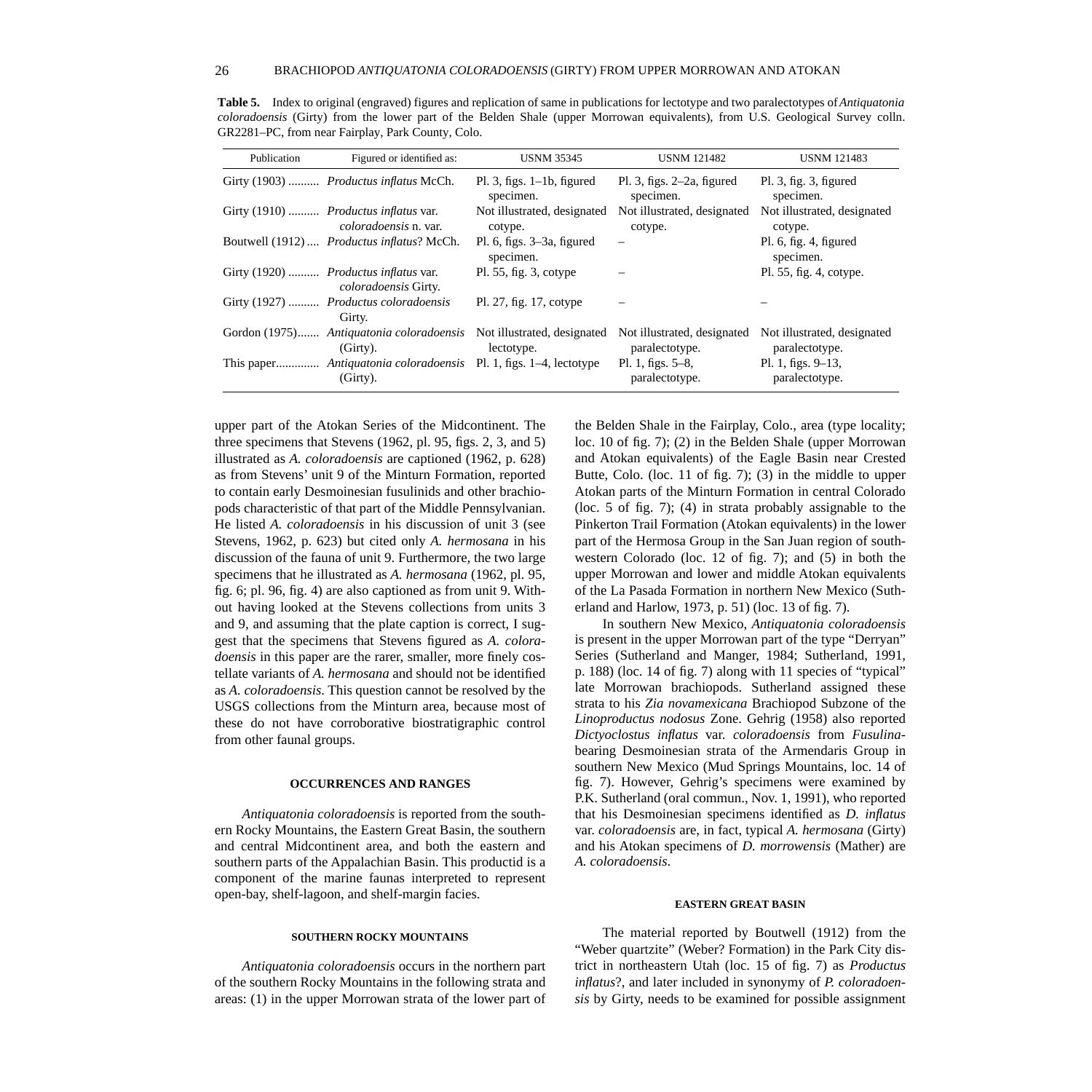**Table 5.** Index to original (engraved) figures and replication of same in publications for lectotype and two paralectotypes of *Antiquatonia coloradoensis* (Girty) from the lower part of the Belden Shale (upper Morrowan equivalents), from U.S. Geological Survey colln. GR2281–PC, from near Fairplay, Park County, Colo.

| Publication | Figured or identified as: | USNM 35345 | USNM 121482 | USNM 121483 |
|---|---|---|---|---|
| Girty (1903) .......... | *Productus inflatus* McCh. | Pl. 3, figs. 1–1b, figured specimen. | Pl. 3, figs. 2–2a, figured specimen. | Pl. 3, fig. 3, figured specimen. |
| Girty (1910) .......... | *Productus inflatus* var. *coloradoensis* n. var. | Not illustrated, designated cotype. | Not illustrated, designated cotype. | Not illustrated, designated cotype. |
| Boutwell (1912) .... | *Productus inflatus*? McCh. | Pl. 6, figs. 3–3a, figured specimen. | – | Pl. 6, fig. 4, figured specimen. |
| Girty (1920) .......... | *Productus inflatus* var. *coloradoensis* Girty. | Pl. 55, fig. 3, cotype | – | Pl. 55, fig. 4, cotype. |
| Girty (1927) .......... | *Productus coloradoensis* Girty. | Pl. 27, fig. 17, cotype | – | – |
| Gordon (1975)....... | *Antiquatonia coloradoensis* (Girty). | Not illustrated, designated lectotype. | Not illustrated, designated paralectotype. | Not illustrated, designated paralectotype. |
| This paper............. | *Antiquatonia coloradoensis* (Girty). | Pl. 1, figs. 1–4, lectotype | Pl. 1, figs. 5–8, paralectotype. | Pl. 1, figs. 9–13, paralectotype. |

upper part of the Atokan Series of the Midcontinent. The three specimens that Stevens (1962, pl. 95, figs. 2, 3, and 5) illustrated as *A. coloradoensis* are captioned (1962, p. 628) as from Stevens' unit 9 of the Minturn Formation, reported to contain early Desmoinesian fusulinids and other brachiopods characteristic of that part of the Middle Pennsylvanian. He listed *A. coloradoensis* in his discussion of unit 3 (see Stevens, 1962, p. 623) but cited only *A. hermosana* in his discussion of the fauna of unit 9. Furthermore, the two large specimens that he illustrated as *A. hermosana* (1962, pl. 95, fig. 6; pl. 96, fig. 4) are also captioned as from unit 9. Without having looked at the Stevens collections from units 3 and 9, and assuming that the plate caption is correct, I suggest that the specimens that Stevens figured as *A. coloradoensis* in this paper are the rarer, smaller, more finely costellate variants of *A. hermosana* and should not be identified as *A. coloradoensis*. This question cannot be resolved by the USGS collections from the Minturn area, because most of these do not have corroborative biostratigraphic control from other faunal groups.

## OCCURRENCES AND RANGES

*Antiquatonia coloradoensis* is reported from the southern Rocky Mountains, the Eastern Great Basin, the southern and central Midcontinent area, and both the eastern and southern parts of the Appalachian Basin. This productid is a component of the marine faunas interpreted to represent open-bay, shelf-lagoon, and shelf-margin facies.

### SOUTHERN ROCKY MOUNTAINS

*Antiquatonia coloradoensis* occurs in the northern part of the southern Rocky Mountains in the following strata and areas: (1) in the upper Morrowan strata of the lower part of the Belden Shale in the Fairplay, Colo., area (type locality; loc. 10 of fig. 7); (2) in the Belden Shale (upper Morrowan and Atokan equivalents) of the Eagle Basin near Crested Butte, Colo. (loc. 11 of fig. 7); (3) in the middle to upper Atokan parts of the Minturn Formation in central Colorado (loc. 5 of fig. 7); (4) in strata probably assignable to the Pinkerton Trail Formation (Atokan equivalents) in the lower part of the Hermosa Group in the San Juan region of southwestern Colorado (loc. 12 of fig. 7); and (5) in both the upper Morrowan and lower and middle Atokan equivalents of the La Pasada Formation in northern New Mexico (Sutherland and Harlow, 1973, p. 51) (loc. 13 of fig. 7).

In southern New Mexico, *Antiquatonia coloradoensis* is present in the upper Morrowan part of the type "Derryan" Series (Sutherland and Manger, 1984; Sutherland, 1991, p. 188) (loc. 14 of fig. 7) along with 11 species of "typical" late Morrowan brachiopods. Sutherland assigned these strata to his *Zia novamexicana* Brachiopod Subzone of the *Linoproductus nodosus* Zone. Gehrig (1958) also reported *Dictyoclostus inflatus* var. *coloradoensis* from *Fusulina*-bearing Desmoinesian strata of the Armendaris Group in southern New Mexico (Mud Springs Mountains, loc. 14 of fig. 7). However, Gehrig's specimens were examined by P.K. Sutherland (oral commun., Nov. 1, 1991), who reported that his Desmoinesian specimens identified as *D. inflatus* var. *coloradoensis* are, in fact, typical *A. hermosana* (Girty) and his Atokan specimens of *D. morrowensis* (Mather) are *A. coloradoensis*.

### EASTERN GREAT BASIN

The material reported by Boutwell (1912) from the "Weber quartzite" (Weber? Formation) in the Park City district in northeastern Utah (loc. 15 of fig. 7) as *Productus inflatus*?, and later included in synonymy of *P. coloradoensis* by Girty, needs to be examined for possible assignment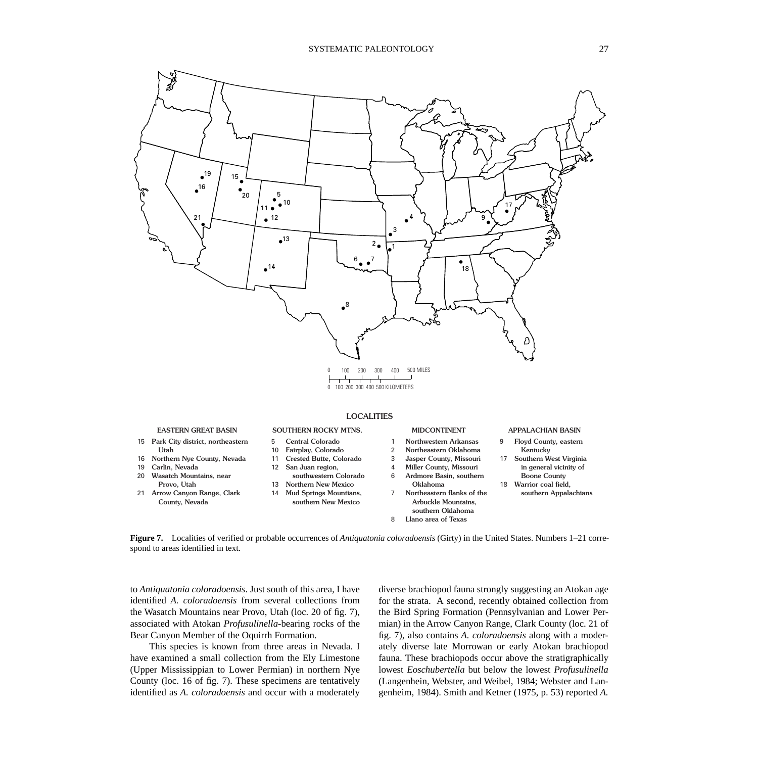LOCALITIES

| EASTERN GREAT BASIN | SOUTHERN ROCKY MTNS. | MIDCONTINENT | APPALACHIAN BASIN |
|---|---|---|---|
| 15 Park City district, northeastern Utah | 5 Central Colorado | 1 Northwestern Arkansas | 9 Floyd County, eastern Kentucky |
| 16 Northern Nye County, Nevada | 10 Fairplay, Colorado | 2 Northeastern Oklahoma | 17 Southern West Virginia in general vicinity of Boone County |
| 19 Carlin, Nevada | 11 Crested Butte, Colorado | 3 Jasper County, Missouri | 18 Warrior coal field, southern Appalachians |
| 20 Wasatch Mountains, near Provo, Utah | 12 San Juan region, southwestern Colorado | 4 Miller County, Missouri | |
| 21 Arrow Canyon Range, Clark County, Nevada | 13 Northern New Mexico | 6 Ardmore Basin, southern Oklahoma | |
| | 14 Mud Springs Mountians, southern New Mexico | 7 Northeastern flanks of the Arbuckle Mountains, southern Oklahoma | |
| | | 8 Llano area of Texas | |

**Figure 7.** Localities of verified or probable occurrences of *Antiquatonia coloradoensis* (Girty) in the United States. Numbers 1–21 correspond to areas identified in text.

to *Antiquatonia coloradoensis*. Just south of this area, I have identified *A. coloradoensis* from several collections from the Wasatch Mountains near Provo, Utah (loc. 20 of fig. 7), associated with Atokan *Profusulinella*-bearing rocks of the Bear Canyon Member of the Oquirrh Formation.

This species is known from three areas in Nevada. I have examined a small collection from the Ely Limestone (Upper Mississippian to Lower Permian) in northern Nye County (loc. 16 of fig. 7). These specimens are tentatively identified as *A. coloradoensis* and occur with a moderately diverse brachiopod fauna strongly suggesting an Atokan age for the strata. A second, recently obtained collection from the Bird Spring Formation (Pennsylvanian and Lower Permian) in the Arrow Canyon Range, Clark County (loc. 21 of fig. 7), also contains *A. coloradoensis* along with a moderately diverse late Morrowan or early Atokan brachiopod fauna. These brachiopods occur above the stratigraphically lowest *Eoschubertella* but below the lowest *Profusulinella* (Langenheim, Webster, and Weibel, 1984; Webster and Langenheim, 1984). Smith and Ketner (1975, p. 53) reported *A.*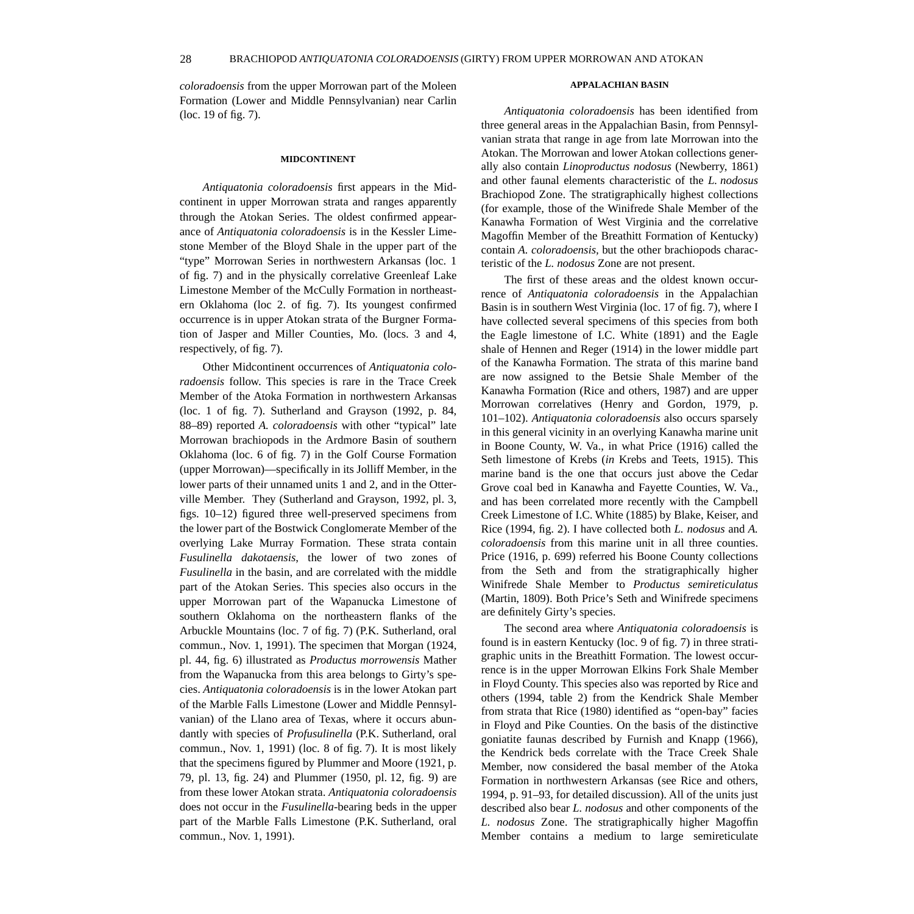*coloradoensis* from the upper Morrowan part of the Moleen Formation (Lower and Middle Pennsylvanian) near Carlin (loc. 19 of fig. 7).

#### MIDCONTINENT

*Antiquatonia coloradoensis* first appears in the Midcontinent in upper Morrowan strata and ranges apparently through the Atokan Series. The oldest confirmed appearance of *Antiquatonia coloradoensis* is in the Kessler Limestone Member of the Bloyd Shale in the upper part of the "type" Morrowan Series in northwestern Arkansas (loc. 1 of fig. 7) and in the physically correlative Greenleaf Lake Limestone Member of the McCully Formation in northeastern Oklahoma (loc 2. of fig. 7). Its youngest confirmed occurrence is in upper Atokan strata of the Burgner Formation of Jasper and Miller Counties, Mo. (locs. 3 and 4, respectively, of fig. 7).

Other Midcontinent occurrences of *Antiquatonia coloradoensis* follow. This species is rare in the Trace Creek Member of the Atoka Formation in northwestern Arkansas (loc. 1 of fig. 7). Sutherland and Grayson (1992, p. 84, 88–89) reported *A. coloradoensis* with other "typical" late Morrowan brachiopods in the Ardmore Basin of southern Oklahoma (loc. 6 of fig. 7) in the Golf Course Formation (upper Morrowan)—specifically in its Jolliff Member, in the lower parts of their unnamed units 1 and 2, and in the Otterville Member. They (Sutherland and Grayson, 1992, pl. 3, figs. 10–12) figured three well-preserved specimens from the lower part of the Bostwick Conglomerate Member of the overlying Lake Murray Formation. These strata contain *Fusulinella dakotaensis*, the lower of two zones of *Fusulinella* in the basin, and are correlated with the middle part of the Atokan Series. This species also occurs in the upper Morrowan part of the Wapanucka Limestone of southern Oklahoma on the northeastern flanks of the Arbuckle Mountains (loc. 7 of fig. 7) (P.K. Sutherland, oral commun., Nov. 1, 1991). The specimen that Morgan (1924, pl. 44, fig. 6) illustrated as *Productus morrowensis* Mather from the Wapanucka from this area belongs to Girty's species. *Antiquatonia coloradoensis* is in the lower Atokan part of the Marble Falls Limestone (Lower and Middle Pennsylvanian) of the Llano area of Texas, where it occurs abundantly with species of *Profusulinella* (P.K. Sutherland, oral commun., Nov. 1, 1991) (loc. 8 of fig. 7). It is most likely that the specimens figured by Plummer and Moore (1921, p. 79, pl. 13, fig. 24) and Plummer (1950, pl. 12, fig. 9) are from these lower Atokan strata. *Antiquatonia coloradoensis* does not occur in the *Fusulinella*-bearing beds in the upper part of the Marble Falls Limestone (P.K. Sutherland, oral commun., Nov. 1, 1991).

#### APPALACHIAN BASIN

*Antiquatonia coloradoensis* has been identified from three general areas in the Appalachian Basin, from Pennsylvanian strata that range in age from late Morrowan into the Atokan. The Morrowan and lower Atokan collections generally also contain *Linoproductus nodosus* (Newberry, 1861) and other faunal elements characteristic of the *L. nodosus* Brachiopod Zone. The stratigraphically highest collections (for example, those of the Winifrede Shale Member of the Kanawha Formation of West Virginia and the correlative Magoffin Member of the Breathitt Formation of Kentucky) contain *A. coloradoensis*, but the other brachiopods characteristic of the *L. nodosus* Zone are not present.

The first of these areas and the oldest known occurrence of *Antiquatonia coloradoensis* in the Appalachian Basin is in southern West Virginia (loc. 17 of fig. 7), where I have collected several specimens of this species from both the Eagle limestone of I.C. White (1891) and the Eagle shale of Hennen and Reger (1914) in the lower middle part of the Kanawha Formation. The strata of this marine band are now assigned to the Betsie Shale Member of the Kanawha Formation (Rice and others, 1987) and are upper Morrowan correlatives (Henry and Gordon, 1979, p. 101–102). *Antiquatonia coloradoensis* also occurs sparsely in this general vicinity in an overlying Kanawha marine unit in Boone County, W. Va., in what Price (1916) called the Seth limestone of Krebs (*in* Krebs and Teets, 1915). This marine band is the one that occurs just above the Cedar Grove coal bed in Kanawha and Fayette Counties, W. Va., and has been correlated more recently with the Campbell Creek Limestone of I.C. White (1885) by Blake, Keiser, and Rice (1994, fig. 2). I have collected both *L. nodosus* and *A. coloradoensis* from this marine unit in all three counties. Price (1916, p. 699) referred his Boone County collections from the Seth and from the stratigraphically higher Winifrede Shale Member to *Productus semireticulatus* (Martin, 1809). Both Price's Seth and Winifrede specimens are definitely Girty's species.

The second area where *Antiquatonia coloradoensis* is found is in eastern Kentucky (loc. 9 of fig. 7) in three stratigraphic units in the Breathitt Formation. The lowest occurrence is in the upper Morrowan Elkins Fork Shale Member in Floyd County. This species also was reported by Rice and others (1994, table 2) from the Kendrick Shale Member from strata that Rice (1980) identified as "open-bay" facies in Floyd and Pike Counties. On the basis of the distinctive goniatite faunas described by Furnish and Knapp (1966), the Kendrick beds correlate with the Trace Creek Shale Member, now considered the basal member of the Atoka Formation in northwestern Arkansas (see Rice and others, 1994, p. 91–93, for detailed discussion). All of the units just described also bear *L. nodosus* and other components of the *L. nodosus* Zone. The stratigraphically higher Magoffin Member contains a medium to large semireticulate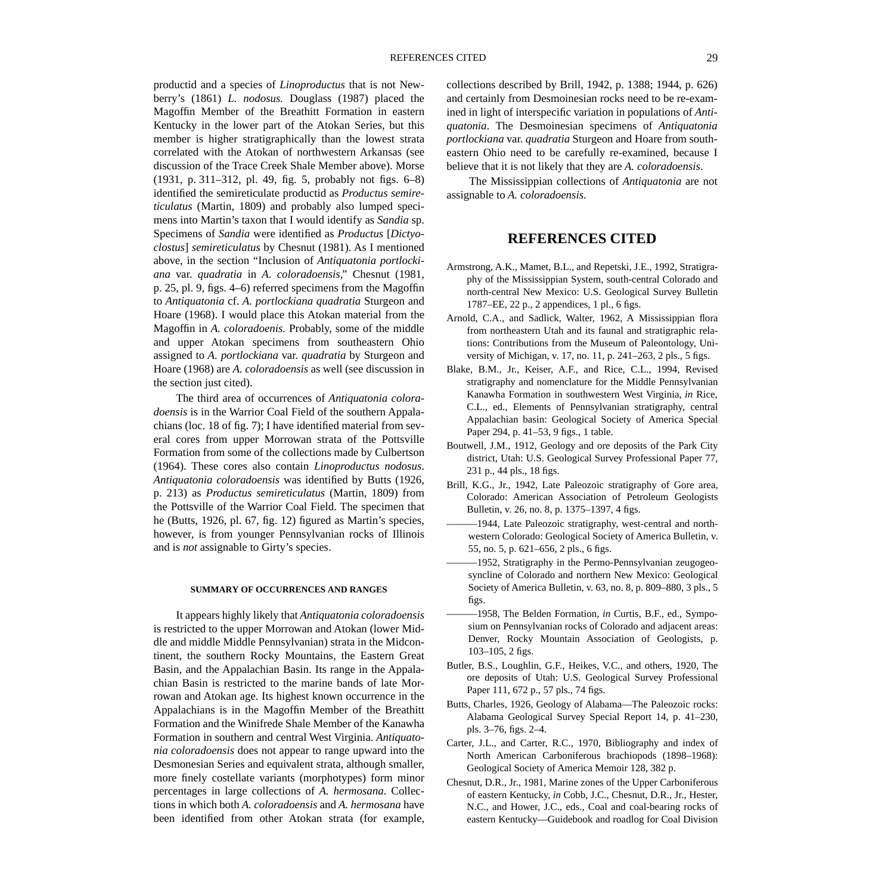productid and a species of *Linoproductus* that is not Newberry's (1861) *L. nodosus.* Douglass (1987) placed the Magoffin Member of the Breathitt Formation in eastern Kentucky in the lower part of the Atokan Series, but this member is higher stratigraphically than the lowest strata correlated with the Atokan of northwestern Arkansas (see discussion of the Trace Creek Shale Member above). Morse (1931, p. 311–312, pl. 49, fig. 5, probably not figs. 6–8) identified the semireticulate productid as *Productus semireticulatus* (Martin, 1809) and probably also lumped specimens into Martin's taxon that I would identify as *Sandia* sp. Specimens of *Sandia* were identified as *Productus* [*Dictyoclostus*] *semireticulatus* by Chesnut (1981). As I mentioned above, in the section "Inclusion of *Antiquatonia portlockiana* var. *quadratia* in *A. coloradoensis*," Chesnut (1981, p. 25, pl. 9, figs. 4–6) referred specimens from the Magoffin to *Antiquatonia* cf. *A. portlockiana quadratia* Sturgeon and Hoare (1968). I would place this Atokan material from the Magoffin in *A. coloradoensis.* Probably, some of the middle and upper Atokan specimens from southeastern Ohio assigned to *A. portlockiana* var. *quadratia* by Sturgeon and Hoare (1968) are *A. coloradoensis* as well (see discussion in the section just cited).

The third area of occurrences of *Antiquatonia coloradoensis* is in the Warrior Coal Field of the southern Appalachians (loc. 18 of fig. 7); I have identified material from several cores from upper Morrowan strata of the Pottsville Formation from some of the collections made by Culbertson (1964). These cores also contain *Linoproductus nodosus*. *Antiquatonia coloradoensis* was identified by Butts (1926, p. 213) as *Productus semireticulatus* (Martin, 1809) from the Pottsville of the Warrior Coal Field. The specimen that he (Butts, 1926, pl. 67, fig. 12) figured as Martin's species, however, is from younger Pennsylvanian rocks of Illinois and is *not* assignable to Girty's species.

#### SUMMARY OF OCCURRENCES AND RANGES

It appears highly likely that *Antiquatonia coloradoensis* is restricted to the upper Morrowan and Atokan (lower Middle and middle Middle Pennsylvanian) strata in the Midcontinent, the southern Rocky Mountains, the Eastern Great Basin, and the Appalachian Basin. Its range in the Appalachian Basin is restricted to the marine bands of late Morrowan and Atokan age. Its highest known occurrence in the Appalachians is in the Magoffin Member of the Breathitt Formation and the Winifrede Shale Member of the Kanawha Formation in southern and central West Virginia. *Antiquatonia coloradoensis* does not appear to range upward into the Desmonesian Series and equivalent strata, although smaller, more finely costellate variants (morphotypes) form minor percentages in large collections of *A. hermosana*. Collections in which both *A. coloradoensis* and *A. hermosana* have been identified from other Atokan strata (for example, collections described by Brill, 1942, p. 1388; 1944, p. 626) and certainly from Desmoinesian rocks need to be re-examined in light of interspecific variation in populations of *Antiquatonia*. The Desmoinesian specimens of *Antiquatonia portlockiana* var. *quadratia* Sturgeon and Hoare from southeastern Ohio need to be carefully re-examined, because I believe that it is not likely that they are *A. coloradoensis*.

The Mississippian collections of *Antiquatonia* are not assignable to *A. coloradoensis*.

## REFERENCES CITED

Armstrong, A.K., Mamet, B.L., and Repetski, J.E., 1992, Stratigraphy of the Mississippian System, south-central Colorado and north-central New Mexico: U.S. Geological Survey Bulletin 1787–EE, 22 p., 2 appendices, 1 pl., 6 figs.

Arnold, C.A., and Sadlick, Walter, 1962, A Mississippian flora from northeastern Utah and its faunal and stratigraphic relations: Contributions from the Museum of Paleontology, University of Michigan, v. 17, no. 11, p. 241–263, 2 pls., 5 figs.

Blake, B.M., Jr., Keiser, A.F., and Rice, C.L., 1994, Revised stratigraphy and nomenclature for the Middle Pennsylvanian Kanawha Formation in southwestern West Virginia, *in* Rice, C.L., ed., Elements of Pennsylvanian stratigraphy, central Appalachian basin: Geological Society of America Special Paper 294, p. 41–53, 9 figs., 1 table.

Boutwell, J.M., 1912, Geology and ore deposits of the Park City district, Utah: U.S. Geological Survey Professional Paper 77, 231 p., 44 pls., 18 figs.

Brill, K.G., Jr., 1942, Late Paleozoic stratigraphy of Gore area, Colorado: American Association of Petroleum Geologists Bulletin, v. 26, no. 8, p. 1375–1397, 4 figs.

———1944, Late Paleozoic stratigraphy, west-central and northwestern Colorado: Geological Society of America Bulletin, v. 55, no. 5, p. 621–656, 2 pls., 6 figs.

———1952, Stratigraphy in the Permo-Pennsylvanian zeugogeosyncline of Colorado and northern New Mexico: Geological Society of America Bulletin, v. 63, no. 8, p. 809–880, 3 pls., 5 figs.

———1958, The Belden Formation, *in* Curtis, B.F., ed., Symposium on Pennsylvanian rocks of Colorado and adjacent areas: Denver, Rocky Mountain Association of Geologists, p. 103–105, 2 figs.

Butler, B.S., Loughlin, G.F., Heikes, V.C., and others, 1920, The ore deposits of Utah: U.S. Geological Survey Professional Paper 111, 672 p., 57 pls., 74 figs.

Butts, Charles, 1926, Geology of Alabama—The Paleozoic rocks: Alabama Geological Survey Special Report 14, p. 41–230, pls. 3–76, figs. 2–4.

Carter, J.L., and Carter, R.C., 1970, Bibliography and index of North American Carboniferous brachiopods (1898–1968): Geological Society of America Memoir 128, 382 p.

Chesnut, D.R., Jr., 1981, Marine zones of the Upper Carboniferous of eastern Kentucky, *in* Cobb, J.C., Chesnut, D.R., Jr., Hester, N.C., and Hower, J.C., eds., Coal and coal-bearing rocks of eastern Kentucky—Guidebook and roadlog for Coal Division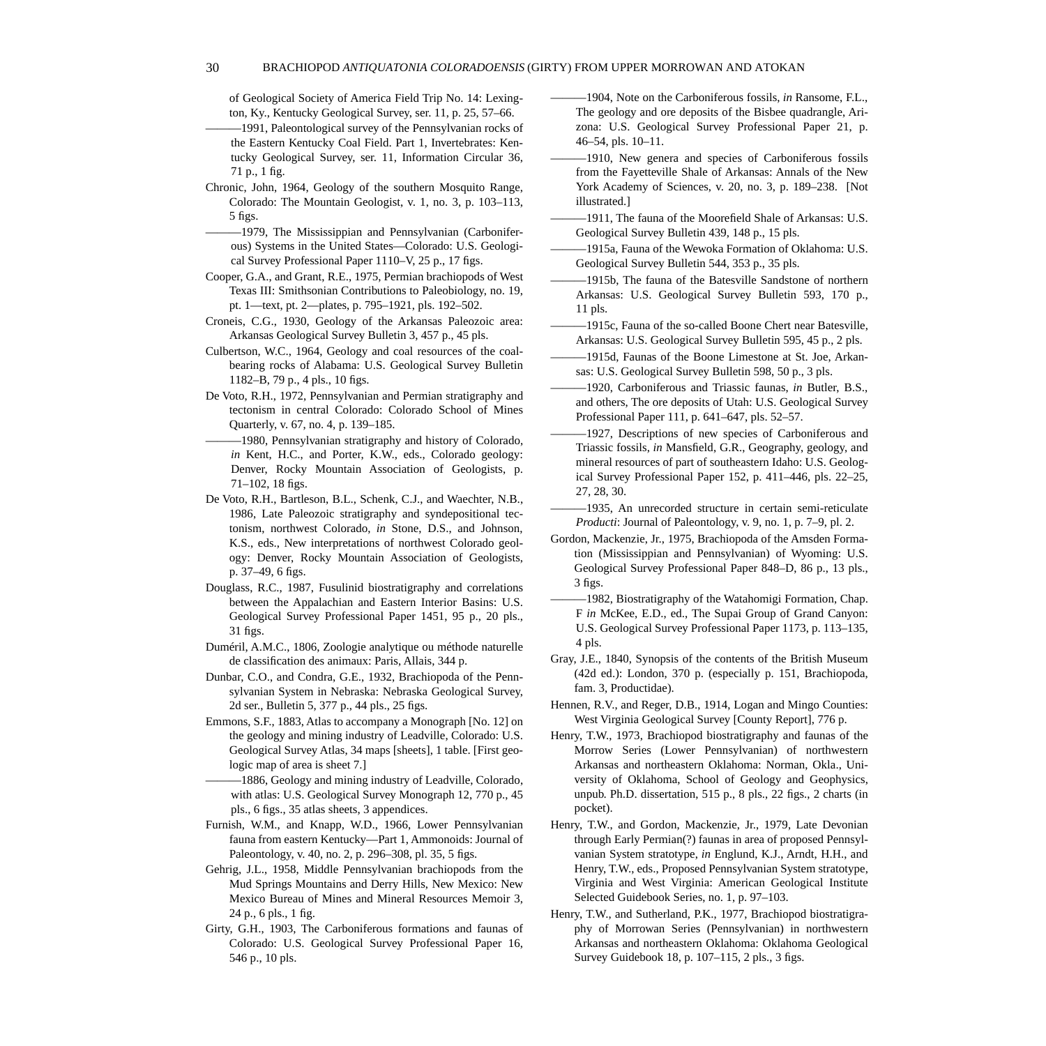of Geological Society of America Field Trip No. 14: Lexington, Ky., Kentucky Geological Survey, ser. 11, p. 25, 57–66.

———1991, Paleontological survey of the Pennsylvanian rocks of the Eastern Kentucky Coal Field. Part 1, Invertebrates: Kentucky Geological Survey, ser. 11, Information Circular 36, 71 p., 1 fig.

Chronic, John, 1964, Geology of the southern Mosquito Range, Colorado: The Mountain Geologist, v. 1, no. 3, p. 103–113, 5 figs.

———1979, The Mississippian and Pennsylvanian (Carboniferous) Systems in the United States—Colorado: U.S. Geological Survey Professional Paper 1110–V, 25 p., 17 figs.

Cooper, G.A., and Grant, R.E., 1975, Permian brachiopods of West Texas III: Smithsonian Contributions to Paleobiology, no. 19, pt. 1—text, pt. 2—plates, p. 795–1921, pls. 192–502.

Croneis, C.G., 1930, Geology of the Arkansas Paleozoic area: Arkansas Geological Survey Bulletin 3, 457 p., 45 pls.

Culbertson, W.C., 1964, Geology and coal resources of the coal-bearing rocks of Alabama: U.S. Geological Survey Bulletin 1182–B, 79 p., 4 pls., 10 figs.

De Voto, R.H., 1972, Pennsylvanian and Permian stratigraphy and tectonism in central Colorado: Colorado School of Mines Quarterly, v. 67, no. 4, p. 139–185.

———1980, Pennsylvanian stratigraphy and history of Colorado, *in* Kent, H.C., and Porter, K.W., eds., Colorado geology: Denver, Rocky Mountain Association of Geologists, p. 71–102, 18 figs.

De Voto, R.H., Bartleson, B.L., Schenk, C.J., and Waechter, N.B., 1986, Late Paleozoic stratigraphy and syndepositional tectonism, northwest Colorado, *in* Stone, D.S., and Johnson, K.S., eds., New interpretations of northwest Colorado geology: Denver, Rocky Mountain Association of Geologists, p. 37–49, 6 figs.

Douglass, R.C., 1987, Fusulinid biostratigraphy and correlations between the Appalachian and Eastern Interior Basins: U.S. Geological Survey Professional Paper 1451, 95 p., 20 pls., 31 figs.

Duméril, A.M.C., 1806, Zoologie analytique ou méthode naturelle de classification des animaux: Paris, Allais, 344 p.

Dunbar, C.O., and Condra, G.E., 1932, Brachiopoda of the Pennsylvanian System in Nebraska: Nebraska Geological Survey, 2d ser., Bulletin 5, 377 p., 44 pls., 25 figs.

Emmons, S.F., 1883, Atlas to accompany a Monograph [No. 12] on the geology and mining industry of Leadville, Colorado: U.S. Geological Survey Atlas, 34 maps [sheets], 1 table. [First geologic map of area is sheet 7.]

———1886, Geology and mining industry of Leadville, Colorado, with atlas: U.S. Geological Survey Monograph 12, 770 p., 45 pls., 6 figs., 35 atlas sheets, 3 appendices.

Furnish, W.M., and Knapp, W.D., 1966, Lower Pennsylvanian fauna from eastern Kentucky—Part 1, Ammonoids: Journal of Paleontology, v. 40, no. 2, p. 296–308, pl. 35, 5 figs.

Gehrig, J.L., 1958, Middle Pennsylvanian brachiopods from the Mud Springs Mountains and Derry Hills, New Mexico: New Mexico Bureau of Mines and Mineral Resources Memoir 3, 24 p., 6 pls., 1 fig.

Girty, G.H., 1903, The Carboniferous formations and faunas of Colorado: U.S. Geological Survey Professional Paper 16, 546 p., 10 pls.

———1904, Note on the Carboniferous fossils, *in* Ransome, F.L., The geology and ore deposits of the Bisbee quadrangle, Arizona: U.S. Geological Survey Professional Paper 21, p. 46–54, pls. 10–11.

———1910, New genera and species of Carboniferous fossils from the Fayetteville Shale of Arkansas: Annals of the New York Academy of Sciences, v. 20, no. 3, p. 189–238. [Not illustrated.]

———1911, The fauna of the Moorefield Shale of Arkansas: U.S. Geological Survey Bulletin 439, 148 p., 15 pls.

———1915a, Fauna of the Wewoka Formation of Oklahoma: U.S. Geological Survey Bulletin 544, 353 p., 35 pls.

———1915b, The fauna of the Batesville Sandstone of northern Arkansas: U.S. Geological Survey Bulletin 593, 170 p., 11 pls.

———1915c, Fauna of the so-called Boone Chert near Batesville, Arkansas: U.S. Geological Survey Bulletin 595, 45 p., 2 pls.

———1915d, Faunas of the Boone Limestone at St. Joe, Arkansas: U.S. Geological Survey Bulletin 598, 50 p., 3 pls.

———1920, Carboniferous and Triassic faunas, *in* Butler, B.S., and others, The ore deposits of Utah: U.S. Geological Survey Professional Paper 111, p. 641–647, pls. 52–57.

———1927, Descriptions of new species of Carboniferous and Triassic fossils, *in* Mansfield, G.R., Geography, geology, and mineral resources of part of southeastern Idaho: U.S. Geological Survey Professional Paper 152, p. 411–446, pls. 22–25, 27, 28, 30.

———1935, An unrecorded structure in certain semi-reticulate *Producti*: Journal of Paleontology, v. 9, no. 1, p. 7–9, pl. 2.

Gordon, Mackenzie, Jr., 1975, Brachiopoda of the Amsden Formation (Mississippian and Pennsylvanian) of Wyoming: U.S. Geological Survey Professional Paper 848–D, 86 p., 13 pls., 3 figs.

———1982, Biostratigraphy of the Watahomigi Formation, Chap. F *in* McKee, E.D., ed., The Supai Group of Grand Canyon: U.S. Geological Survey Professional Paper 1173, p. 113–135, 4 pls.

Gray, J.E., 1840, Synopsis of the contents of the British Museum (42d ed.): London, 370 p. (especially p. 151, Brachiopoda, fam. 3, Productidae).

Hennen, R.V., and Reger, D.B., 1914, Logan and Mingo Counties: West Virginia Geological Survey [County Report], 776 p.

Henry, T.W., 1973, Brachiopod biostratigraphy and faunas of the Morrow Series (Lower Pennsylvanian) of northwestern Arkansas and northeastern Oklahoma: Norman, Okla., University of Oklahoma, School of Geology and Geophysics, unpub. Ph.D. dissertation, 515 p., 8 pls., 22 figs., 2 charts (in pocket).

Henry, T.W., and Gordon, Mackenzie, Jr., 1979, Late Devonian through Early Permian(?) faunas in area of proposed Pennsylvanian System stratotype, *in* Englund, K.J., Arndt, H.H., and Henry, T.W., eds., Proposed Pennsylvanian System stratotype, Virginia and West Virginia: American Geological Institute Selected Guidebook Series, no. 1, p. 97–103.

Henry, T.W., and Sutherland, P.K., 1977, Brachiopod biostratigraphy of Morrowan Series (Pennsylvanian) in northwestern Arkansas and northeastern Oklahoma: Oklahoma Geological Survey Guidebook 18, p. 107–115, 2 pls., 3 figs.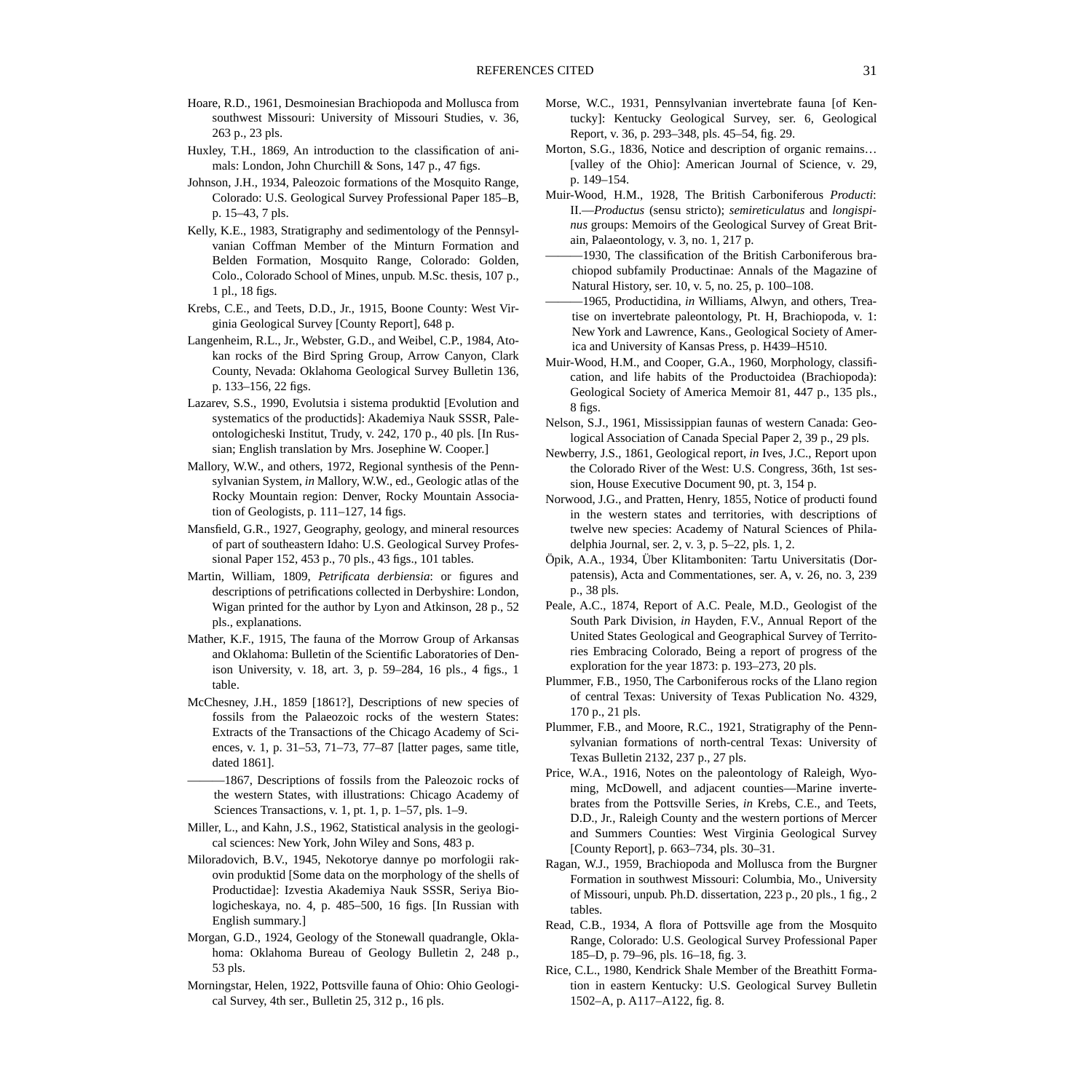Hoare, R.D., 1961, Desmoinesian Brachiopoda and Mollusca from southwest Missouri: University of Missouri Studies, v. 36, 263 p., 23 pls.

Huxley, T.H., 1869, An introduction to the classification of animals: London, John Churchill & Sons, 147 p., 47 figs.

Johnson, J.H., 1934, Paleozoic formations of the Mosquito Range, Colorado: U.S. Geological Survey Professional Paper 185–B, p. 15–43, 7 pls.

Kelly, K.E., 1983, Stratigraphy and sedimentology of the Pennsylvanian Coffman Member of the Minturn Formation and Belden Formation, Mosquito Range, Colorado: Golden, Colo., Colorado School of Mines, unpub. M.Sc. thesis, 107 p., 1 pl., 18 figs.

Krebs, C.E., and Teets, D.D., Jr., 1915, Boone County: West Virginia Geological Survey [County Report], 648 p.

Langenheim, R.L., Jr., Webster, G.D., and Weibel, C.P., 1984, Atokan rocks of the Bird Spring Group, Arrow Canyon, Clark County, Nevada: Oklahoma Geological Survey Bulletin 136, p. 133–156, 22 figs.

Lazarev, S.S., 1990, Evolutsia i sistema produktid [Evolution and systematics of the productids]: Akademiya Nauk SSSR, Paleontologicheski Institut, Trudy, v. 242, 170 p., 40 pls. [In Russian; English translation by Mrs. Josephine W. Cooper.]

Mallory, W.W., and others, 1972, Regional synthesis of the Pennsylvanian System, *in* Mallory, W.W., ed., Geologic atlas of the Rocky Mountain region: Denver, Rocky Mountain Association of Geologists, p. 111–127, 14 figs.

Mansfield, G.R., 1927, Geography, geology, and mineral resources of part of southeastern Idaho: U.S. Geological Survey Professional Paper 152, 453 p., 70 pls., 43 figs., 101 tables.

Martin, William, 1809, *Petrificata derbiensia*: or figures and descriptions of petrifications collected in Derbyshire: London, Wigan printed for the author by Lyon and Atkinson, 28 p., 52 pls., explanations.

Mather, K.F., 1915, The fauna of the Morrow Group of Arkansas and Oklahoma: Bulletin of the Scientific Laboratories of Denison University, v. 18, art. 3, p. 59–284, 16 pls., 4 figs., 1 table.

McChesney, J.H., 1859 [1861?], Descriptions of new species of fossils from the Palaeozoic rocks of the western States: Extracts of the Transactions of the Chicago Academy of Sciences, v. 1, p. 31–53, 71–73, 77–87 [latter pages, same title, dated 1861].

———1867, Descriptions of fossils from the Paleozoic rocks of the western States, with illustrations: Chicago Academy of Sciences Transactions, v. 1, pt. 1, p. 1–57, pls. 1–9.

Miller, L., and Kahn, J.S., 1962, Statistical analysis in the geological sciences: New York, John Wiley and Sons, 483 p.

Miloradovich, B.V., 1945, Nekotorye dannye po morfologii rakovin produktid [Some data on the morphology of the shells of Productidae]: Izvestia Akademiya Nauk SSSR, Seriya Biologicheskaya, no. 4, p. 485–500, 16 figs. [In Russian with English summary.]

Morgan, G.D., 1924, Geology of the Stonewall quadrangle, Oklahoma: Oklahoma Bureau of Geology Bulletin 2, 248 p., 53 pls.

Morningstar, Helen, 1922, Pottsville fauna of Ohio: Ohio Geological Survey, 4th ser., Bulletin 25, 312 p., 16 pls.

Morse, W.C., 1931, Pennsylvanian invertebrate fauna [of Kentucky]: Kentucky Geological Survey, ser. 6, Geological Report, v. 36, p. 293–348, pls. 45–54, fig. 29.

Morton, S.G., 1836, Notice and description of organic remains… [valley of the Ohio]: American Journal of Science, v. 29, p. 149–154.

Muir-Wood, H.M., 1928, The British Carboniferous *Producti*: II.—*Productus* (sensu stricto); *semireticulatus* and *longispinus* groups: Memoirs of the Geological Survey of Great Britain, Palaeontology, v. 3, no. 1, 217 p.

———1930, The classification of the British Carboniferous brachiopod subfamily Productinae: Annals of the Magazine of Natural History, ser. 10, v. 5, no. 25, p. 100–108.

———1965, Productidina, *in* Williams, Alwyn, and others, Treatise on invertebrate paleontology, Pt. H, Brachiopoda, v. 1: New York and Lawrence, Kans., Geological Society of America and University of Kansas Press, p. H439–H510.

Muir-Wood, H.M., and Cooper, G.A., 1960, Morphology, classification, and life habits of the Productoidea (Brachiopoda): Geological Society of America Memoir 81, 447 p., 135 pls., 8 figs.

Nelson, S.J., 1961, Mississippian faunas of western Canada: Geological Association of Canada Special Paper 2, 39 p., 29 pls.

Newberry, J.S., 1861, Geological report, *in* Ives, J.C., Report upon the Colorado River of the West: U.S. Congress, 36th, 1st session, House Executive Document 90, pt. 3, 154 p.

Norwood, J.G., and Pratten, Henry, 1855, Notice of producti found in the western states and territories, with descriptions of twelve new species: Academy of Natural Sciences of Philadelphia Journal, ser. 2, v. 3, p. 5–22, pls. 1, 2.

Öpik, A.A., 1934, Über Klitamboniten: Tartu Universitatis (Dorpatensis), Acta and Commentationes, ser. A, v. 26, no. 3, 239 p., 38 pls.

Peale, A.C., 1874, Report of A.C. Peale, M.D., Geologist of the South Park Division, *in* Hayden, F.V., Annual Report of the United States Geological and Geographical Survey of Territories Embracing Colorado, Being a report of progress of the exploration for the year 1873: p. 193–273, 20 pls.

Plummer, F.B., 1950, The Carboniferous rocks of the Llano region of central Texas: University of Texas Publication No. 4329, 170 p., 21 pls.

Plummer, F.B., and Moore, R.C., 1921, Stratigraphy of the Pennsylvanian formations of north-central Texas: University of Texas Bulletin 2132, 237 p., 27 pls.

Price, W.A., 1916, Notes on the paleontology of Raleigh, Wyoming, McDowell, and adjacent counties—Marine invertebrates from the Pottsville Series, *in* Krebs, C.E., and Teets, D.D., Jr., Raleigh County and the western portions of Mercer and Summers Counties: West Virginia Geological Survey [County Report], p. 663–734, pls. 30–31.

Ragan, W.J., 1959, Brachiopoda and Mollusca from the Burgner Formation in southwest Missouri: Columbia, Mo., University of Missouri, unpub. Ph.D. dissertation, 223 p., 20 pls., 1 fig., 2 tables.

Read, C.B., 1934, A flora of Pottsville age from the Mosquito Range, Colorado: U.S. Geological Survey Professional Paper 185–D, p. 79–96, pls. 16–18, fig. 3.

Rice, C.L., 1980, Kendrick Shale Member of the Breathitt Formation in eastern Kentucky: U.S. Geological Survey Bulletin 1502–A, p. A117–A122, fig. 8.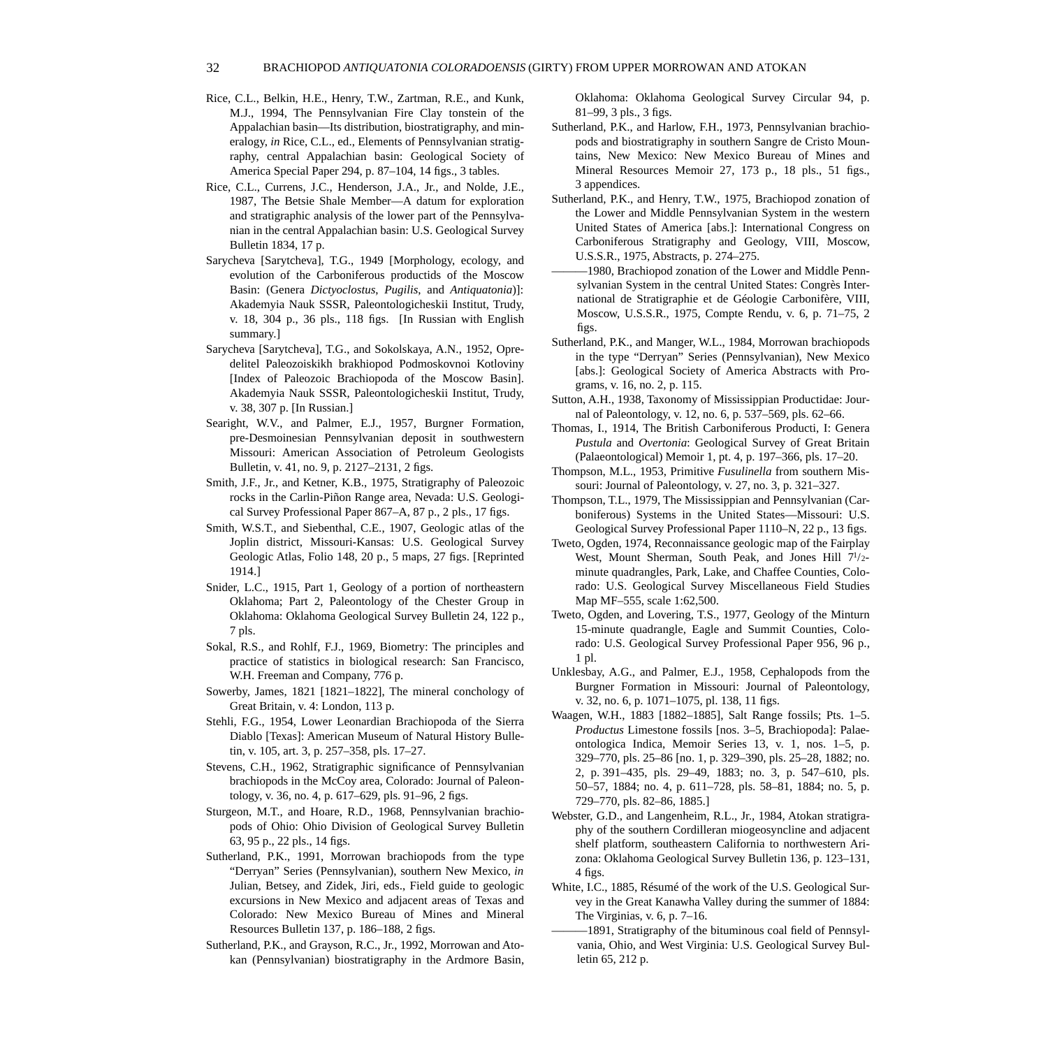Rice, C.L., Belkin, H.E., Henry, T.W., Zartman, R.E., and Kunk, M.J., 1994, The Pennsylvanian Fire Clay tonstein of the Appalachian basin—Its distribution, biostratigraphy, and mineralogy, *in* Rice, C.L., ed., Elements of Pennsylvanian stratigraphy, central Appalachian basin: Geological Society of America Special Paper 294, p. 87–104, 14 figs., 3 tables.

Rice, C.L., Currens, J.C., Henderson, J.A., Jr., and Nolde, J.E., 1987, The Betsie Shale Member—A datum for exploration and stratigraphic analysis of the lower part of the Pennsylvanian in the central Appalachian basin: U.S. Geological Survey Bulletin 1834, 17 p.

Sarycheva [Sarytcheva], T.G., 1949 [Morphology, ecology, and evolution of the Carboniferous productids of the Moscow Basin: (Genera *Dictyoclostus*, *Pugilis*, and *Antiquatonia*)]: Akademyia Nauk SSSR, Paleontologicheskii Institut, Trudy, v. 18, 304 p., 36 pls., 118 figs. [In Russian with English summary.]

Sarycheva [Sarytcheva], T.G., and Sokolskaya, A.N., 1952, Opredelitel Paleozoiskikh brakhiopod Podmoskovnoi Kotloviny [Index of Paleozoic Brachiopoda of the Moscow Basin]. Akademyia Nauk SSSR, Paleontologicheskii Institut, Trudy, v. 38, 307 p. [In Russian.]

Searight, W.V., and Palmer, E.J., 1957, Burgner Formation, pre-Desmoinesian Pennsylvanian deposit in southwestern Missouri: American Association of Petroleum Geologists Bulletin, v. 41, no. 9, p. 2127–2131, 2 figs.

Smith, J.F., Jr., and Ketner, K.B., 1975, Stratigraphy of Paleozoic rocks in the Carlin-Piñon Range area, Nevada: U.S. Geological Survey Professional Paper 867–A, 87 p., 2 pls., 17 figs.

Smith, W.S.T., and Siebenthal, C.E., 1907, Geologic atlas of the Joplin district, Missouri-Kansas: U.S. Geological Survey Geologic Atlas, Folio 148, 20 p., 5 maps, 27 figs. [Reprinted 1914.]

Snider, L.C., 1915, Part 1, Geology of a portion of northeastern Oklahoma; Part 2, Paleontology of the Chester Group in Oklahoma: Oklahoma Geological Survey Bulletin 24, 122 p., 7 pls.

Sokal, R.S., and Rohlf, F.J., 1969, Biometry: The principles and practice of statistics in biological research: San Francisco, W.H. Freeman and Company, 776 p.

Sowerby, James, 1821 [1821–1822], The mineral conchology of Great Britain, v. 4: London, 113 p.

Stehli, F.G., 1954, Lower Leonardian Brachiopoda of the Sierra Diablo [Texas]: American Museum of Natural History Bulletin, v. 105, art. 3, p. 257–358, pls. 17–27.

Stevens, C.H., 1962, Stratigraphic significance of Pennsylvanian brachiopods in the McCoy area, Colorado: Journal of Paleontology, v. 36, no. 4, p. 617–629, pls. 91–96, 2 figs.

Sturgeon, M.T., and Hoare, R.D., 1968, Pennsylvanian brachiopods of Ohio: Ohio Division of Geological Survey Bulletin 63, 95 p., 22 pls., 14 figs.

Sutherland, P.K., 1991, Morrowan brachiopods from the type "Derryan" Series (Pennsylvanian), southern New Mexico, *in* Julian, Betsey, and Zidek, Jiri, eds., Field guide to geologic excursions in New Mexico and adjacent areas of Texas and Colorado: New Mexico Bureau of Mines and Mineral Resources Bulletin 137, p. 186–188, 2 figs.

Sutherland, P.K., and Grayson, R.C., Jr., 1992, Morrowan and Atokan (Pennsylvanian) biostratigraphy in the Ardmore Basin, Oklahoma: Oklahoma Geological Survey Circular 94, p. 81–99, 3 pls., 3 figs.

Sutherland, P.K., and Harlow, F.H., 1973, Pennsylvanian brachiopods and biostratigraphy in southern Sangre de Cristo Mountains, New Mexico: New Mexico Bureau of Mines and Mineral Resources Memoir 27, 173 p., 18 pls., 51 figs., 3 appendices.

Sutherland, P.K., and Henry, T.W., 1975, Brachiopod zonation of the Lower and Middle Pennsylvanian System in the western United States of America [abs.]: International Congress on Carboniferous Stratigraphy and Geology, VIII, Moscow, U.S.S.R., 1975, Abstracts, p. 274–275.

———1980, Brachiopod zonation of the Lower and Middle Pennsylvanian System in the central United States: Congrès International de Stratigraphie et de Géologie Carbonifère, VIII, Moscow, U.S.S.R., 1975, Compte Rendu, v. 6, p. 71–75, 2 figs.

Sutherland, P.K., and Manger, W.L., 1984, Morrowan brachiopods in the type "Derryan" Series (Pennsylvanian), New Mexico [abs.]: Geological Society of America Abstracts with Programs, v. 16, no. 2, p. 115.

Sutton, A.H., 1938, Taxonomy of Mississippian Productidae: Journal of Paleontology, v. 12, no. 6, p. 537–569, pls. 62–66.

Thomas, I., 1914, The British Carboniferous Producti, I: Genera *Pustula* and *Overtonia*: Geological Survey of Great Britain (Palaeontological) Memoir 1, pt. 4, p. 197–366, pls. 17–20.

Thompson, M.L., 1953, Primitive *Fusulinella* from southern Missouri: Journal of Paleontology, v. 27, no. 3, p. 321–327.

Thompson, T.L., 1979, The Mississippian and Pennsylvanian (Carboniferous) Systems in the United States—Missouri: U.S. Geological Survey Professional Paper 1110–N, 22 p., 13 figs.

Tweto, Ogden, 1974, Reconnaissance geologic map of the Fairplay West, Mount Sherman, South Peak, and Jones Hill 7½-minute quadrangles, Park, Lake, and Chaffee Counties, Colorado: U.S. Geological Survey Miscellaneous Field Studies Map MF–555, scale 1:62,500.

Tweto, Ogden, and Lovering, T.S., 1977, Geology of the Minturn 15-minute quadrangle, Eagle and Summit Counties, Colorado: U.S. Geological Survey Professional Paper 956, 96 p., 1 pl.

Unklesbay, A.G., and Palmer, E.J., 1958, Cephalopods from the Burgner Formation in Missouri: Journal of Paleontology, v. 32, no. 6, p. 1071–1075, pl. 138, 11 figs.

Waagen, W.H., 1883 [1882–1885], Salt Range fossils; Pts. 1–5. *Productus* Limestone fossils [nos. 3–5, Brachiopoda]: Palaeontologica Indica, Memoir Series 13, v. 1, nos. 1–5, p. 329–770, pls. 25–86 [no. 1, p. 329–390, pls. 25–28, 1882; no. 2, p. 391–435, pls. 29–49, 1883; no. 3, p. 547–610, pls. 50–57, 1884; no. 4, p. 611–728, pls. 58–81, 1884; no. 5, p. 729–770, pls. 82–86, 1885.]

Webster, G.D., and Langenheim, R.L., Jr., 1984, Atokan stratigraphy of the southern Cordilleran miogeosyncline and adjacent shelf platform, southeastern California to northwestern Arizona: Oklahoma Geological Survey Bulletin 136, p. 123–131, 4 figs.

White, I.C., 1885, Résumé of the work of the U.S. Geological Survey in the Great Kanawha Valley during the summer of 1884: The Virginias, v. 6, p. 7–16.

———1891, Stratigraphy of the bituminous coal field of Pennsylvania, Ohio, and West Virginia: U.S. Geological Survey Bulletin 65, 212 p.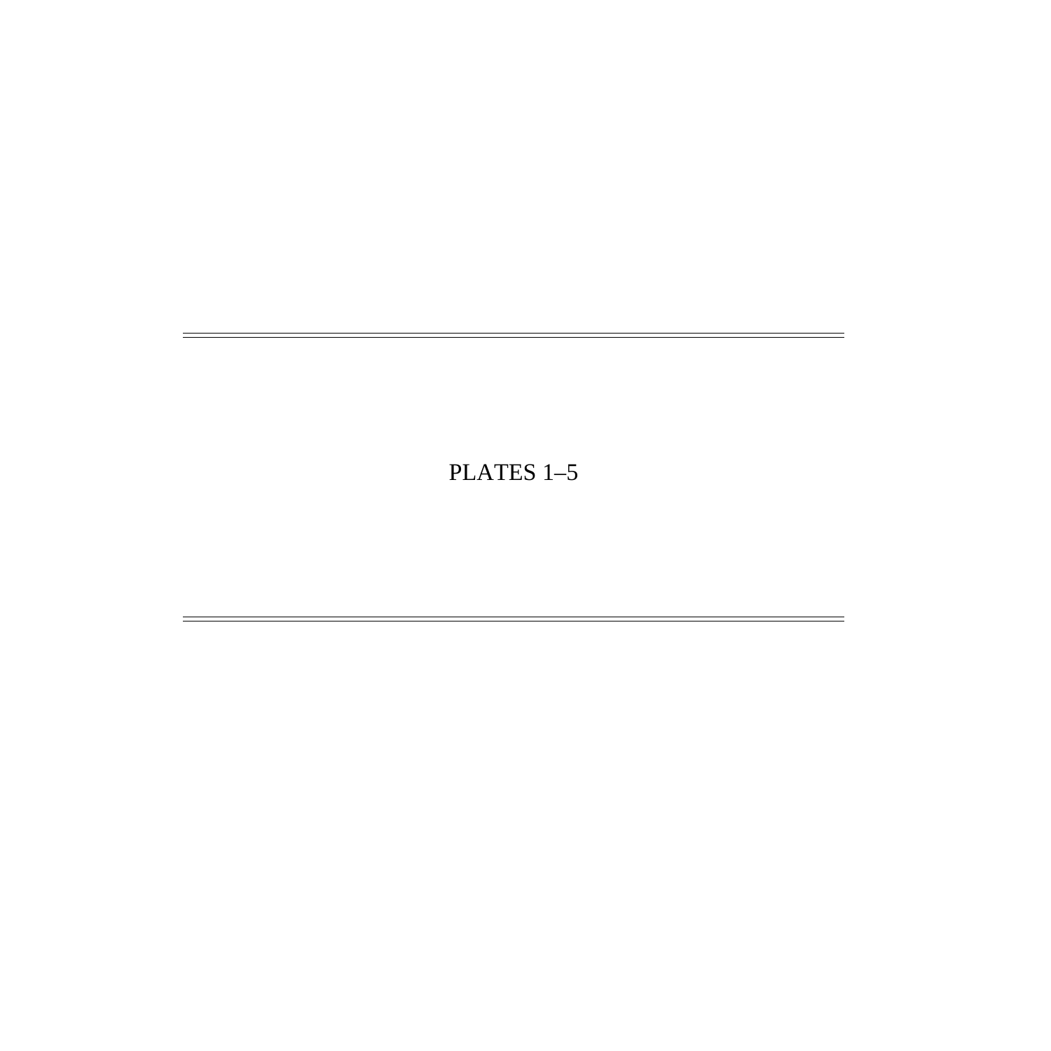# PLATES 1–5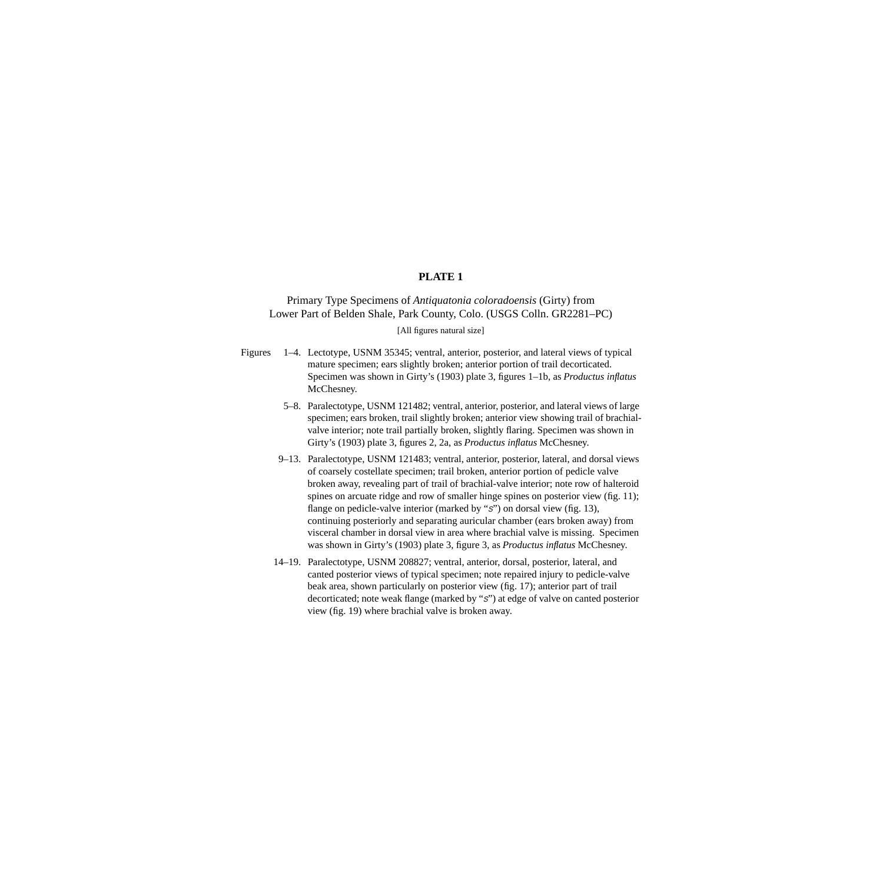# PLATE 1

Primary Type Specimens of *Antiquatonia coloradoensis* (Girty) from Lower Part of Belden Shale, Park County, Colo. (USGS Colln. GR2281–PC)

[All figures natural size]

Figures 1–4. Lectotype, USNM 35345; ventral, anterior, posterior, and lateral views of typical mature specimen; ears slightly broken; anterior portion of trail decorticated. Specimen was shown in Girty's (1903) plate 3, figures 1–1b, as *Productus inflatus* McChesney.

5–8. Paralectotype, USNM 121482; ventral, anterior, posterior, and lateral views of large specimen; ears broken, trail slightly broken; anterior view showing trail of brachial-valve interior; note trail partially broken, slightly flaring. Specimen was shown in Girty's (1903) plate 3, figures 2, 2a, as *Productus inflatus* McChesney.

9–13. Paralectotype, USNM 121483; ventral, anterior, posterior, lateral, and dorsal views of coarsely costellate specimen; trail broken, anterior portion of pedicle valve broken away, revealing part of trail of brachial-valve interior; note row of halteroid spines on arcuate ridge and row of smaller hinge spines on posterior view (fig. 11); flange on pedicle-valve interior (marked by "*s*") on dorsal view (fig. 13), continuing posteriorly and separating auricular chamber (ears broken away) from visceral chamber in dorsal view in area where brachial valve is missing. Specimen was shown in Girty's (1903) plate 3, figure 3, as *Productus inflatus* McChesney.

14–19. Paralectotype, USNM 208827; ventral, anterior, dorsal, posterior, lateral, and canted posterior views of typical specimen; note repaired injury to pedicle-valve beak area, shown particularly on posterior view (fig. 17); anterior part of trail decorticated; note weak flange (marked by "*s*") at edge of valve on canted posterior view (fig. 19) where brachial valve is broken away.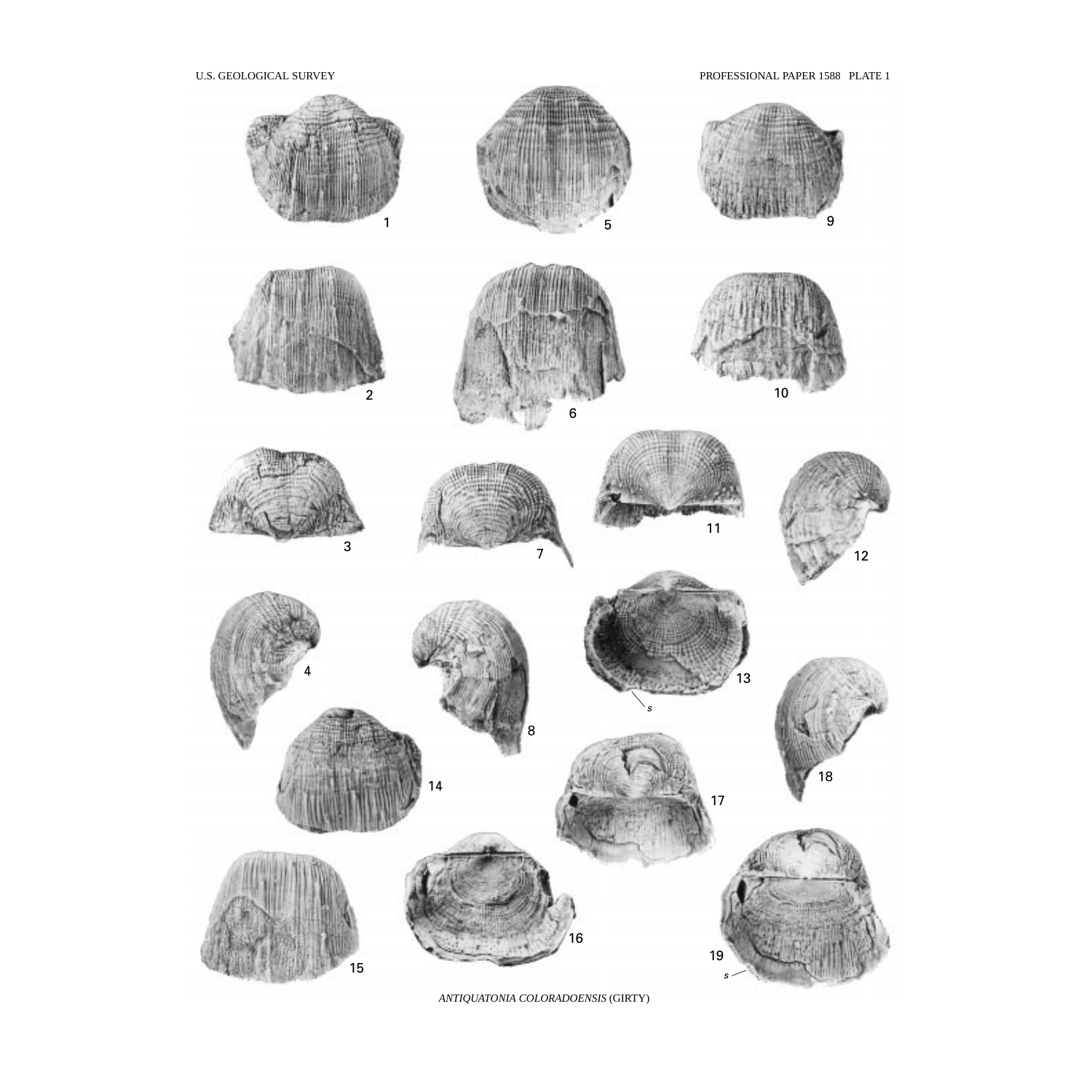*ANTIQUATONIA COLORADOENSIS* (GIRTY)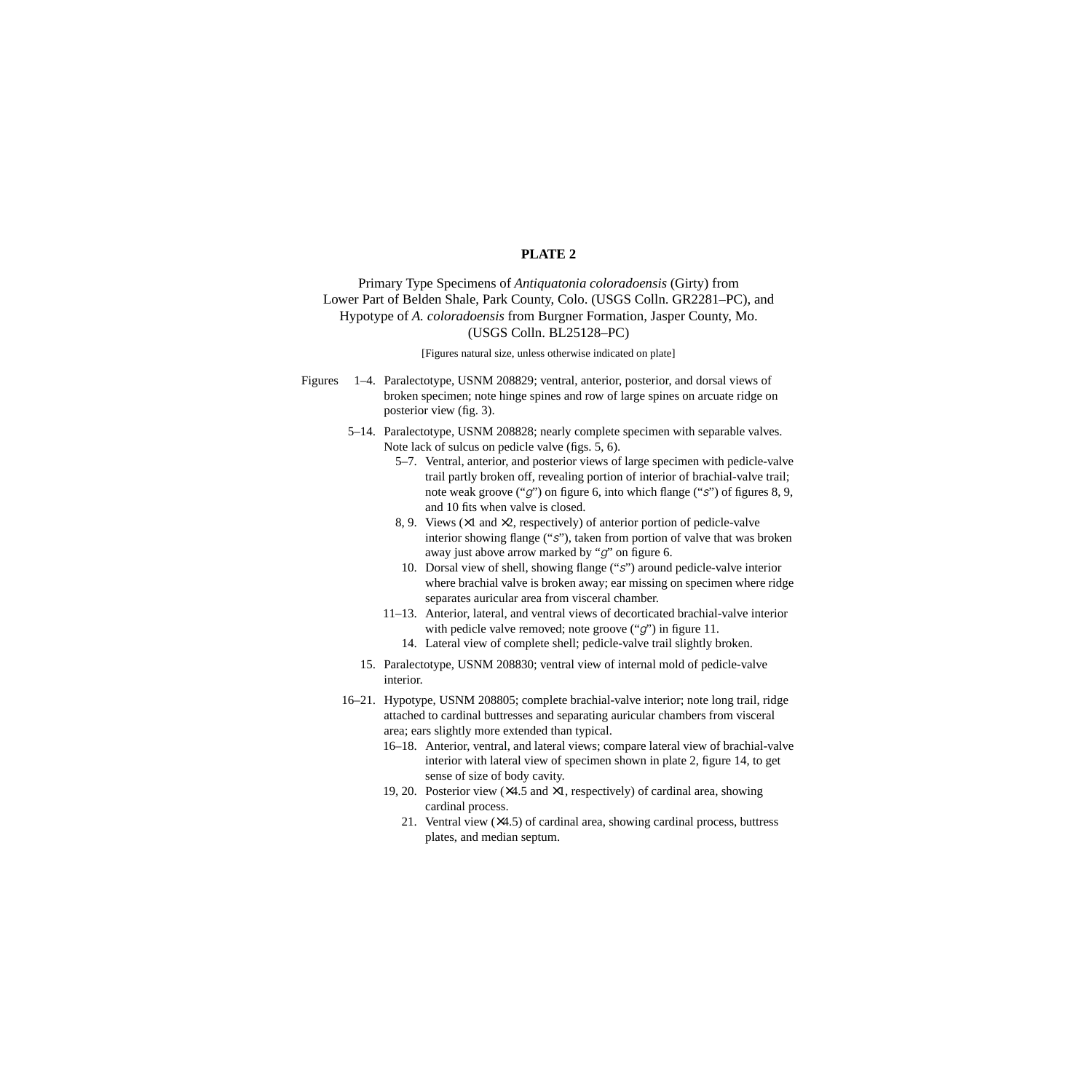# PLATE 2

Primary Type Specimens of *Antiquatonia coloradoensis* (Girty) from Lower Part of Belden Shale, Park County, Colo. (USGS Colln. GR2281–PC), and Hypotype of *A. coloradoensis* from Burgner Formation, Jasper County, Mo. (USGS Colln. BL25128–PC)

[Figures natural size, unless otherwise indicated on plate]

Figures 1–4. Paralectotype, USNM 208829; ventral, anterior, posterior, and dorsal views of broken specimen; note hinge spines and row of large spines on arcuate ridge on posterior view (fig. 3).

5–14. Paralectotype, USNM 208828; nearly complete specimen with separable valves. Note lack of sulcus on pedicle valve (figs. 5, 6).

- 5–7. Ventral, anterior, and posterior views of large specimen with pedicle-valve trail partly broken off, revealing portion of interior of brachial-valve trail; note weak groove ("*g*") on figure 6, into which flange ("*s*") of figures 8, 9, and 10 fits when valve is closed.
- 8, 9. Views (×1 and ×2, respectively) of anterior portion of pedicle-valve interior showing flange ("*s*"), taken from portion of valve that was broken away just above arrow marked by "*g*" on figure 6.
- 10. Dorsal view of shell, showing flange ("*s*") around pedicle-valve interior where brachial valve is broken away; ear missing on specimen where ridge separates auricular area from visceral chamber.
- 11–13. Anterior, lateral, and ventral views of decorticated brachial-valve interior with pedicle valve removed; note groove ("*g*") in figure 11.
- 14. Lateral view of complete shell; pedicle-valve trail slightly broken.

15. Paralectotype, USNM 208830; ventral view of internal mold of pedicle-valve interior.

16–21. Hypotype, USNM 208805; complete brachial-valve interior; note long trail, ridge attached to cardinal buttresses and separating auricular chambers from visceral area; ears slightly more extended than typical.

- 16–18. Anterior, ventral, and lateral views; compare lateral view of brachial-valve interior with lateral view of specimen shown in plate 2, figure 14, to get sense of size of body cavity.
- 19, 20. Posterior view (×4.5 and ×1, respectively) of cardinal area, showing cardinal process.
- 21. Ventral view (×4.5) of cardinal area, showing cardinal process, buttress plates, and median septum.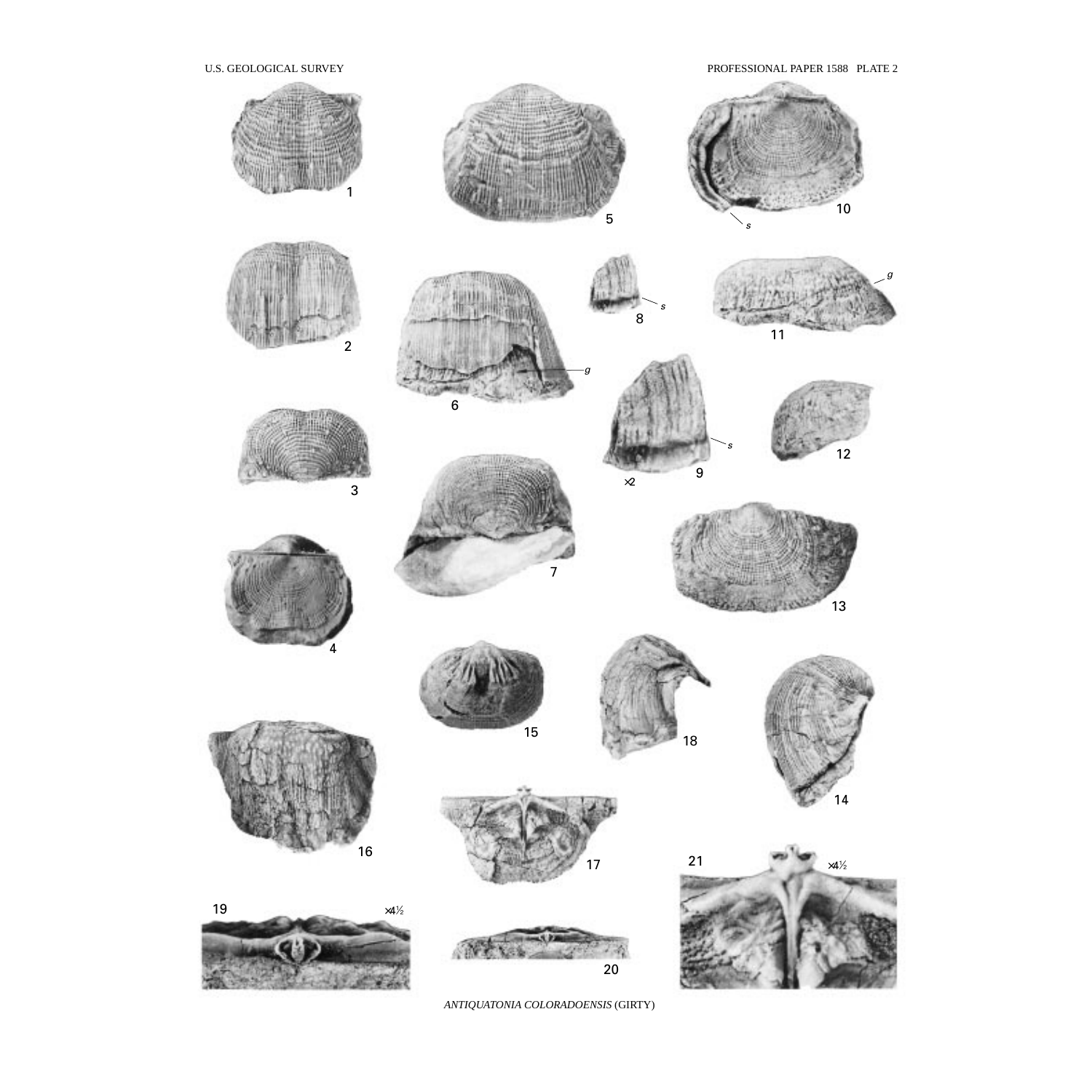U.S. GEOLOGICAL SURVEY PROFESSIONAL PAPER 1588 PLATE 2

*ANTIQUATONIA COLORADOENSIS* (GIRTY)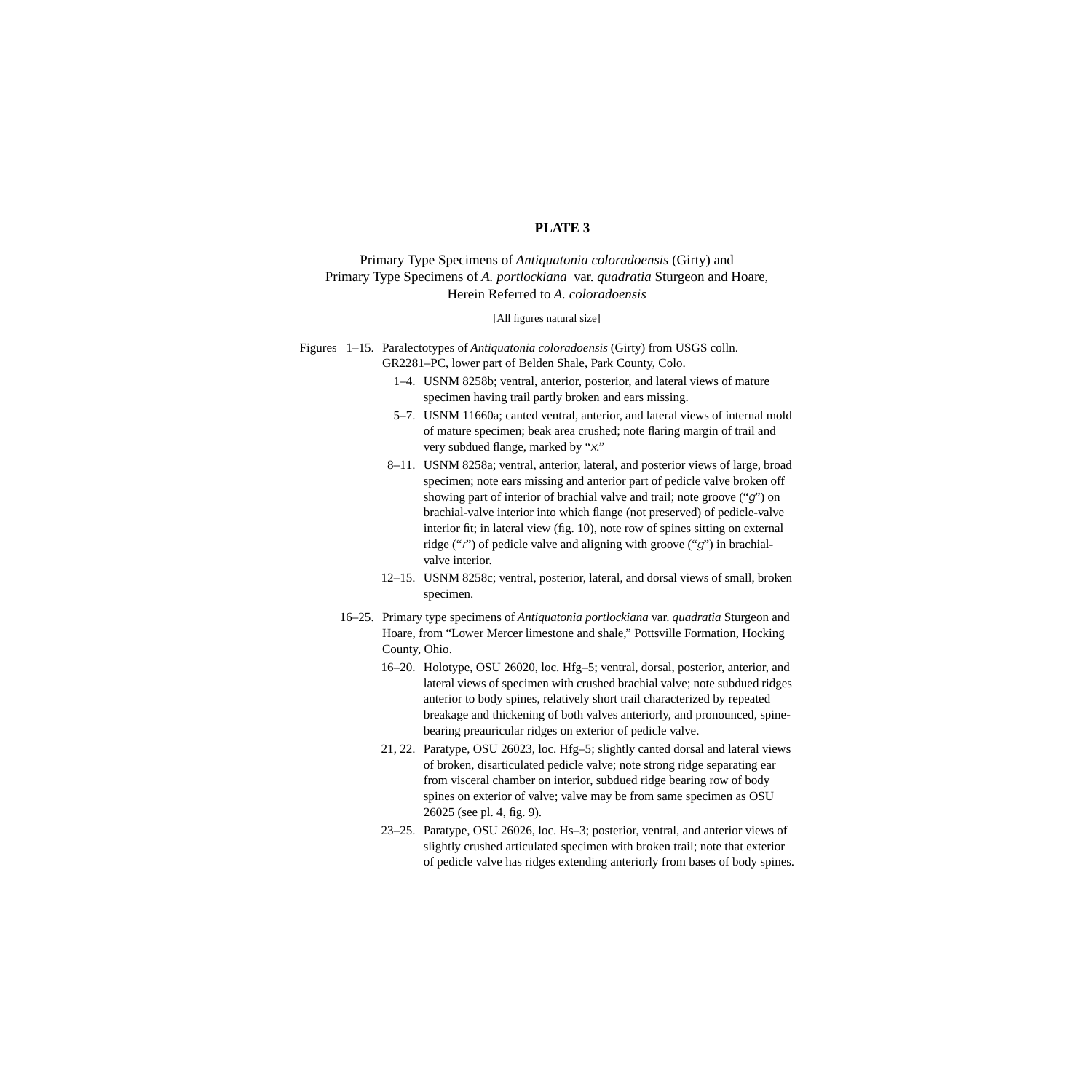# PLATE 3

## Primary Type Specimens of *Antiquatonia coloradoensis* (Girty) and Primary Type Specimens of *A. portlockiana* var. *quadratia* Sturgeon and Hoare, Herein Referred to *A. coloradoensis*

[All figures natural size]

Figures 1–15. Paralectotypes of *Antiquatonia coloradoensis* (Girty) from USGS colln. GR2281–PC, lower part of Belden Shale, Park County, Colo.

- 1–4. USNM 8258b; ventral, anterior, posterior, and lateral views of mature specimen having trail partly broken and ears missing.
- 5–7. USNM 11660a; canted ventral, anterior, and lateral views of internal mold of mature specimen; beak area crushed; note flaring margin of trail and very subdued flange, marked by "*x*."
- 8–11. USNM 8258a; ventral, anterior, lateral, and posterior views of large, broad specimen; note ears missing and anterior part of pedicle valve broken off showing part of interior of brachial valve and trail; note groove ("*g*") on brachial-valve interior into which flange (not preserved) of pedicle-valve interior fit; in lateral view (fig. 10), note row of spines sitting on external ridge ("*r*") of pedicle valve and aligning with groove ("*g*") in brachial-valve interior.
- 12–15. USNM 8258c; ventral, posterior, lateral, and dorsal views of small, broken specimen.

16–25. Primary type specimens of *Antiquatonia portlockiana* var. *quadratia* Sturgeon and Hoare, from "Lower Mercer limestone and shale," Pottsville Formation, Hocking County, Ohio.

- 16–20. Holotype, OSU 26020, loc. Hfg–5; ventral, dorsal, posterior, anterior, and lateral views of specimen with crushed brachial valve; note subdued ridges anterior to body spines, relatively short trail characterized by repeated breakage and thickening of both valves anteriorly, and pronounced, spine-bearing preauricular ridges on exterior of pedicle valve.
- 21, 22. Paratype, OSU 26023, loc. Hfg–5; slightly canted dorsal and lateral views of broken, disarticulated pedicle valve; note strong ridge separating ear from visceral chamber on interior, subdued ridge bearing row of body spines on exterior of valve; valve may be from same specimen as OSU 26025 (see pl. 4, fig. 9).
- 23–25. Paratype, OSU 26026, loc. Hs–3; posterior, ventral, and anterior views of slightly crushed articulated specimen with broken trail; note that exterior of pedicle valve has ridges extending anteriorly from bases of body spines.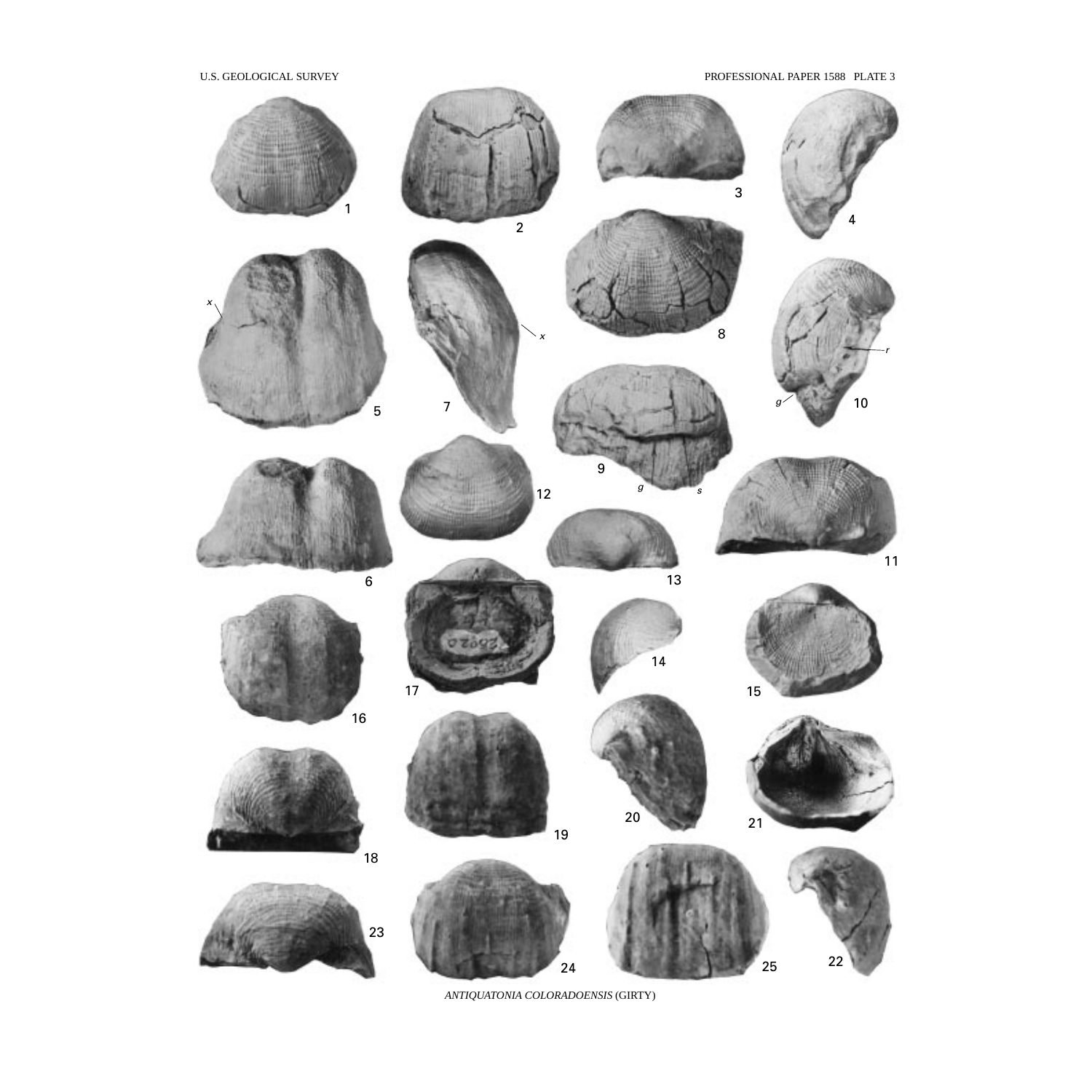*ANTIQUATONIA COLORADOENSIS* (GIRTY)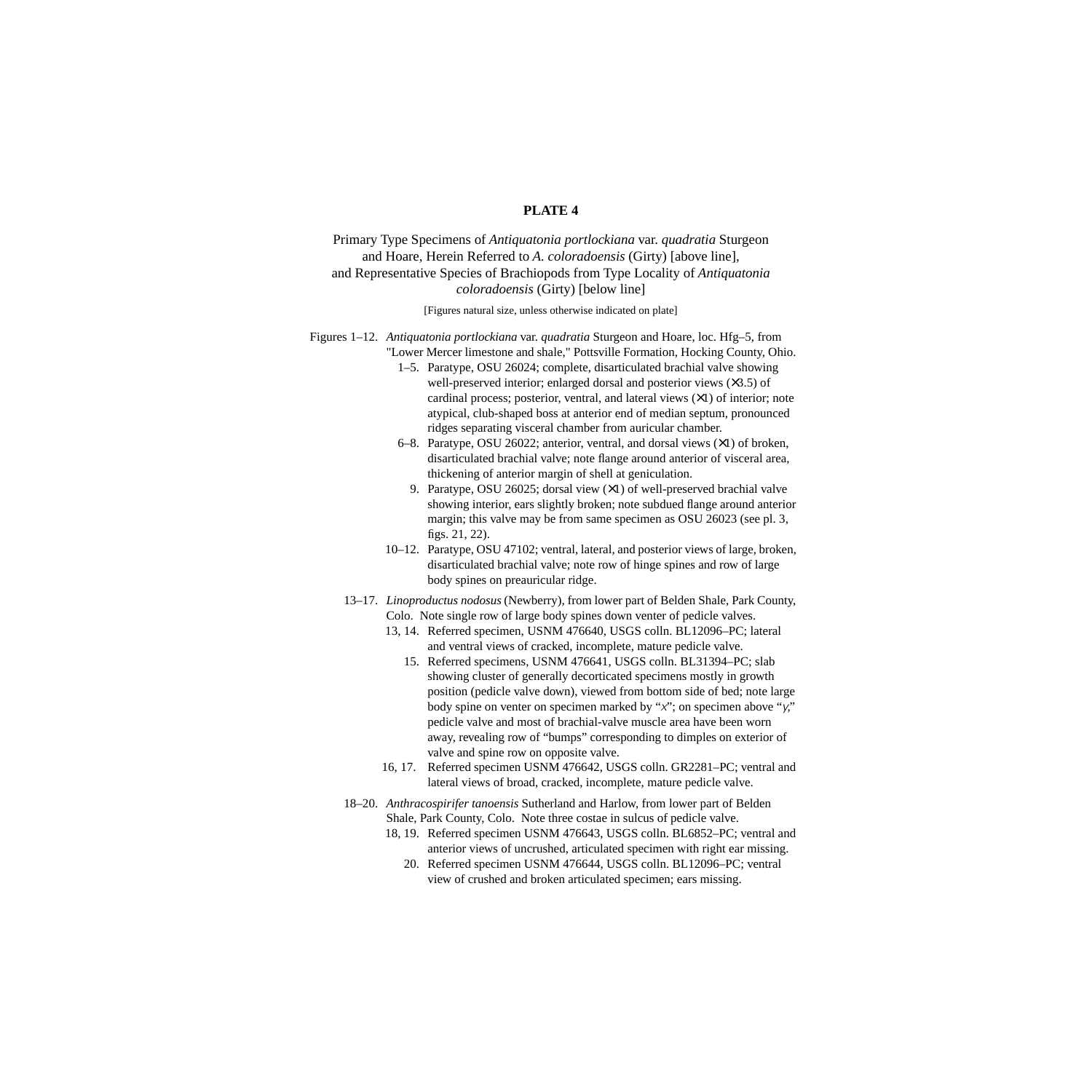# PLATE 4

Primary Type Specimens of *Antiquatonia portlockiana* var. *quadratia* Sturgeon and Hoare, Herein Referred to *A. coloradoensis* (Girty) [above line], and Representative Species of Brachiopods from Type Locality of *Antiquatonia coloradoensis* (Girty) [below line]

[Figures natural size, unless otherwise indicated on plate]

Figures 1–12. *Antiquatonia portlockiana* var. *quadratia* Sturgeon and Hoare, loc. Hfg–5, from "Lower Mercer limestone and shale," Pottsville Formation, Hocking County, Ohio.

- 1–5. Paratype, OSU 26024; complete, disarticulated brachial valve showing well-preserved interior; enlarged dorsal and posterior views (×3.5) of cardinal process; posterior, ventral, and lateral views (×1) of interior; note atypical, club-shaped boss at anterior end of median septum, pronounced ridges separating visceral chamber from auricular chamber.
- 6–8. Paratype, OSU 26022; anterior, ventral, and dorsal views (×1) of broken, disarticulated brachial valve; note flange around anterior of visceral area, thickening of anterior margin of shell at geniculation.
- 9. Paratype, OSU 26025; dorsal view (×1) of well-preserved brachial valve showing interior, ears slightly broken; note subdued flange around anterior margin; this valve may be from same specimen as OSU 26023 (see pl. 3, figs. 21, 22).
- 10–12. Paratype, OSU 47102; ventral, lateral, and posterior views of large, broken, disarticulated brachial valve; note row of hinge spines and row of large body spines on preauricular ridge.

13–17. *Linoproductus nodosus* (Newberry), from lower part of Belden Shale, Park County, Colo. Note single row of large body spines down venter of pedicle valves.

- 13, 14. Referred specimen, USNM 476640, USGS colln. BL12096–PC; lateral and ventral views of cracked, incomplete, mature pedicle valve.
- 15. Referred specimens, USNM 476641, USGS colln. BL31394–PC; slab showing cluster of generally decorticated specimens mostly in growth position (pedicle valve down), viewed from bottom side of bed; note large body spine on venter on specimen marked by "*x*"; on specimen above "*y*," pedicle valve and most of brachial-valve muscle area have been worn away, revealing row of "bumps" corresponding to dimples on exterior of valve and spine row on opposite valve.
- 16, 17. Referred specimen USNM 476642, USGS colln. GR2281–PC; ventral and lateral views of broad, cracked, incomplete, mature pedicle valve.

18–20. *Anthracospirifer tanoensis* Sutherland and Harlow, from lower part of Belden Shale, Park County, Colo. Note three costae in sulcus of pedicle valve.

- 18, 19. Referred specimen USNM 476643, USGS colln. BL6852–PC; ventral and anterior views of uncrushed, articulated specimen with right ear missing.
- 20. Referred specimen USNM 476644, USGS colln. BL12096–PC; ventral view of crushed and broken articulated specimen; ears missing.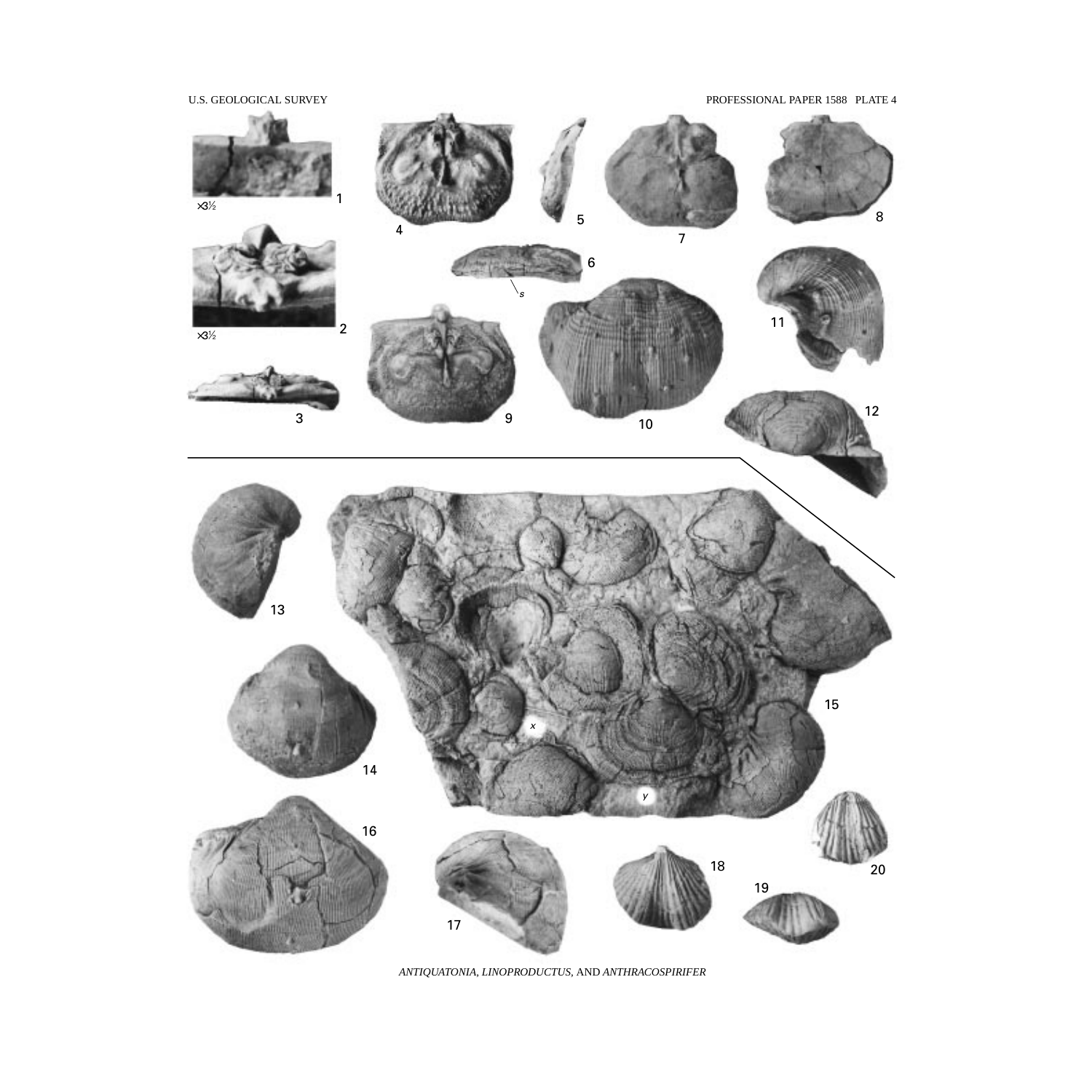ANTIQUATONIA, LINOPRODUCTUS, AND ANTHRACOSPIRIFER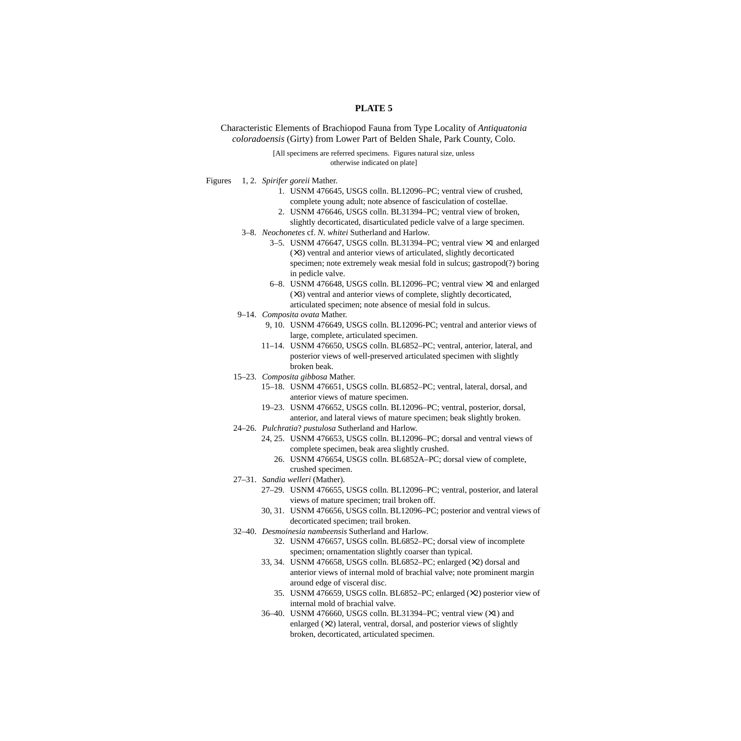# PLATE 5

Characteristic Elements of Brachiopod Fauna from Type Locality of *Antiquatonia coloradoensis* (Girty) from Lower Part of Belden Shale, Park County, Colo.

[All specimens are referred specimens. Figures natural size, unless otherwise indicated on plate]

Figures 1, 2. *Spirifer goreii* Mather.

- 1. USNM 476645, USGS colln. BL12096–PC; ventral view of crushed, complete young adult; note absence of fasciculation of costellae.
- 2. USNM 476646, USGS colln. BL31394–PC; ventral view of broken, slightly decorticated, disarticulated pedicle valve of a large specimen.

3–8. *Neochonetes* cf. *N. whitei* Sutherland and Harlow.

- 3–5. USNM 476647, USGS colln. BL31394–PC; ventral view ×1 and enlarged (×3) ventral and anterior views of articulated, slightly decorticated specimen; note extremely weak mesial fold in sulcus; gastropod(?) boring in pedicle valve.
- 6–8. USNM 476648, USGS colln. BL12096–PC; ventral view ×1 and enlarged (×3) ventral and anterior views of complete, slightly decorticated, articulated specimen; note absence of mesial fold in sulcus.

9–14. *Composita ovata* Mather.

- 9, 10. USNM 476649, USGS colln. BL12096-PC; ventral and anterior views of large, complete, articulated specimen.
- 11–14. USNM 476650, USGS colln. BL6852–PC; ventral, anterior, lateral, and posterior views of well-preserved articulated specimen with slightly broken beak.

15–23. *Composita gibbosa* Mather.

- 15–18. USNM 476651, USGS colln. BL6852–PC; ventral, lateral, dorsal, and anterior views of mature specimen.
- 19–23. USNM 476652, USGS colln. BL12096–PC; ventral, posterior, dorsal, anterior, and lateral views of mature specimen; beak slightly broken.

24–26. *Pulchratia*? *pustulosa* Sutherland and Harlow.

- 24, 25. USNM 476653, USGS colln. BL12096–PC; dorsal and ventral views of complete specimen, beak area slightly crushed.
- 26. USNM 476654, USGS colln. BL6852A–PC; dorsal view of complete, crushed specimen.

27–31. *Sandia welleri* (Mather).

- 27–29. USNM 476655, USGS colln. BL12096–PC; ventral, posterior, and lateral views of mature specimen; trail broken off.
- 30, 31. USNM 476656, USGS colln. BL12096–PC; posterior and ventral views of decorticated specimen; trail broken.

32–40. *Desmoinesia nambeensis* Sutherland and Harlow.

- 32. USNM 476657, USGS colln. BL6852–PC; dorsal view of incomplete specimen; ornamentation slightly coarser than typical.
- 33, 34. USNM 476658, USGS colln. BL6852–PC; enlarged (×2) dorsal and anterior views of internal mold of brachial valve; note prominent margin around edge of visceral disc.
- 35. USNM 476659, USGS colln. BL6852–PC; enlarged (×2) posterior view of internal mold of brachial valve.
- 36–40. USNM 476660, USGS colln. BL31394–PC; ventral view (×1) and enlarged (×2) lateral, ventral, dorsal, and posterior views of slightly broken, decorticated, articulated specimen.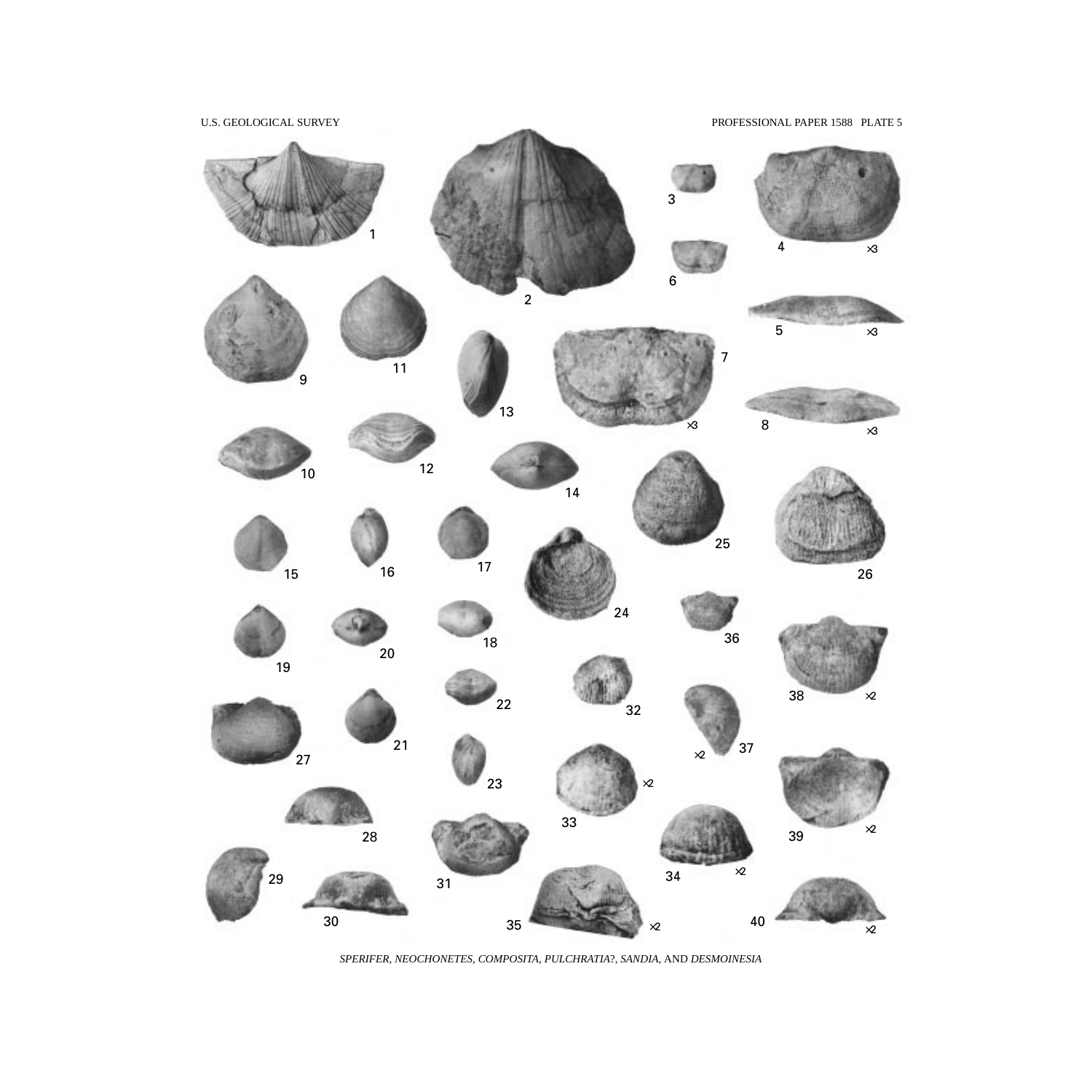*SPERIFER, NEOCHONETES, COMPOSITA, PULCHRATIA?, SANDIA,* AND *DESMOINESIA*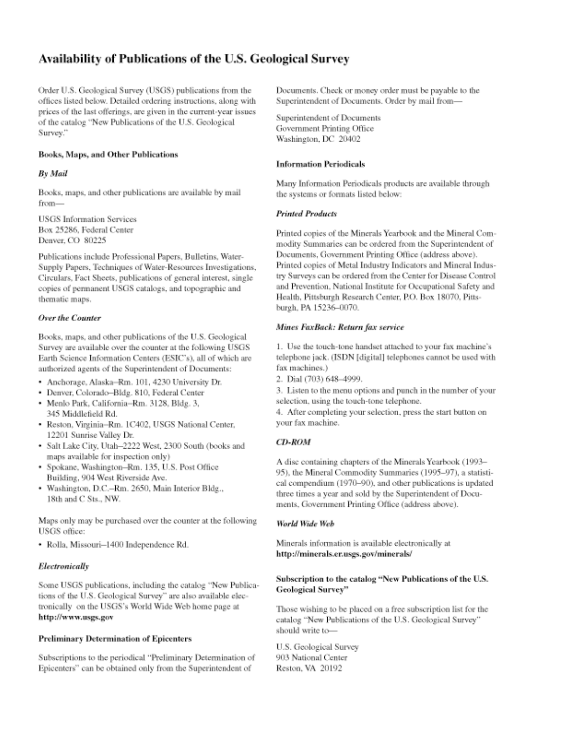# Availability of Publications of the U.S. Geological Survey

Order U.S. Geological Survey (USGS) publications from the offices listed below. Detailed ordering instructions, along with prices of the last offerings, are given in the current-year issues of the catalog "New Publications of the U.S. Geological Survey."

### Books, Maps, and Other Publications

#### *By Mail*

Books, maps, and other publications are available by mail from—

USGS Information Services
Box 25286, Federal Center
Denver, CO 80225

Publications include Professional Papers, Bulletins, Water-Supply Papers, Techniques of Water-Resources Investigations, Circulars, Fact Sheets, publications of general interest, single copies of permanent USGS catalogs, and topographic and thematic maps.

#### *Over the Counter*

Books, maps, and other publications of the U.S. Geological Survey are available over the counter at the following USGS Earth Science Information Centers (ESIC's), all of which are authorized agents of the Superintendent of Documents:

- Anchorage, Alaska–Rm. 101, 4230 University Dr.
- Denver, Colorado–Bldg. 810, Federal Center
- Menlo Park, California–Rm. 3128, Bldg. 3, 345 Middlefield Rd.
- Reston, Virginia–Rm. 1C402, USGS National Center, 12201 Sunrise Valley Dr.
- Salt Lake City, Utah–2222 West, 2300 South (books and maps available for inspection only)
- Spokane, Washington–Rm. 135, U.S. Post Office Building, 904 West Riverside Ave.
- Washington, D.C.–Rm. 2650, Main Interior Bldg., 18th and C Sts., NW.

Maps only may be purchased over the counter at the following USGS office:

- Rolla, Missouri–1400 Independence Rd.

#### *Electronically*

Some USGS publications, including the catalog "New Publications of the U.S. Geological Survey" are also available electronically on the USGS's World Wide Web home page at **http://www.usgs.gov**

### Preliminary Determination of Epicenters

Subscriptions to the periodical "Preliminary Determination of Epicenters" can be obtained only from the Superintendent of Documents. Check or money order must be payable to the Superintendent of Documents. Order by mail from—

Superintendent of Documents
Government Printing Office
Washington, DC 20402

### Information Periodicals

Many Information Periodicals products are available through the systems or formats listed below:

#### *Printed Products*

Printed copies of the Minerals Yearbook and the Mineral Commodity Summaries can be ordered from the Superintendent of Documents, Government Printing Office (address above). Printed copies of Metal Industry Indicators and Mineral Industry Surveys can be ordered from the Center for Disease Control and Prevention, National Institute for Occupational Safety and Health, Pittsburgh Research Center, P.O. Box 18070, Pittsburgh, PA 15236–0070.

#### *Mines FaxBack: Return fax service*

1. Use the touch-tone handset attached to your fax machine's telephone jack. (ISDN [digital] telephones cannot be used with fax machines.)
2. Dial (703) 648–4999.
3. Listen to the menu options and punch in the number of your selection, using the touch-tone telephone.
4. After completing your selection, press the start button on your fax machine.

#### *CD-ROM*

A disc containing chapters of the Minerals Yearbook (1993–95), the Mineral Commodity Summaries (1995–97), a statistical compendium (1970–90), and other publications is updated three times a year and sold by the Superintendent of Documents, Government Printing Office (address above).

#### *World Wide Web*

Minerals information is available electronically at **http://minerals.er.usgs.gov/minerals/**

### Subscription to the catalog "New Publications of the U.S. Geological Survey"

Those wishing to be placed on a free subscription list for the catalog "New Publications of the U.S. Geological Survey" should write to—

U.S. Geological Survey
903 National Center
Reston, VA 20192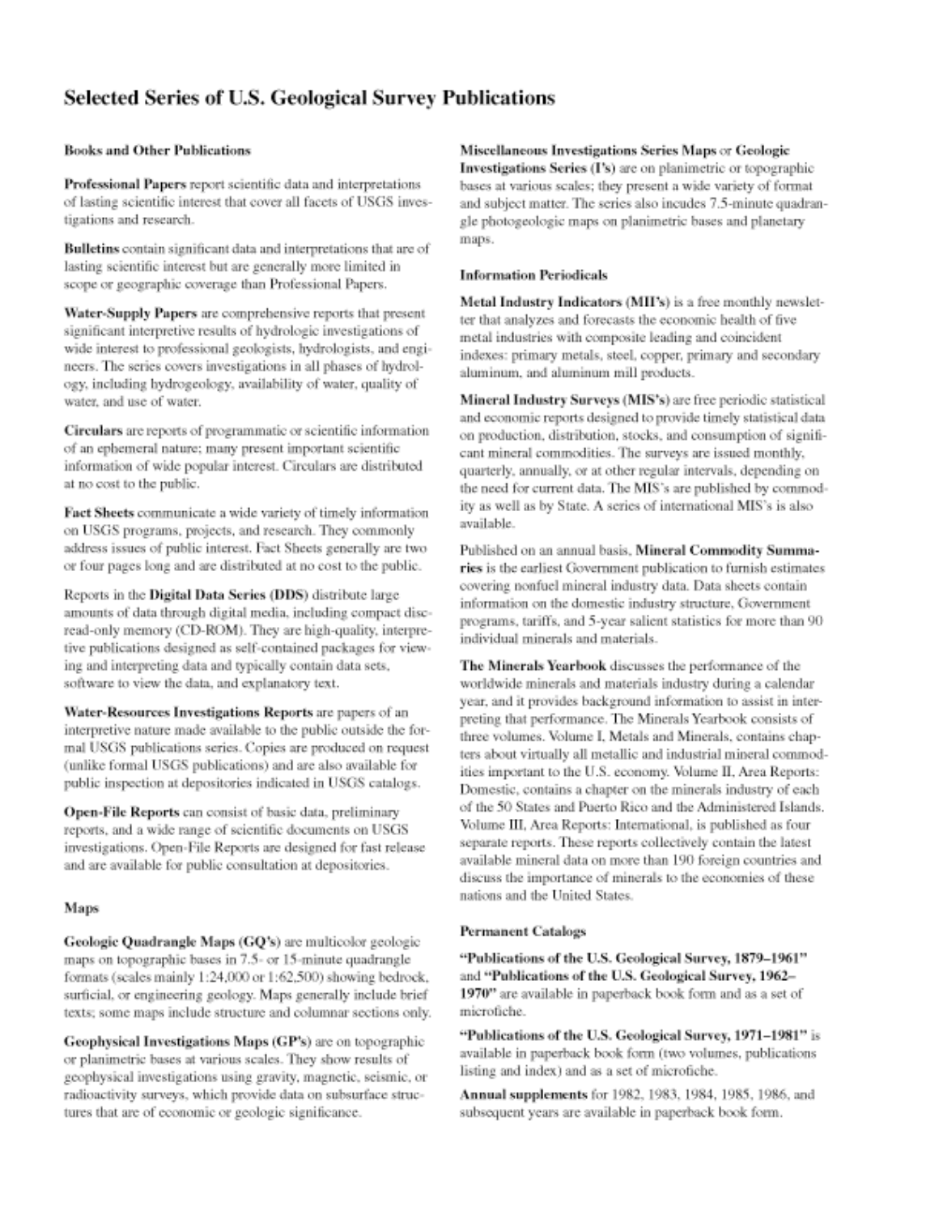# Selected Series of U.S. Geological Survey Publications

## Books and Other Publications

**Professional Papers** report scientific data and interpretations of lasting scientific interest that cover all facets of USGS investigations and research.

**Bulletins** contain significant data and interpretations that are of lasting scientific interest but are generally more limited in scope or geographic coverage than Professional Papers.

**Water-Supply Papers** are comprehensive reports that present significant interpretive results of hydrologic investigations of wide interest to professional geologists, hydrologists, and engineers. The series covers investigations in all phases of hydrology, including hydrogeology, availability of water, quality of water, and use of water.

**Circulars** are reports of programmatic or scientific information of an ephemeral nature; many present important scientific information of wide popular interest. Circulars are distributed at no cost to the public.

**Fact Sheets** communicate a wide variety of timely information on USGS programs, projects, and research. They commonly address issues of public interest. Fact Sheets generally are two or four pages long and are distributed at no cost to the public.

Reports in the **Digital Data Series (DDS)** distribute large amounts of data through digital media, including compact disc-read-only memory (CD-ROM). They are high-quality, interpretive publications designed as self-contained packages for viewing and interpreting data and typically contain data sets, software to view the data, and explanatory text.

**Water-Resources Investigations Reports** are papers of an interpretive nature made available to the public outside the formal USGS publications series. Copies are produced on request (unlike formal USGS publications) and are also available for public inspection at depositories indicated in USGS catalogs.

**Open-File Reports** can consist of basic data, preliminary reports, and a wide range of scientific documents on USGS investigations. Open-File Reports are designed for fast release and are available for public consultation at depositories.

## Maps

**Geologic Quadrangle Maps (GQ's)** are multicolor geologic maps on topographic bases in 7.5- or 15-minute quadrangle formats (scales mainly 1:24,000 or 1:62,500) showing bedrock, surficial, or engineering geology. Maps generally include brief texts; some maps include structure and columnar sections only.

**Geophysical Investigations Maps (GP's)** are on topographic or planimetric bases at various scales. They show results of geophysical investigations using gravity, magnetic, seismic, or radioactivity surveys, which provide data on subsurface structures that are of economic or geologic significance.

**Miscellaneous Investigations Series Maps** or **Geologic Investigations Series (I's)** are on planimetric or topographic bases at various scales; they present a wide variety of format and subject matter. The series also incudes 7.5-minute quadrangle photogeologic maps on planimetric bases and planetary maps.

## Information Periodicals

**Metal Industry Indicators (MII's)** is a free monthly newsletter that analyzes and forecasts the economic health of five metal industries with composite leading and coincident indexes: primary metals, steel, copper, primary and secondary aluminum, and aluminum mill products.

**Mineral Industry Surveys (MIS's)** are free periodic statistical and economic reports designed to provide timely statistical data on production, distribution, stocks, and consumption of significant mineral commodities. The surveys are issued monthly, quarterly, annually, or at other regular intervals, depending on the need for current data. The MIS's are published by commodity as well as by State. A series of international MIS's is also available.

Published on an annual basis, **Mineral Commodity Summaries** is the earliest Government publication to furnish estimates covering nonfuel mineral industry data. Data sheets contain information on the domestic industry structure, Government programs, tariffs, and 5-year salient statistics for more than 90 individual minerals and materials.

**The Minerals Yearbook** discusses the performance of the worldwide minerals and materials industry during a calendar year, and it provides background information to assist in interpreting that performance. The Minerals Yearbook consists of three volumes. Volume I, Metals and Minerals, contains chapters about virtually all metallic and industrial mineral commodities important to the U.S. economy. Volume II, Area Reports: Domestic, contains a chapter on the minerals industry of each of the 50 States and Puerto Rico and the Administered Islands. Volume III, Area Reports: International, is published as four separate reports. These reports collectively contain the latest available mineral data on more than 190 foreign countries and discuss the importance of minerals to the economies of these nations and the United States.

## Permanent Catalogs

**"Publications of the U.S. Geological Survey, 1879–1961"** and **"Publications of the U.S. Geological Survey, 1962–1970"** are available in paperback book form and as a set of microfiche.

**"Publications of the U.S. Geological Survey, 1971–1981"** is available in paperback book form (two volumes, publications listing and index) and as a set of microfiche.

**Annual supplements** for 1982, 1983, 1984, 1985, 1986, and subsequent years are available in paperback book form.